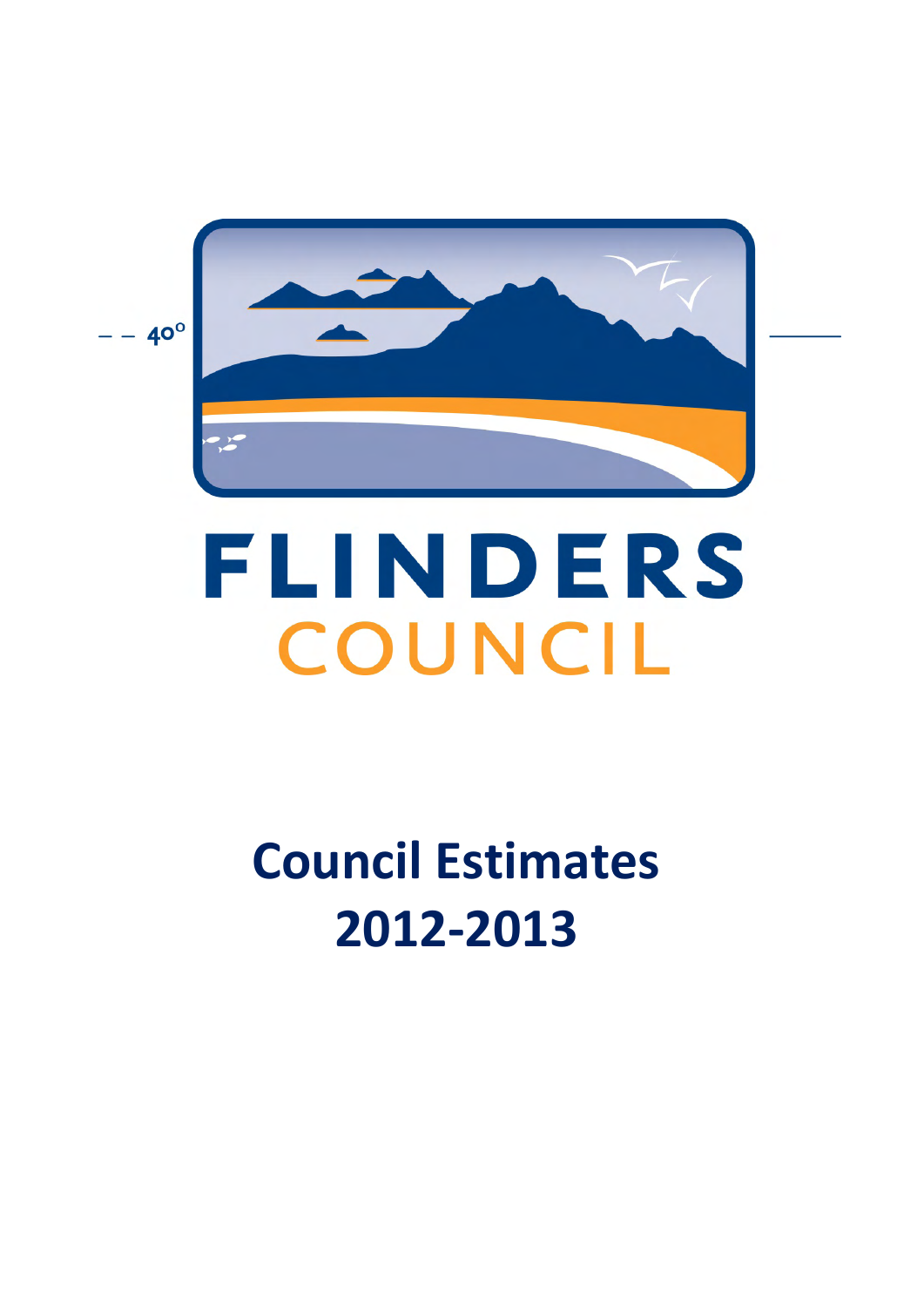FLINDERS
COUNCIL

# Council Estimates 2012-2013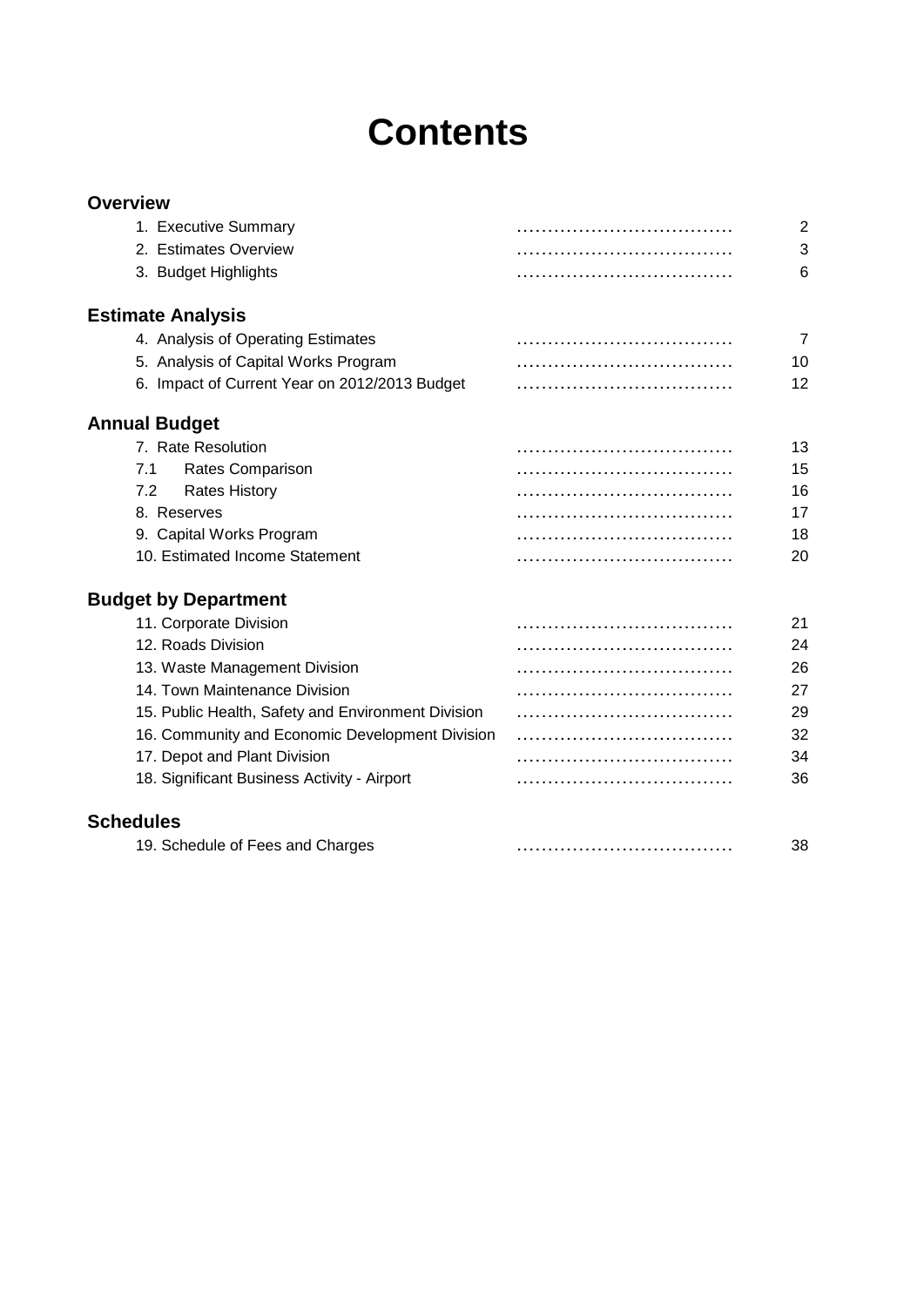# Contents

## Overview

| | |
|---|---|
| 1. Executive Summary | 2 |
| 2. Estimates Overview | 3 |
| 3. Budget Highlights | 6 |

## Estimate Analysis

| | |
|---|---|
| 4. Analysis of Operating Estimates | 7 |
| 5. Analysis of Capital Works Program | 10 |
| 6. Impact of Current Year on 2012/2013 Budget | 12 |

## Annual Budget

| | |
|---|---|
| 7. Rate Resolution | 13 |
| 7.1 Rates Comparison | 15 |
| 7.2 Rates History | 16 |
| 8. Reserves | 17 |
| 9. Capital Works Program | 18 |
| 10. Estimated Income Statement | 20 |

## Budget by Department

| | |
|---|---|
| 11. Corporate Division | 21 |
| 12. Roads Division | 24 |
| 13. Waste Management Division | 26 |
| 14. Town Maintenance Division | 27 |
| 15. Public Health, Safety and Environment Division | 29 |
| 16. Community and Economic Development Division | 32 |
| 17. Depot and Plant Division | 34 |
| 18. Significant Business Activity - Airport | 36 |

## Schedules

| | |
|---|---|
| 19. Schedule of Fees and Charges | 38 |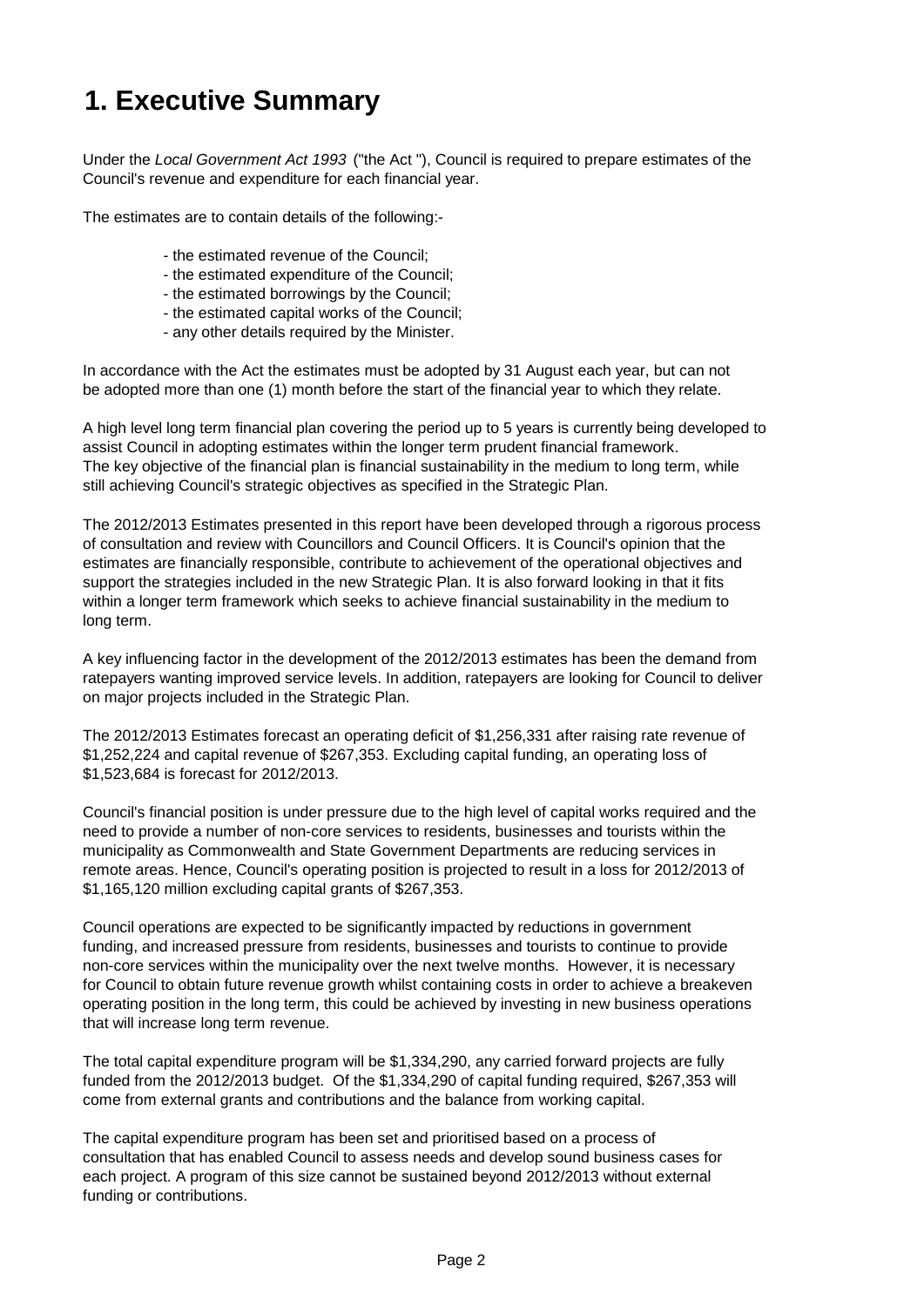# 1. Executive Summary

Under the *Local Government Act 1993* ("the Act "), Council is required to prepare estimates of the Council's revenue and expenditure for each financial year.

The estimates are to contain details of the following:-

- the estimated revenue of the Council;
- the estimated expenditure of the Council;
- the estimated borrowings by the Council;
- the estimated capital works of the Council;
- any other details required by the Minister.

In accordance with the Act the estimates must be adopted by 31 August each year, but can not be adopted more than one (1) month before the start of the financial year to which they relate.

A high level long term financial plan covering the period up to 5 years is currently being developed to assist Council in adopting estimates within the longer term prudent financial framework. The key objective of the financial plan is financial sustainability in the medium to long term, while still achieving Council's strategic objectives as specified in the Strategic Plan.

The 2012/2013 Estimates presented in this report have been developed through a rigorous process of consultation and review with Councillors and Council Officers. It is Council's opinion that the estimates are financially responsible, contribute to achievement of the operational objectives and support the strategies included in the new Strategic Plan. It is also forward looking in that it fits within a longer term framework which seeks to achieve financial sustainability in the medium to long term.

A key influencing factor in the development of the 2012/2013 estimates has been the demand from ratepayers wanting improved service levels. In addition, ratepayers are looking for Council to deliver on major projects included in the Strategic Plan.

The 2012/2013 Estimates forecast an operating deficit of $1,256,331 after raising rate revenue of $1,252,224 and capital revenue of $267,353. Excluding capital funding, an operating loss of $1,523,684 is forecast for 2012/2013.

Council's financial position is under pressure due to the high level of capital works required and the need to provide a number of non-core services to residents, businesses and tourists within the municipality as Commonwealth and State Government Departments are reducing services in remote areas. Hence, Council's operating position is projected to result in a loss for 2012/2013 of $1,165,120 million excluding capital grants of $267,353.

Council operations are expected to be significantly impacted by reductions in government funding, and increased pressure from residents, businesses and tourists to continue to provide non-core services within the municipality over the next twelve months. However, it is necessary for Council to obtain future revenue growth whilst containing costs in order to achieve a breakeven operating position in the long term, this could be achieved by investing in new business operations that will increase long term revenue.

The total capital expenditure program will be $1,334,290, any carried forward projects are fully funded from the 2012/2013 budget. Of the $1,334,290 of capital funding required, $267,353 will come from external grants and contributions and the balance from working capital.

The capital expenditure program has been set and prioritised based on a process of consultation that has enabled Council to assess needs and develop sound business cases for each project. A program of this size cannot be sustained beyond 2012/2013 without external funding or contributions.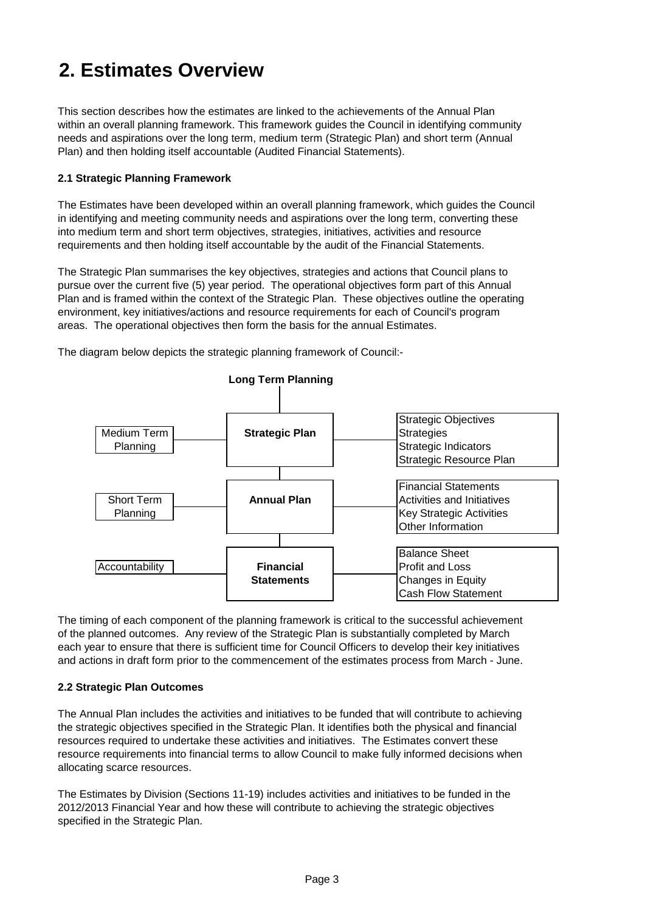# 2. Estimates Overview

This section describes how the estimates are linked to the achievements of the Annual Plan within an overall planning framework. This framework guides the Council in identifying community needs and aspirations over the long term, medium term (Strategic Plan) and short term (Annual Plan) and then holding itself accountable (Audited Financial Statements).

**2.1 Strategic Planning Framework**

The Estimates have been developed within an overall planning framework, which guides the Council in identifying and meeting community needs and aspirations over the long term, converting these into medium term and short term objectives, strategies, initiatives, activities and resource requirements and then holding itself accountable by the audit of the Financial Statements.

The Strategic Plan summarises the key objectives, strategies and actions that Council plans to pursue over the current five (5) year period. The operational objectives form part of this Annual Plan and is framed within the context of the Strategic Plan. These objectives outline the operating environment, key initiatives/actions and resource requirements for each of Council's program areas. The operational objectives then form the basis for the annual Estimates.

The diagram below depicts the strategic planning framework of Council:-

**Long Term Planning**

| Planning Level | Component | Contents |
|---|---|---|
| Medium Term Planning | **Strategic Plan** | Strategic Objectives<br>Strategies<br>Strategic Indicators<br>Strategic Resource Plan |
| Short Term Planning | **Annual Plan** | Financial Statements<br>Activities and Initiatives<br>Key Strategic Activities<br>Other Information |
| Accountability | **Financial Statements** | Balance Sheet<br>Profit and Loss<br>Changes in Equity<br>Cash Flow Statement |

The timing of each component of the planning framework is critical to the successful achievement of the planned outcomes. Any review of the Strategic Plan is substantially completed by March each year to ensure that there is sufficient time for Council Officers to develop their key initiatives and actions in draft form prior to the commencement of the estimates process from March - June.

**2.2 Strategic Plan Outcomes**

The Annual Plan includes the activities and initiatives to be funded that will contribute to achieving the strategic objectives specified in the Strategic Plan. It identifies both the physical and financial resources required to undertake these activities and initiatives. The Estimates convert these resource requirements into financial terms to allow Council to make fully informed decisions when allocating scarce resources.

The Estimates by Division (Sections 11-19) includes activities and initiatives to be funded in the 2012/2013 Financial Year and how these will contribute to achieving the strategic objectives specified in the Strategic Plan.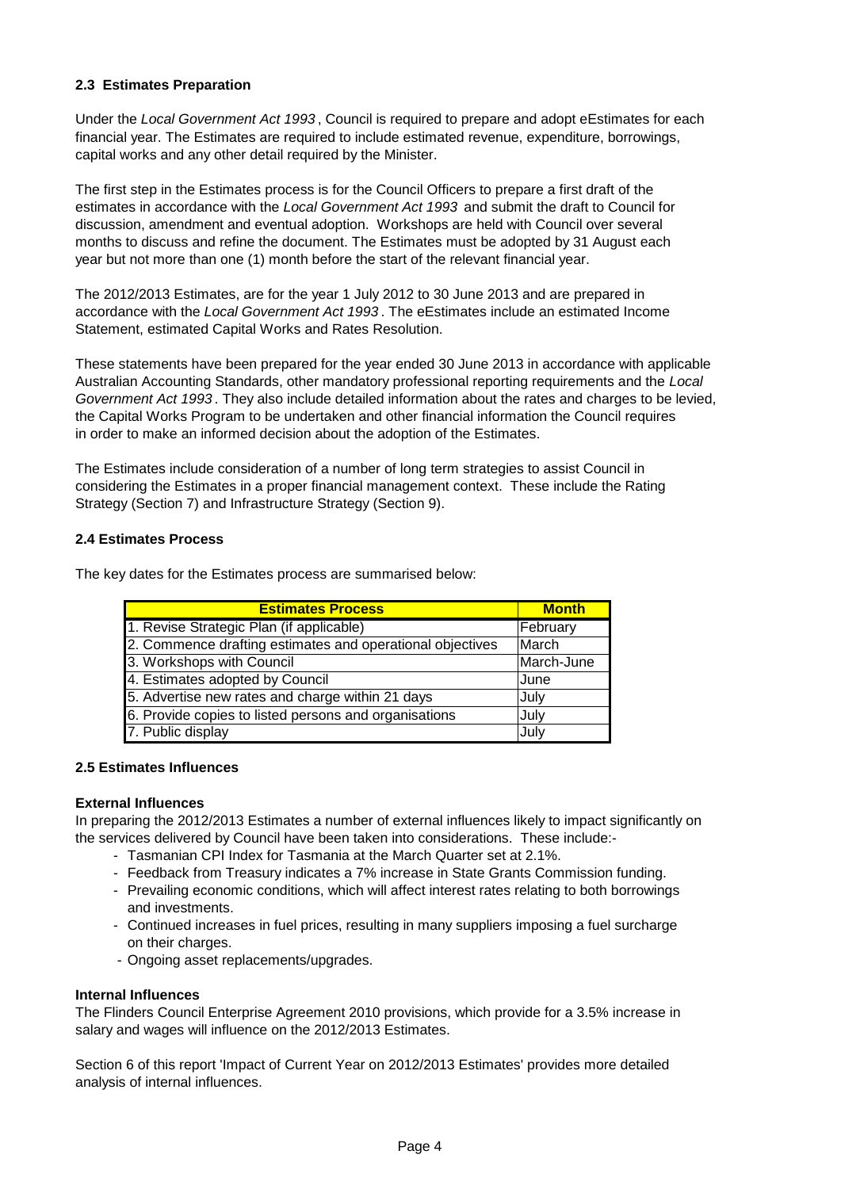### 2.3 Estimates Preparation

Under the *Local Government Act 1993*, Council is required to prepare and adopt eEstimates for each financial year. The Estimates are required to include estimated revenue, expenditure, borrowings, capital works and any other detail required by the Minister.

The first step in the Estimates process is for the Council Officers to prepare a first draft of the estimates in accordance with the *Local Government Act 1993* and submit the draft to Council for discussion, amendment and eventual adoption. Workshops are held with Council over several months to discuss and refine the document. The Estimates must be adopted by 31 August each year but not more than one (1) month before the start of the relevant financial year.

The 2012/2013 Estimates, are for the year 1 July 2012 to 30 June 2013 and are prepared in accordance with the *Local Government Act 1993*. The eEstimates include an estimated Income Statement, estimated Capital Works and Rates Resolution.

These statements have been prepared for the year ended 30 June 2013 in accordance with applicable Australian Accounting Standards, other mandatory professional reporting requirements and the *Local Government Act 1993*. They also include detailed information about the rates and charges to be levied, the Capital Works Program to be undertaken and other financial information the Council requires in order to make an informed decision about the adoption of the Estimates.

The Estimates include consideration of a number of long term strategies to assist Council in considering the Estimates in a proper financial management context. These include the Rating Strategy (Section 7) and Infrastructure Strategy (Section 9).

### 2.4 Estimates Process

The key dates for the Estimates process are summarised below:

| Estimates Process | Month |
|---|---|
| 1. Revise Strategic Plan (if applicable) | February |
| 2. Commence drafting estimates and operational objectives | March |
| 3. Workshops with Council | March-June |
| 4. Estimates adopted by Council | June |
| 5. Advertise new rates and charge within 21 days | July |
| 6. Provide copies to listed persons and organisations | July |
| 7. Public display | July |

### 2.5 Estimates Influences

**External Influences**

In preparing the 2012/2013 Estimates a number of external influences likely to impact significantly on the services delivered by Council have been taken into considerations. These include:-

- Tasmanian CPI Index for Tasmania at the March Quarter set at 2.1%.
- Feedback from Treasury indicates a 7% increase in State Grants Commission funding.
- Prevailing economic conditions, which will affect interest rates relating to both borrowings and investments.
- Continued increases in fuel prices, resulting in many suppliers imposing a fuel surcharge on their charges.
- Ongoing asset replacements/upgrades.

**Internal Influences**

The Flinders Council Enterprise Agreement 2010 provisions, which provide for a 3.5% increase in salary and wages will influence on the 2012/2013 Estimates.

Section 6 of this report 'Impact of Current Year on 2012/2013 Estimates' provides more detailed analysis of internal influences.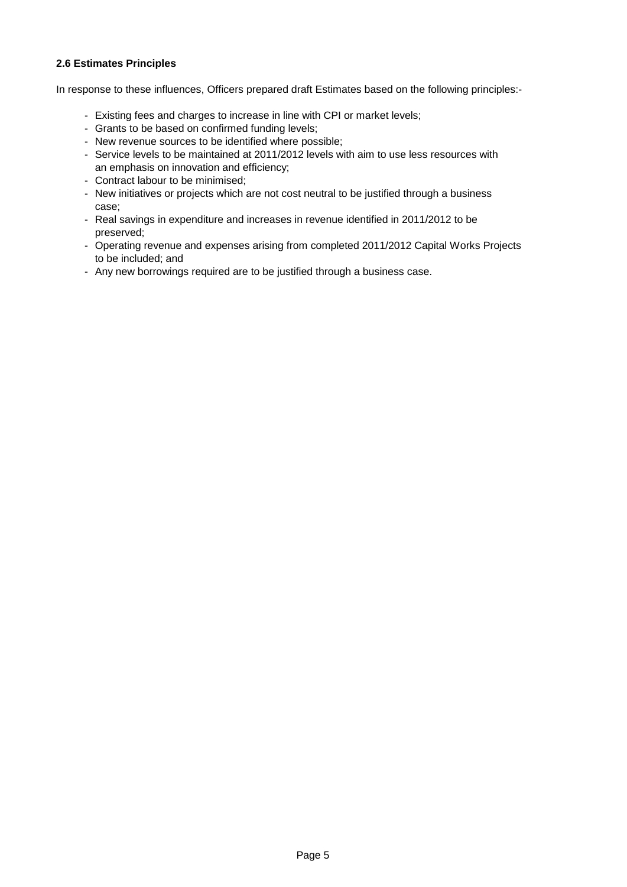### 2.6 Estimates Principles

In response to these influences, Officers prepared draft Estimates based on the following principles:-

- Existing fees and charges to increase in line with CPI or market levels;
- Grants to be based on confirmed funding levels;
- New revenue sources to be identified where possible;
- Service levels to be maintained at 2011/2012 levels with aim to use less resources with an emphasis on innovation and efficiency;
- Contract labour to be minimised;
- New initiatives or projects which are not cost neutral to be justified through a business case;
- Real savings in expenditure and increases in revenue identified in 2011/2012 to be preserved;
- Operating revenue and expenses arising from completed 2011/2012 Capital Works Projects to be included; and
- Any new borrowings required are to be justified through a business case.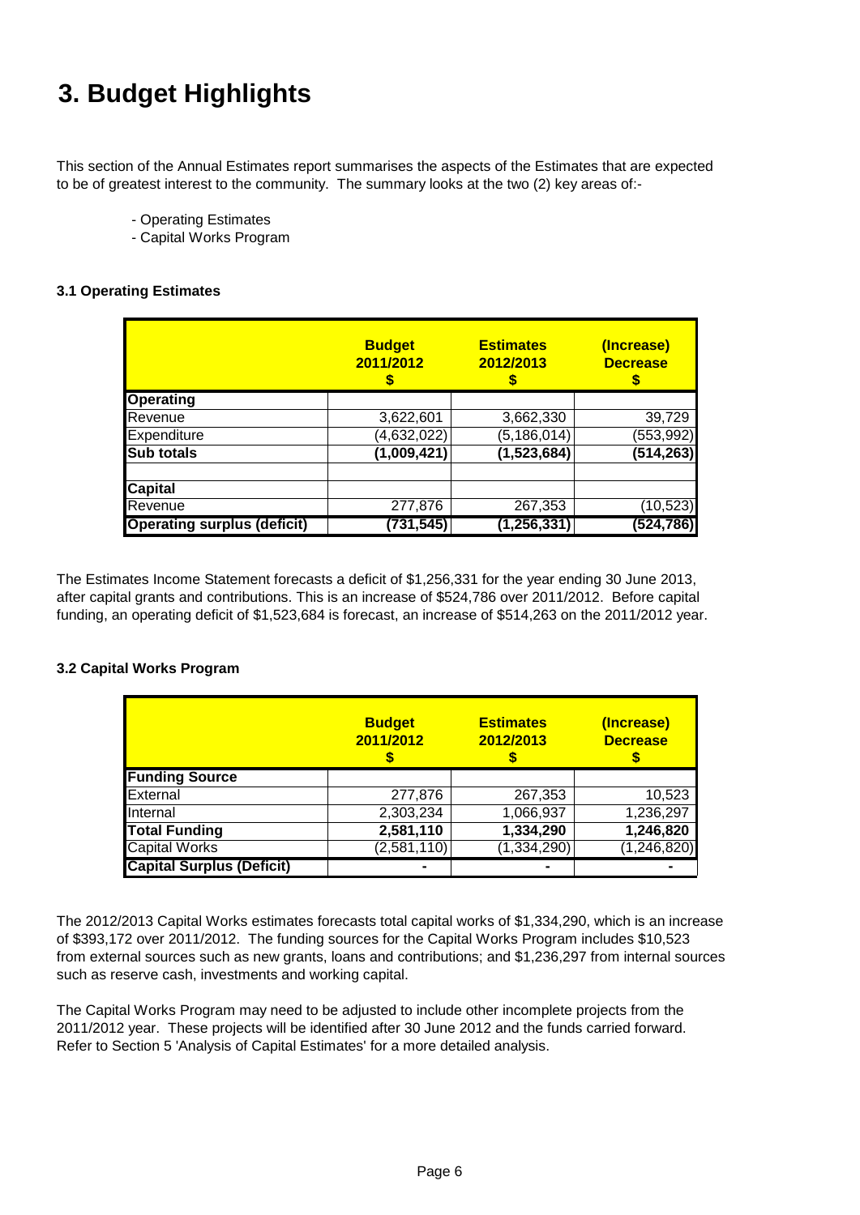# 3. Budget Highlights

This section of the Annual Estimates report summarises the aspects of the Estimates that are expected to be of greatest interest to the community. The summary looks at the two (2) key areas of:-

- Operating Estimates
- Capital Works Program

### 3.1 Operating Estimates

| | Budget 2011/2012 $ | Estimates 2012/2013 $ | (Increase) Decrease $ |
|---|---|---|---|
| **Operating** | | | |
| Revenue | 3,622,601 | 3,662,330 | 39,729 |
| Expenditure | (4,632,022) | (5,186,014) | (553,992) |
| **Sub totals** | **(1,009,421)** | **(1,523,684)** | **(514,263)** |
| | | | |
| **Capital** | | | |
| Revenue | 277,876 | 267,353 | (10,523) |
| **Operating surplus (deficit)** | **(731,545)** | **(1,256,331)** | **(524,786)** |

The Estimates Income Statement forecasts a deficit of $1,256,331 for the year ending 30 June 2013, after capital grants and contributions. This is an increase of $524,786 over 2011/2012. Before capital funding, an operating deficit of $1,523,684 is forecast, an increase of $514,263 on the 2011/2012 year.

### 3.2 Capital Works Program

| | Budget 2011/2012 $ | Estimates 2012/2013 $ | (Increase) Decrease $ |
|---|---|---|---|
| **Funding Source** | | | |
| External | 277,876 | 267,353 | 10,523 |
| Internal | 2,303,234 | 1,066,937 | 1,236,297 |
| **Total Funding** | **2,581,110** | **1,334,290** | **1,246,820** |
| Capital Works | (2,581,110) | (1,334,290) | (1,246,820) |
| **Capital Surplus (Deficit)** | - | - | - |

The 2012/2013 Capital Works estimates forecasts total capital works of $1,334,290, which is an increase of $393,172 over 2011/2012. The funding sources for the Capital Works Program includes $10,523 from external sources such as new grants, loans and contributions; and $1,236,297 from internal sources such as reserve cash, investments and working capital.

The Capital Works Program may need to be adjusted to include other incomplete projects from the 2011/2012 year. These projects will be identified after 30 June 2012 and the funds carried forward. Refer to Section 5 'Analysis of Capital Estimates' for a more detailed analysis.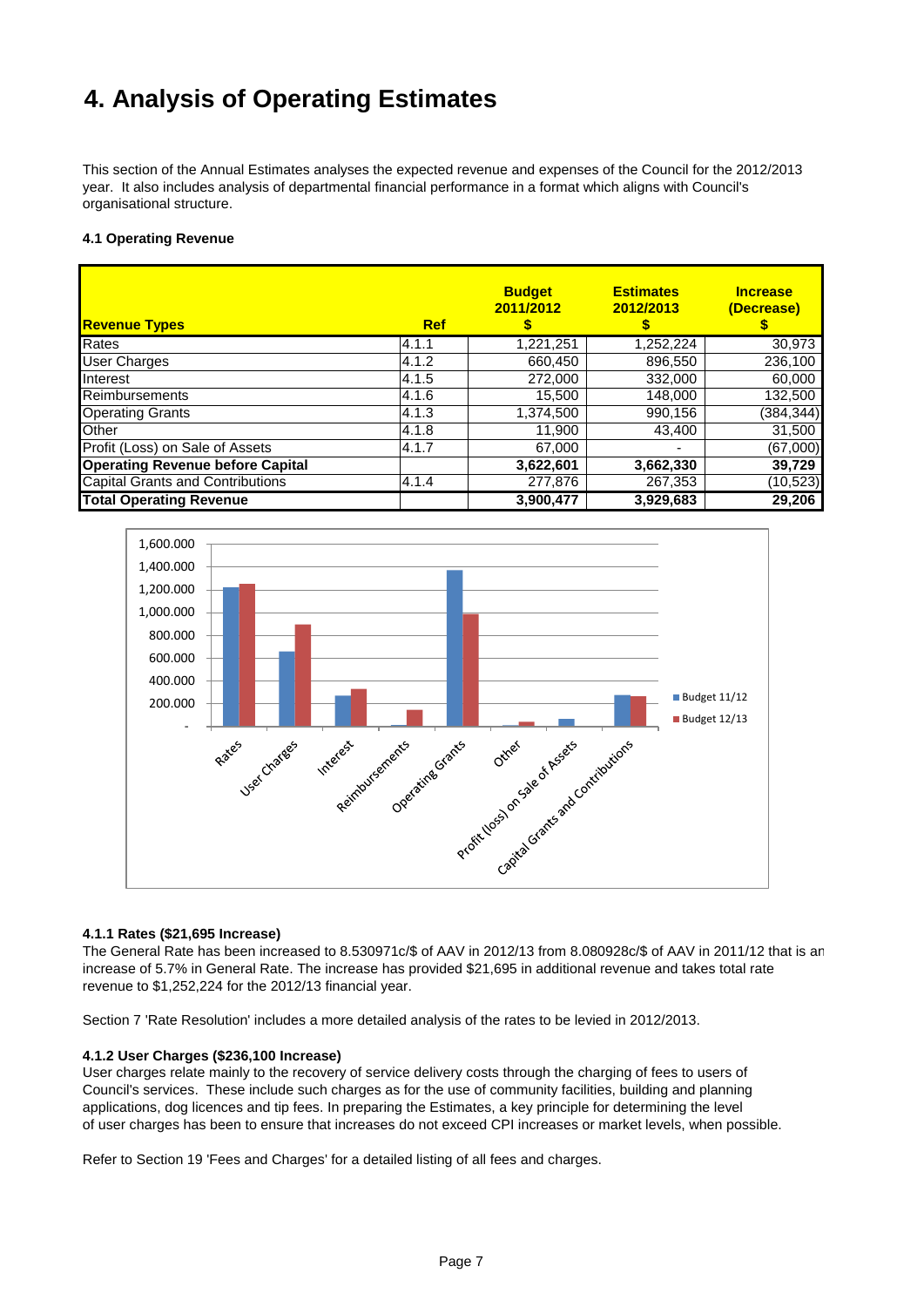# 4. Analysis of Operating Estimates

This section of the Annual Estimates analyses the expected revenue and expenses of the Council for the 2012/2013 year. It also includes analysis of departmental financial performance in a format which aligns with Council's organisational structure.

### 4.1 Operating Revenue

| Revenue Types | Ref | Budget 2011/2012 $ | Estimates 2012/2013 $ | Increase (Decrease) $ |
|---|---|---|---|---|
| Rates | 4.1.1 | 1,221,251 | 1,252,224 | 30,973 |
| User Charges | 4.1.2 | 660,450 | 896,550 | 236,100 |
| Interest | 4.1.5 | 272,000 | 332,000 | 60,000 |
| Reimbursements | 4.1.6 | 15,500 | 148,000 | 132,500 |
| Operating Grants | 4.1.3 | 1,374,500 | 990,156 | (384,344) |
| Other | 4.1.8 | 11,900 | 43,400 | 31,500 |
| Profit (Loss) on Sale of Assets | 4.1.7 | 67,000 | - | (67,000) |
| **Operating Revenue before Capital** | | **3,622,601** | **3,662,330** | **39,729** |
| Capital Grants and Contributions | 4.1.4 | 277,876 | 267,353 | (10,523) |
| **Total Operating Revenue** | | **3,900,477** | **3,929,683** | **29,206** |

#### 4.1.1 Rates ($21,695 Increase)

The General Rate has been increased to 8.530971c/$ of AAV in 2012/13 from 8.080928c/$ of AAV in 2011/12 that is an increase of 5.7% in General Rate. The increase has provided $21,695 in additional revenue and takes total rate revenue to $1,252,224 for the 2012/13 financial year.

Section 7 'Rate Resolution' includes a more detailed analysis of the rates to be levied in 2012/2013.

#### 4.1.2 User Charges ($236,100 Increase)

User charges relate mainly to the recovery of service delivery costs through the charging of fees to users of Council's services. These include such charges as for the use of community facilities, building and planning applications, dog licences and tip fees. In preparing the Estimates, a key principle for determining the level of user charges has been to ensure that increases do not exceed CPI increases or market levels, when possible.

Refer to Section 19 'Fees and Charges' for a detailed listing of all fees and charges.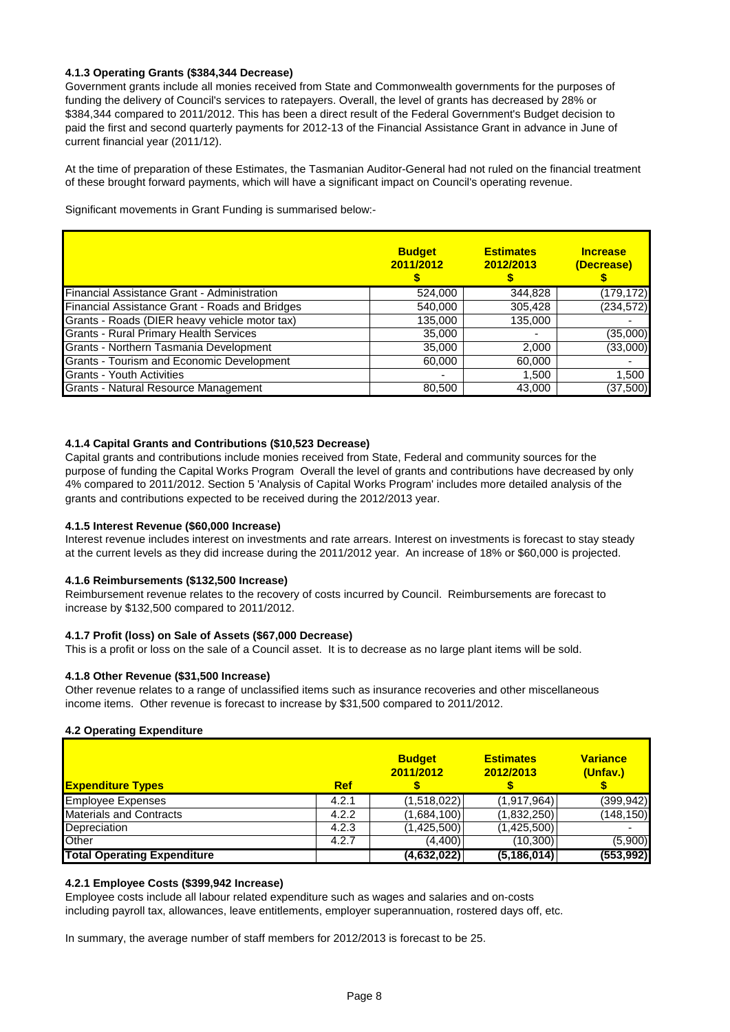#### 4.1.3 Operating Grants ($384,344 Decrease)

Government grants include all monies received from State and Commonwealth governments for the purposes of funding the delivery of Council's services to ratepayers. Overall, the level of grants has decreased by 28% or $384,344 compared to 2011/2012. This has been a direct result of the Federal Government's Budget decision to paid the first and second quarterly payments for 2012-13 of the Financial Assistance Grant in advance in June of current financial year (2011/12).

At the time of preparation of these Estimates, the Tasmanian Auditor-General had not ruled on the financial treatment of these brought forward payments, which will have a significant impact on Council's operating revenue.

Significant movements in Grant Funding is summarised below:-

| | Budget 2011/2012 $ | Estimates 2012/2013 $ | Increase (Decrease) $ |
|---|---|---|---|
| Financial Assistance Grant - Administration | 524,000 | 344,828 | (179,172) |
| Financial Assistance Grant - Roads and Bridges | 540,000 | 305,428 | (234,572) |
| Grants - Roads (DIER heavy vehicle motor tax) | 135,000 | 135,000 | - |
| Grants - Rural Primary Health Services | 35,000 | - | (35,000) |
| Grants - Northern Tasmania Development | 35,000 | 2,000 | (33,000) |
| Grants - Tourism and Economic Development | 60,000 | 60,000 | - |
| Grants - Youth Activities | - | 1,500 | 1,500 |
| Grants - Natural Resource Management | 80,500 | 43,000 | (37,500) |

#### 4.1.4 Capital Grants and Contributions ($10,523 Decrease)

Capital grants and contributions include monies received from State, Federal and community sources for the purpose of funding the Capital Works Program Overall the level of grants and contributions have decreased by only 4% compared to 2011/2012. Section 5 'Analysis of Capital Works Program' includes more detailed analysis of the grants and contributions expected to be received during the 2012/2013 year.

#### 4.1.5 Interest Revenue ($60,000 Increase)

Interest revenue includes interest on investments and rate arrears. Interest on investments is forecast to stay steady at the current levels as they did increase during the 2011/2012 year. An increase of 18% or $60,000 is projected.

#### 4.1.6 Reimbursements ($132,500 Increase)

Reimbursement revenue relates to the recovery of costs incurred by Council. Reimbursements are forecast to increase by $132,500 compared to 2011/2012.

#### 4.1.7 Profit (loss) on Sale of Assets ($67,000 Decrease)

This is a profit or loss on the sale of a Council asset. It is to decrease as no large plant items will be sold.

#### 4.1.8 Other Revenue ($31,500 Increase)

Other revenue relates to a range of unclassified items such as insurance recoveries and other miscellaneous income items. Other revenue is forecast to increase by $31,500 compared to 2011/2012.

### 4.2 Operating Expenditure

| Expenditure Types | Ref | Budget 2011/2012 $ | Estimates 2012/2013 $ | Variance (Unfav.) $ |
|---|---|---|---|---|
| Employee Expenses | 4.2.1 | (1,518,022) | (1,917,964) | (399,942) |
| Materials and Contracts | 4.2.2 | (1,684,100) | (1,832,250) | (148,150) |
| Depreciation | 4.2.3 | (1,425,500) | (1,425,500) | - |
| Other | 4.2.7 | (4,400) | (10,300) | (5,900) |
| **Total Operating Expenditure** | | **(4,632,022)** | **(5,186,014)** | **(553,992)** |

#### 4.2.1 Employee Costs ($399,942 Increase)

Employee costs include all labour related expenditure such as wages and salaries and on-costs including payroll tax, allowances, leave entitlements, employer superannuation, rostered days off, etc.

In summary, the average number of staff members for 2012/2013 is forecast to be 25.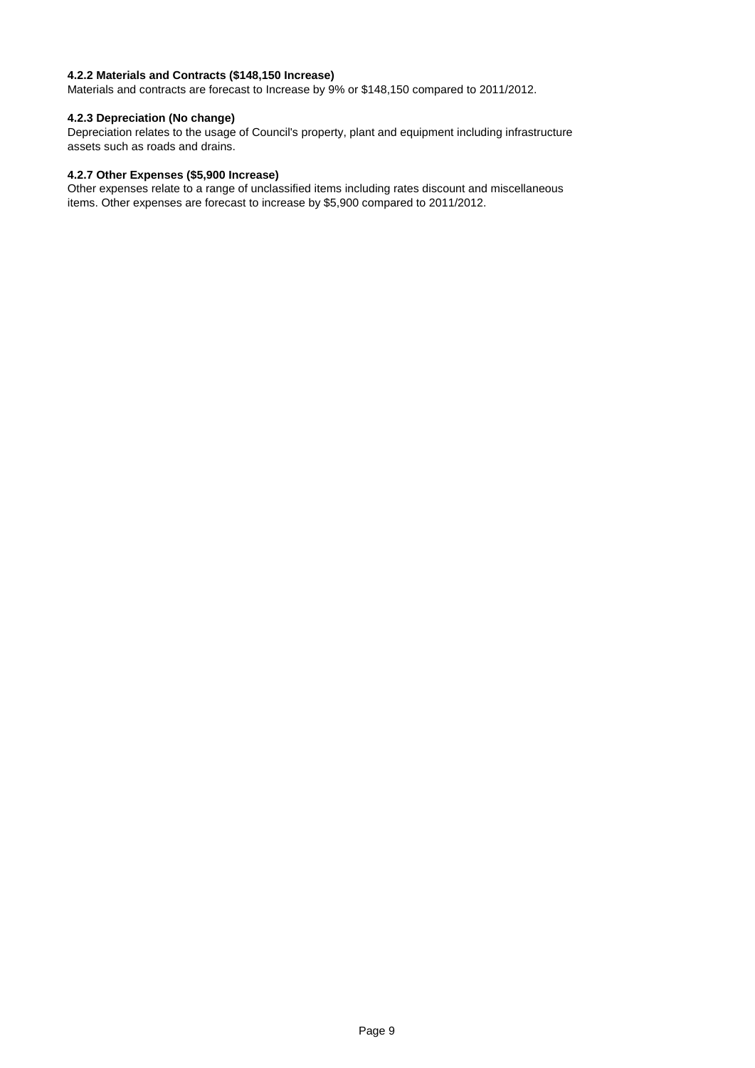#### 4.2.2 Materials and Contracts ($148,150 Increase)

Materials and contracts are forecast to Increase by 9% or $148,150 compared to 2011/2012.

#### 4.2.3 Depreciation (No change)

Depreciation relates to the usage of Council's property, plant and equipment including infrastructure assets such as roads and drains.

#### 4.2.7 Other Expenses ($5,900 Increase)

Other expenses relate to a range of unclassified items including rates discount and miscellaneous items. Other expenses are forecast to increase by $5,900 compared to 2011/2012.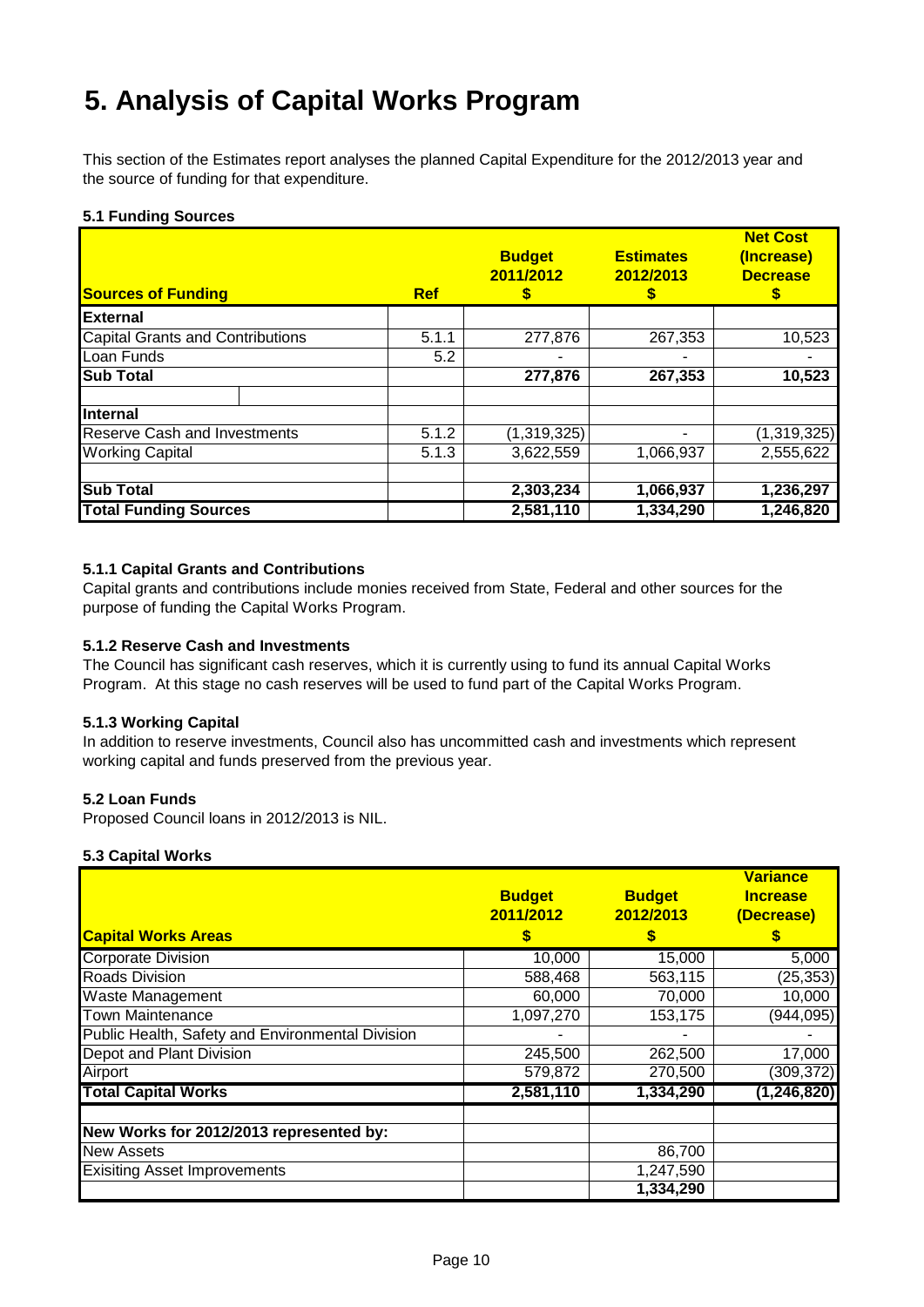// 5. Analysis of Capital Works Program

This section of the Estimates report analyses the planned Capital Expenditure for the 2012/2013 year and the source of funding for that expenditure.

### 5.1 Funding Sources

| Sources of Funding | Ref | Budget 2011/2012 $ | Estimates 2012/2013 $ | Net Cost (Increase) Decrease $ |
|---|---|---|---|---|
| **External** | | | | |
| Capital Grants and Contributions | 5.1.1 | 277,876 | 267,353 | 10,523 |
| Loan Funds | 5.2 | - | - | - |
| **Sub Total** | | **277,876** | **267,353** | **10,523** |
| | | | | |
| **Internal** | | | | |
| Reserve Cash and Investments | 5.1.2 | (1,319,325) | - | (1,319,325) |
| Working Capital | 5.1.3 | 3,622,559 | 1,066,937 | 2,555,622 |
| | | | | |
| **Sub Total** | | **2,303,234** | **1,066,937** | **1,236,297** |
| **Total Funding Sources** | | **2,581,110** | **1,334,290** | **1,246,820** |

#### 5.1.1 Capital Grants and Contributions

Capital grants and contributions include monies received from State, Federal and other sources for the purpose of funding the Capital Works Program.

#### 5.1.2 Reserve Cash and Investments

The Council has significant cash reserves, which it is currently using to fund its annual Capital Works Program. At this stage no cash reserves will be used to fund part of the Capital Works Program.

#### 5.1.3 Working Capital

In addition to reserve investments, Council also has uncommitted cash and investments which represent working capital and funds preserved from the previous year.

### 5.2 Loan Funds

Proposed Council loans in 2012/2013 is NIL.

### 5.3 Capital Works

| Capital Works Areas | Budget 2011/2012 $ | Budget 2012/2013 $ | Variance Increase (Decrease) $ |
|---|---|---|---|
| Corporate Division | 10,000 | 15,000 | 5,000 |
| Roads Division | 588,468 | 563,115 | (25,353) |
| Waste Management | 60,000 | 70,000 | 10,000 |
| Town Maintenance | 1,097,270 | 153,175 | (944,095) |
| Public Health, Safety and Environmental Division | - | - | - |
| Depot and Plant Division | 245,500 | 262,500 | 17,000 |
| Airport | 579,872 | 270,500 | (309,372) |
| **Total Capital Works** | **2,581,110** | **1,334,290** | **(1,246,820)** |
| | | | |
| **New Works for 2012/2013 represented by:** | | | |
| New Assets | | 86,700 | |
| Exisiting Asset Improvements | | 1,247,590 | |
| | | **1,334,290** | |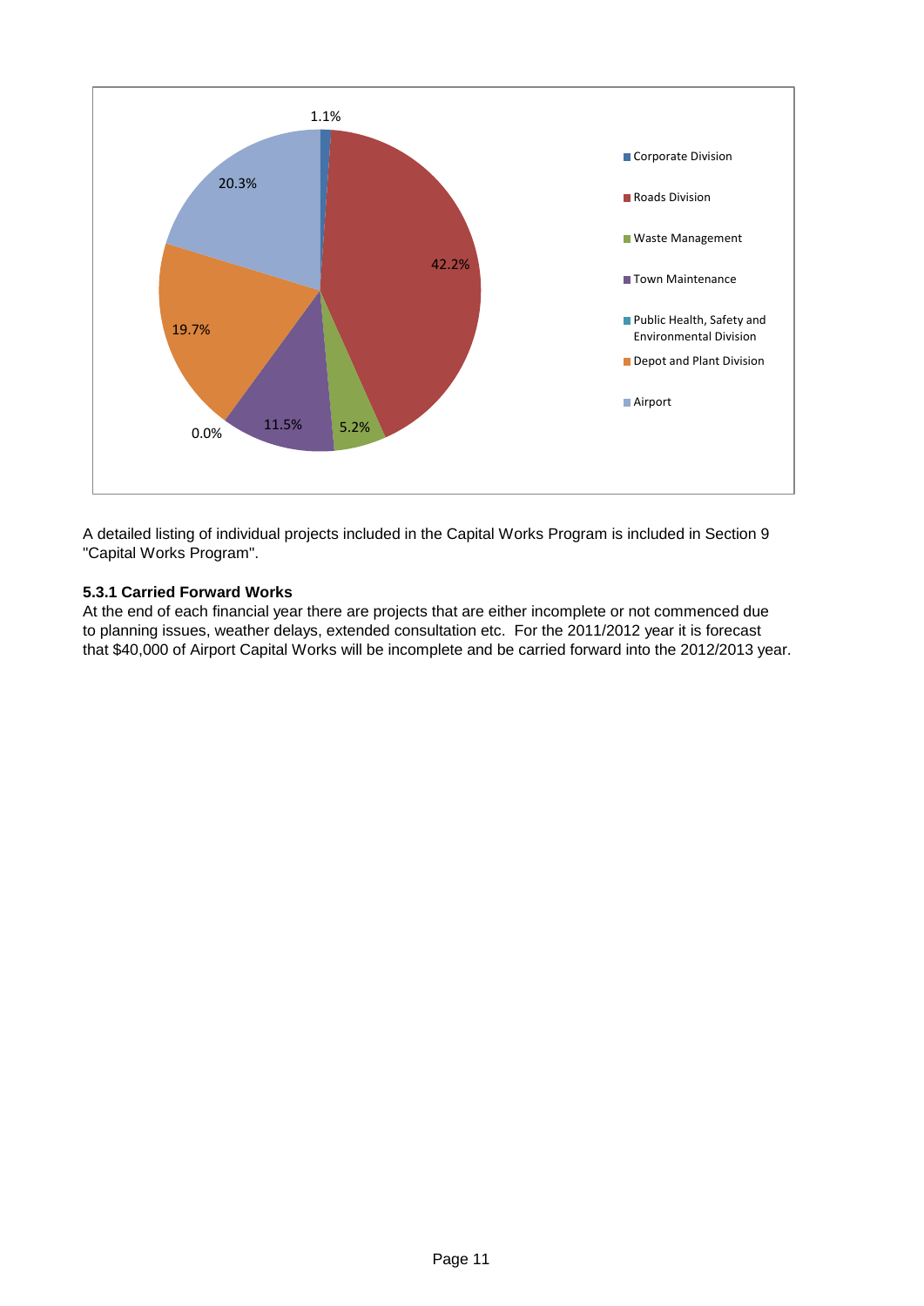A detailed listing of individual projects included in the Capital Works Program is included in Section 9 "Capital Works Program".

### 5.3.1 Carried Forward Works

At the end of each financial year there are projects that are either incomplete or not commenced due to planning issues, weather delays, extended consultation etc. For the 2011/2012 year it is forecast that $40,000 of Airport Capital Works will be incomplete and be carried forward into the 2012/2013 year.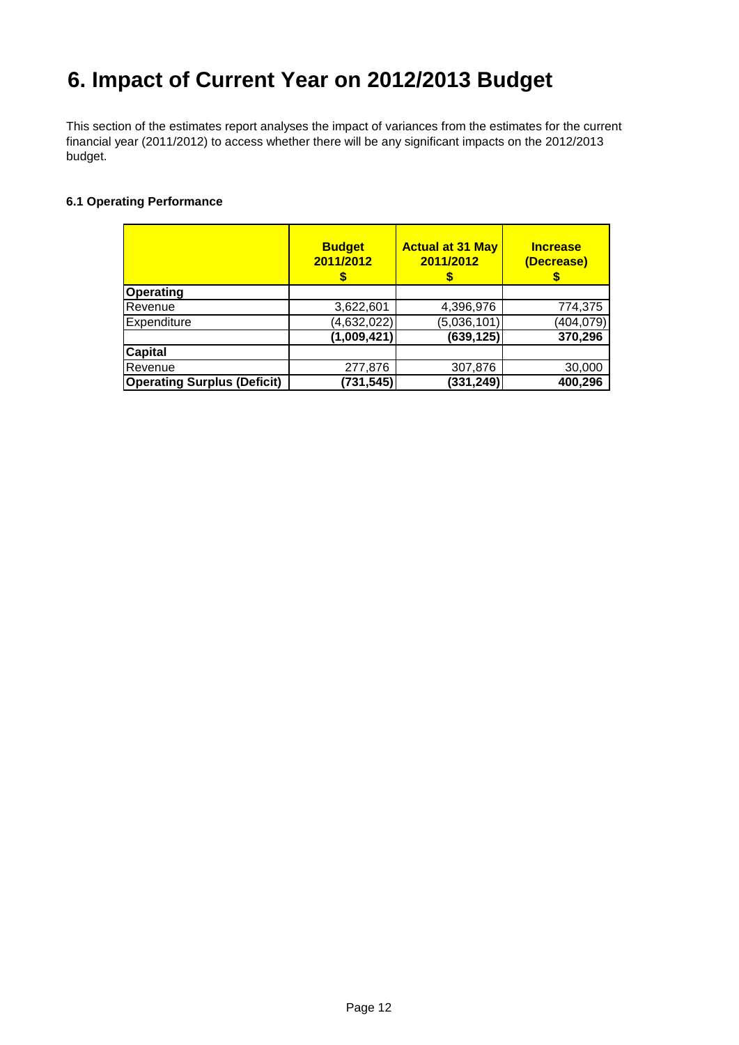# 6. Impact of Current Year on 2012/2013 Budget

This section of the estimates report analyses the impact of variances from the estimates for the current financial year (2011/2012) to access whether there will be any significant impacts on the 2012/2013 budget.

### 6.1 Operating Performance

| | Budget 2011/2012 $ | Actual at 31 May 2011/2012 $ | Increase (Decrease) $ |
|---|---|---|---|
| **Operating** | | | |
| Revenue | 3,622,601 | 4,396,976 | 774,375 |
| Expenditure | (4,632,022) | (5,036,101) | (404,079) |
| | **(1,009,421)** | **(639,125)** | **370,296** |
| **Capital** | | | |
| Revenue | 277,876 | 307,876 | 30,000 |
| **Operating Surplus (Deficit)** | **(731,545)** | **(331,249)** | **400,296** |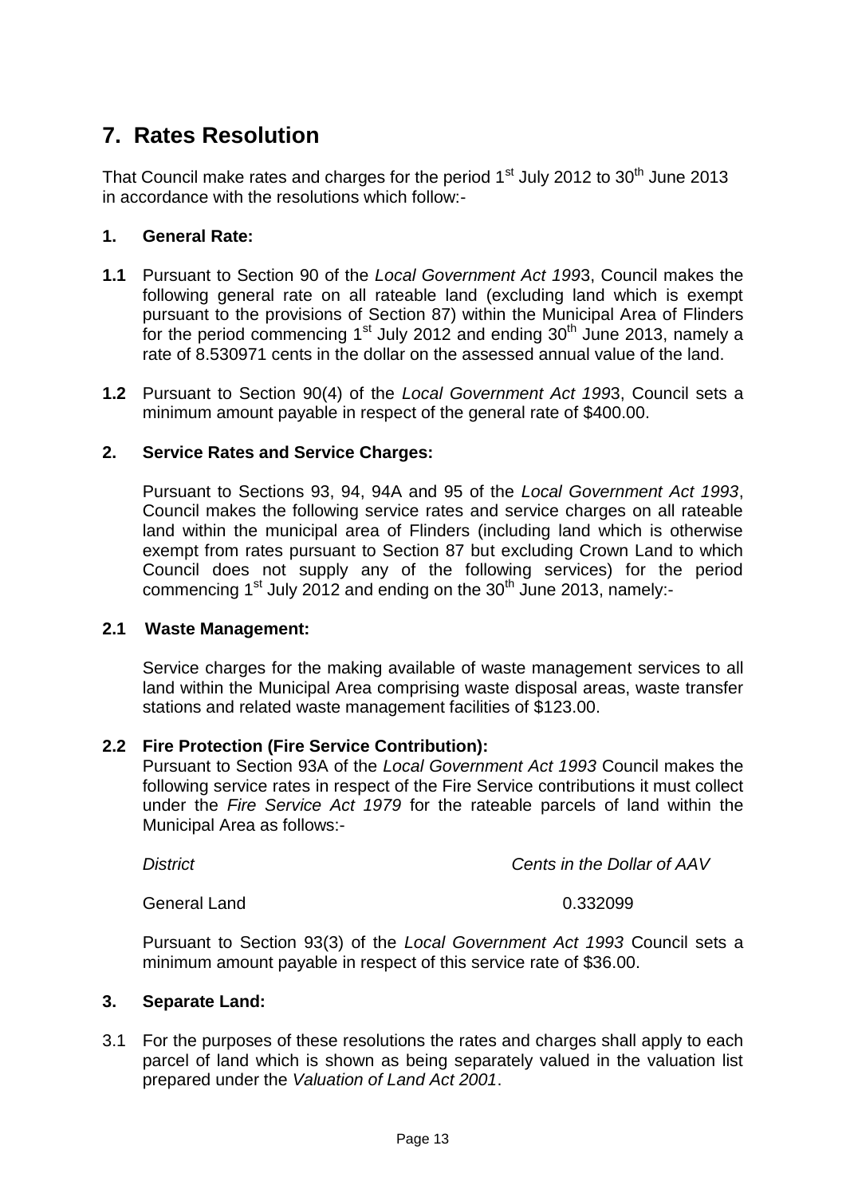# 7. Rates Resolution

That Council make rates and charges for the period 1st July 2012 to 30th June 2013 in accordance with the resolutions which follow:-

**1. General Rate:**

**1.1** Pursuant to Section 90 of the *Local Government Act 199*3, Council makes the following general rate on all rateable land (excluding land which is exempt pursuant to the provisions of Section 87) within the Municipal Area of Flinders for the period commencing 1st July 2012 and ending 30th June 2013, namely a rate of 8.530971 cents in the dollar on the assessed annual value of the land.

**1.2** Pursuant to Section 90(4) of the *Local Government Act 199*3, Council sets a minimum amount payable in respect of the general rate of $400.00.

**2. Service Rates and Service Charges:**

Pursuant to Sections 93, 94, 94A and 95 of the *Local Government Act 1993*, Council makes the following service rates and service charges on all rateable land within the municipal area of Flinders (including land which is otherwise exempt from rates pursuant to Section 87 but excluding Crown Land to which Council does not supply any of the following services) for the period commencing 1st July 2012 and ending on the 30th June 2013, namely:-

**2.1 Waste Management:**

Service charges for the making available of waste management services to all land within the Municipal Area comprising waste disposal areas, waste transfer stations and related waste management facilities of $123.00.

**2.2 Fire Protection (Fire Service Contribution):**

Pursuant to Section 93A of the *Local Government Act 1993* Council makes the following service rates in respect of the Fire Service contributions it must collect under the *Fire Service Act 1979* for the rateable parcels of land within the Municipal Area as follows:-

| *District* | *Cents in the Dollar of AAV* |
|---|---|
| General Land | 0.332099 |

Pursuant to Section 93(3) of the *Local Government Act 1993* Council sets a minimum amount payable in respect of this service rate of $36.00.

**3. Separate Land:**

3.1 For the purposes of these resolutions the rates and charges shall apply to each parcel of land which is shown as being separately valued in the valuation list prepared under the *Valuation of Land Act 2001*.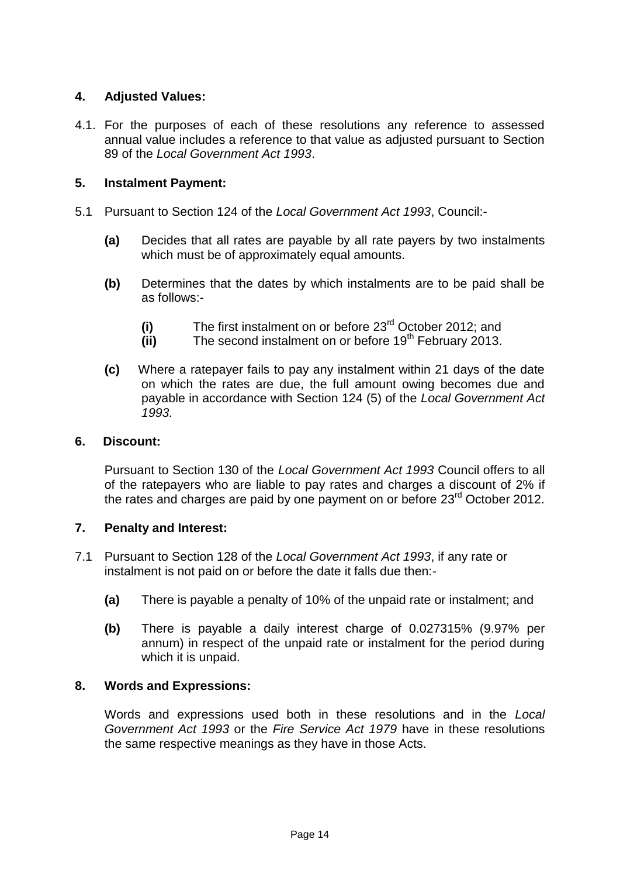## 4. Adjusted Values:

4.1. For the purposes of each of these resolutions any reference to assessed annual value includes a reference to that value as adjusted pursuant to Section 89 of the *Local Government Act 1993*.

## 5. Instalment Payment:

5.1 Pursuant to Section 124 of the *Local Government Act 1993*, Council:-

- **(a)** Decides that all rates are payable by all rate payers by two instalments which must be of approximately equal amounts.
- **(b)** Determines that the dates by which instalments are to be paid shall be as follows:-
  - **(i)** The first instalment on or before 23rd October 2012; and
  - **(ii)** The second instalment on or before 19th February 2013.
- **(c)** Where a ratepayer fails to pay any instalment within 21 days of the date on which the rates are due, the full amount owing becomes due and payable in accordance with Section 124 (5) of the *Local Government Act 1993.*

## 6. Discount:

Pursuant to Section 130 of the *Local Government Act 1993* Council offers to all of the ratepayers who are liable to pay rates and charges a discount of 2% if the rates and charges are paid by one payment on or before 23rd October 2012.

## 7. Penalty and Interest:

7.1 Pursuant to Section 128 of the *Local Government Act 1993*, if any rate or instalment is not paid on or before the date it falls due then:-

- **(a)** There is payable a penalty of 10% of the unpaid rate or instalment; and
- **(b)** There is payable a daily interest charge of 0.027315% (9.97% per annum) in respect of the unpaid rate or instalment for the period during which it is unpaid.

## 8. Words and Expressions:

Words and expressions used both in these resolutions and in the *Local Government Act 1993* or the *Fire Service Act 1979* have in these resolutions the same respective meanings as they have in those Acts.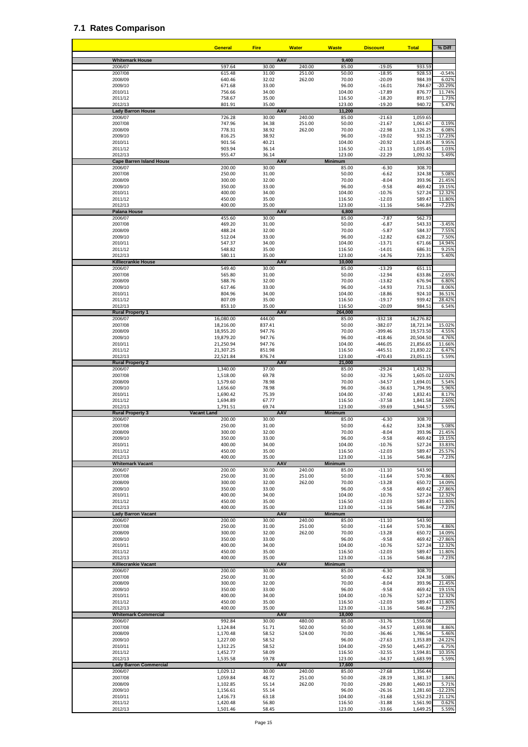## 7.1 Rates Comparison

| | General | Fire | Water | Waste | Discount | Total | % Diff |
|---|---|---|---|---|---|---|---|
| **Whitemark House** | | **AAV** | | **9,400** | | | |
| 2006/07 | 597.64 | 30.00 | 240.00 | 85.00 | -19.05 | 933.59 | |
| 2007/08 | 615.48 | 31.00 | 251.00 | 50.00 | -18.95 | 928.53 | -0.54% |
| 2008/09 | 640.46 | 32.02 | 262.00 | 70.00 | -20.09 | 984.39 | 6.02% |
| 2009/10 | 671.68 | 33.00 | | 96.00 | -16.01 | 784.67 | -20.29% |
| 2010/11 | 756.66 | 34.00 | | 104.00 | -17.89 | 876.77 | 11.74% |
| 2011/12 | 758.67 | 35.00 | | 116.50 | -18.20 | 891.97 | 1.73% |
| 2012/13 | 801.91 | 35.00 | | 123.00 | -19.20 | 940.72 | 5.47% |
| **Lady Barron House** | | **AAV** | | **11,200** | | | |
| 2006/07 | 726.28 | 30.00 | 240.00 | 85.00 | -21.63 | 1,059.65 | |
| 2007/08 | 747.96 | 34.38 | 251.00 | 50.00 | -21.67 | 1,061.67 | 0.19% |
| 2008/09 | 778.31 | 38.92 | 262.00 | 70.00 | -22.98 | 1,126.25 | 6.08% |
| 2009/10 | 816.25 | 38.92 | | 96.00 | -19.02 | 932.15 | -17.23% |
| 2010/11 | 901.56 | 40.21 | | 104.00 | -20.92 | 1,024.85 | 9.95% |
| 2011/12 | 903.94 | 36.14 | | 116.50 | -21.13 | 1,035.45 | 1.03% |
| 2012/13 | 955.47 | 36.14 | | 123.00 | -22.29 | 1,092.32 | 5.49% |
| **Cape Barren Island House** | | **AAV** | | **Minimum** | | | |
| 2006/07 | 200.00 | 30.00 | | 85.00 | -6.30 | 308.70 | |
| 2007/08 | 250.00 | 31.00 | | 50.00 | -6.62 | 324.38 | 5.08% |
| 2008/09 | 300.00 | 32.00 | | 70.00 | -8.04 | 393.96 | 21.45% |
| 2009/10 | 350.00 | 33.00 | | 96.00 | -9.58 | 469.42 | 19.15% |
| 2010/11 | 400.00 | 34.00 | | 104.00 | -10.76 | 527.24 | 12.32% |
| 2011/12 | 450.00 | 35.00 | | 116.50 | -12.03 | 589.47 | 11.80% |
| 2012/13 | 400.00 | 35.00 | | 123.00 | -11.16 | 546.84 | -7.23% |
| **Palana House** | | **AAV** | | **6,800** | | | |
| 2006/07 | 455.60 | 30.00 | | 85.00 | -7.87 | 562.73 | |
| 2007/08 | 469.20 | 31.00 | | 50.00 | -6.87 | 543.33 | -3.45% |
| 2008/09 | 488.24 | 32.00 | | 70.00 | -5.87 | 584.37 | 7.55% |
| 2009/10 | 512.04 | 33.00 | | 96.00 | -12.82 | 628.22 | 7.50% |
| 2010/11 | 547.37 | 34.00 | | 104.00 | -13.71 | 671.66 | 14.94% |
| 2011/12 | 548.82 | 35.00 | | 116.50 | -14.01 | 686.31 | 9.25% |
| 2012/13 | 580.11 | 35.00 | | 123.00 | -14.76 | 723.35 | 5.40% |
| **Killiecrankie House** | | **AAV** | | **10,000** | | | |
| 2006/07 | 549.40 | 30.00 | | 85.00 | -13.29 | 651.11 | |
| 2007/08 | 565.80 | 31.00 | | 50.00 | -12.94 | 633.86 | -2.65% |
| 2008/09 | 588.76 | 32.00 | | 70.00 | -13.82 | 676.94 | 6.80% |
| 2009/10 | 617.46 | 33.00 | | 96.00 | -14.93 | 731.53 | 8.06% |
| 2010/11 | 804.96 | 34.00 | | 104.00 | -18.86 | 924.10 | 36.51% |
| 2011/12 | 807.09 | 35.00 | | 116.50 | -19.17 | 939.42 | 28.42% |
| 2012/13 | 853.10 | 35.00 | | 116.50 | -20.09 | 984.51 | 6.54% |
| **Rural Property 1** | | **AAV** | | **264,000** | | | |
| 2006/07 | 16,080.00 | 444.00 | | 85.00 | -332.18 | 16,276.82 | |
| 2007/08 | 18,216.00 | 837.41 | | 50.00 | -382.07 | 18,721.34 | 15.02% |
| 2008/09 | 18,955.20 | 947.76 | | 70.00 | -399.46 | 19,573.50 | 4.55% |
| 2009/10 | 19,879.20 | 947.76 | | 96.00 | -418.46 | 20,504.50 | 4.76% |
| 2010/11 | 21,250.94 | 947.76 | | 104.00 | -446.05 | 21,856.65 | 11.66% |
| 2011/12 | 21,307.25 | 851.98 | | 116.50 | -445.51 | 21,830.22 | 6.47% |
| 2012/13 | 22,521.84 | 876.74 | | 123.00 | -470.43 | 23,051.15 | 5.59% |
| **Rural Property 2** | | **AAV** | | **21,000** | | | |
| 2006/07 | 1,340.00 | 37.00 | | 85.00 | -29.24 | 1,432.76 | |
| 2007/08 | 1,518.00 | 69.78 | | 50.00 | -32.76 | 1,605.02 | 12.02% |
| 2008/09 | 1,579.60 | 78.98 | | 70.00 | -34.57 | 1,694.01 | 5.54% |
| 2009/10 | 1,656.60 | 78.98 | | 96.00 | -36.63 | 1,794.95 | 5.96% |
| 2010/11 | 1,690.42 | 75.39 | | 104.00 | -37.40 | 1,832.41 | 8.17% |
| 2011/12 | 1,694.89 | 67.77 | | 116.50 | -37.58 | 1,841.58 | 2.60% |
| 2012/13 | 1,791.51 | 69.74 | | 123.00 | -39.69 | 1,944.57 | 5.59% |
| **Rural Property 3** | **Vacant Land** | **AAV** | | **Minimum** | | | |
| 2006/07 | 200.00 | 30.00 | | 85.00 | -6.30 | 308.70 | |
| 2007/08 | 250.00 | 31.00 | | 50.00 | -6.62 | 324.38 | 5.08% |
| 2008/09 | 300.00 | 32.00 | | 70.00 | -8.04 | 393.96 | 21.45% |
| 2009/10 | 350.00 | 33.00 | | 96.00 | -9.58 | 469.42 | 19.15% |
| 2010/11 | 400.00 | 34.00 | | 104.00 | -10.76 | 527.24 | 33.83% |
| 2011/12 | 450.00 | 35.00 | | 116.50 | -12.03 | 589.47 | 25.57% |
| 2012/13 | 400.00 | 35.00 | | 123.00 | -11.16 | 546.84 | -7.23% |
| **Whitemark Vacant** | | **AAV** | | **Minimum** | | | |
| 2006/07 | 200.00 | 30.00 | 240.00 | 85.00 | -11.10 | 543.90 | |
| 2007/08 | 250.00 | 31.00 | 251.00 | 50.00 | -11.64 | 570.36 | 4.86% |
| 2008/09 | 300.00 | 32.00 | 262.00 | 70.00 | -13.28 | 650.72 | 14.09% |
| 2009/10 | 350.00 | 33.00 | | 96.00 | -9.58 | 469.42 | -27.86% |
| 2010/11 | 400.00 | 34.00 | | 104.00 | -10.76 | 527.24 | 12.32% |
| 2011/12 | 450.00 | 35.00 | | 116.50 | -12.03 | 589.47 | 11.80% |
| 2012/13 | 400.00 | 35.00 | | 123.00 | -11.16 | 546.84 | -7.23% |
| **Lady Barron Vacant** | | **AAV** | | **Minimum** | | | |
| 2006/07 | 200.00 | 30.00 | 240.00 | 85.00 | -11.10 | 543.90 | |
| 2007/08 | 250.00 | 31.00 | 251.00 | 50.00 | -11.64 | 570.36 | 4.86% |
| 2008/09 | 300.00 | 32.00 | 262.00 | 70.00 | -13.28 | 650.72 | 14.09% |
| 2009/10 | 350.00 | 33.00 | | 96.00 | -9.58 | 469.42 | -27.86% |
| 2010/11 | 400.00 | 34.00 | | 104.00 | -10.76 | 527.24 | 12.32% |
| 2011/12 | 450.00 | 35.00 | | 116.50 | -12.03 | 589.47 | 11.80% |
| 2012/13 | 400.00 | 35.00 | | 123.00 | -11.16 | 546.84 | -7.23% |
| **Killiecrankie Vacant** | | **AAV** | | **Minimum** | | | |
| 2006/07 | 200.00 | 30.00 | | 85.00 | -6.30 | 308.70 | |
| 2007/08 | 250.00 | 31.00 | | 50.00 | -6.62 | 324.38 | 5.08% |
| 2008/09 | 300.00 | 32.00 | | 70.00 | -8.04 | 393.96 | 21.45% |
| 2009/10 | 350.00 | 33.00 | | 96.00 | -9.58 | 469.42 | 19.15% |
| 2010/11 | 400.00 | 34.00 | | 104.00 | -10.76 | 527.24 | 12.32% |
| 2011/12 | 450.00 | 35.00 | | 116.50 | -12.03 | 589.47 | 11.80% |
| 2012/13 | 400.00 | 35.00 | | 123.00 | -11.16 | 546.84 | -7.23% |
| **Whitemark Commercial** | | **AAV** | | **18,000** | | | |
| 2006/07 | 992.84 | 30.00 | 480.00 | 85.00 | -31.76 | 1,556.08 | |
| 2007/08 | 1,124.84 | 51.71 | 502.00 | 50.00 | -34.57 | 1,693.98 | 8.86% |
| 2008/09 | 1,170.48 | 58.52 | 524.00 | 70.00 | -36.46 | 1,786.54 | 5.46% |
| 2009/10 | 1,227.00 | 58.52 | | 96.00 | -27.63 | 1,353.89 | -24.22% |
| 2010/11 | 1,312.25 | 58.52 | | 104.00 | -29.50 | 1,445.27 | 6.75% |
| 2011/12 | 1,452.77 | 58.09 | | 116.50 | -32.55 | 1,594.81 | 10.35% |
| 2012/13 | 1,535.58 | 59.78 | | 123.00 | -34.37 | 1,683.99 | 5.59% |
| **Lady Barron Commercial** | | **AAV** | | **17,600** | | | |
| 2006/07 | 1,029.12 | 30.00 | 240.00 | 85.00 | -27.68 | 1,356.44 | |
| 2007/08 | 1,059.84 | 48.72 | 251.00 | 50.00 | -28.19 | 1,381.37 | 1.84% |
| 2008/09 | 1,102.85 | 55.14 | 262.00 | 70.00 | -29.80 | 1,460.19 | 5.71% |
| 2009/10 | 1,156.61 | 55.14 | | 96.00 | -26.16 | 1,281.60 | -12.23% |
| 2010/11 | 1,416.73 | 63.18 | | 104.00 | -31.68 | 1,552.23 | 21.12% |
| 2011/12 | 1,420.48 | 56.80 | | 116.50 | -31.88 | 1,561.90 | 0.62% |
| 2012/13 | 1,501.46 | 58.45 | | 123.00 | -33.66 | 1,649.25 | 5.59% |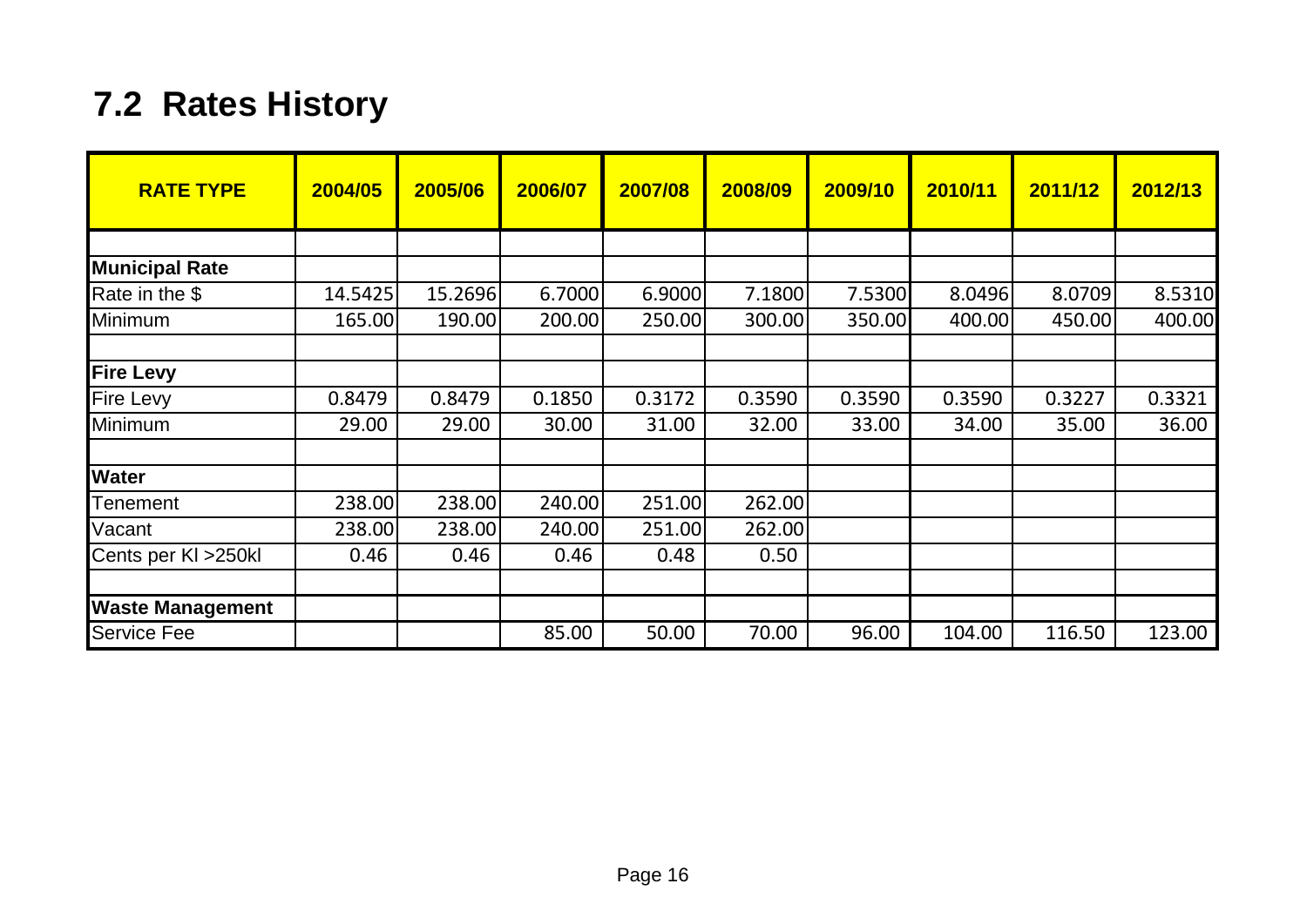## 7.2 Rates History

| RATE TYPE | 2004/05 | 2005/06 | 2006/07 | 2007/08 | 2008/09 | 2009/10 | 2010/11 | 2011/12 | 2012/13 |
|---|---|---|---|---|---|---|---|---|---|
| | | | | | | | | | |
| **Municipal Rate** | | | | | | | | | |
| Rate in the $ | 14.5425 | 15.2696 | 6.7000 | 6.9000 | 7.1800 | 7.5300 | 8.0496 | 8.0709 | 8.5310 |
| Minimum | 165.00 | 190.00 | 200.00 | 250.00 | 300.00 | 350.00 | 400.00 | 450.00 | 400.00 |
| | | | | | | | | | |
| **Fire Levy** | | | | | | | | | |
| Fire Levy | 0.8479 | 0.8479 | 0.1850 | 0.3172 | 0.3590 | 0.3590 | 0.3590 | 0.3227 | 0.3321 |
| Minimum | 29.00 | 29.00 | 30.00 | 31.00 | 32.00 | 33.00 | 34.00 | 35.00 | 36.00 |
| | | | | | | | | | |
| **Water** | | | | | | | | | |
| Tenement | 238.00 | 238.00 | 240.00 | 251.00 | 262.00 | | | | |
| Vacant | 238.00 | 238.00 | 240.00 | 251.00 | 262.00 | | | | |
| Cents per Kl >250kl | 0.46 | 0.46 | 0.46 | 0.48 | 0.50 | | | | |
| | | | | | | | | | |
| **Waste Management** | | | | | | | | | |
| Service Fee | | | 85.00 | 50.00 | 70.00 | 96.00 | 104.00 | 116.50 | 123.00 |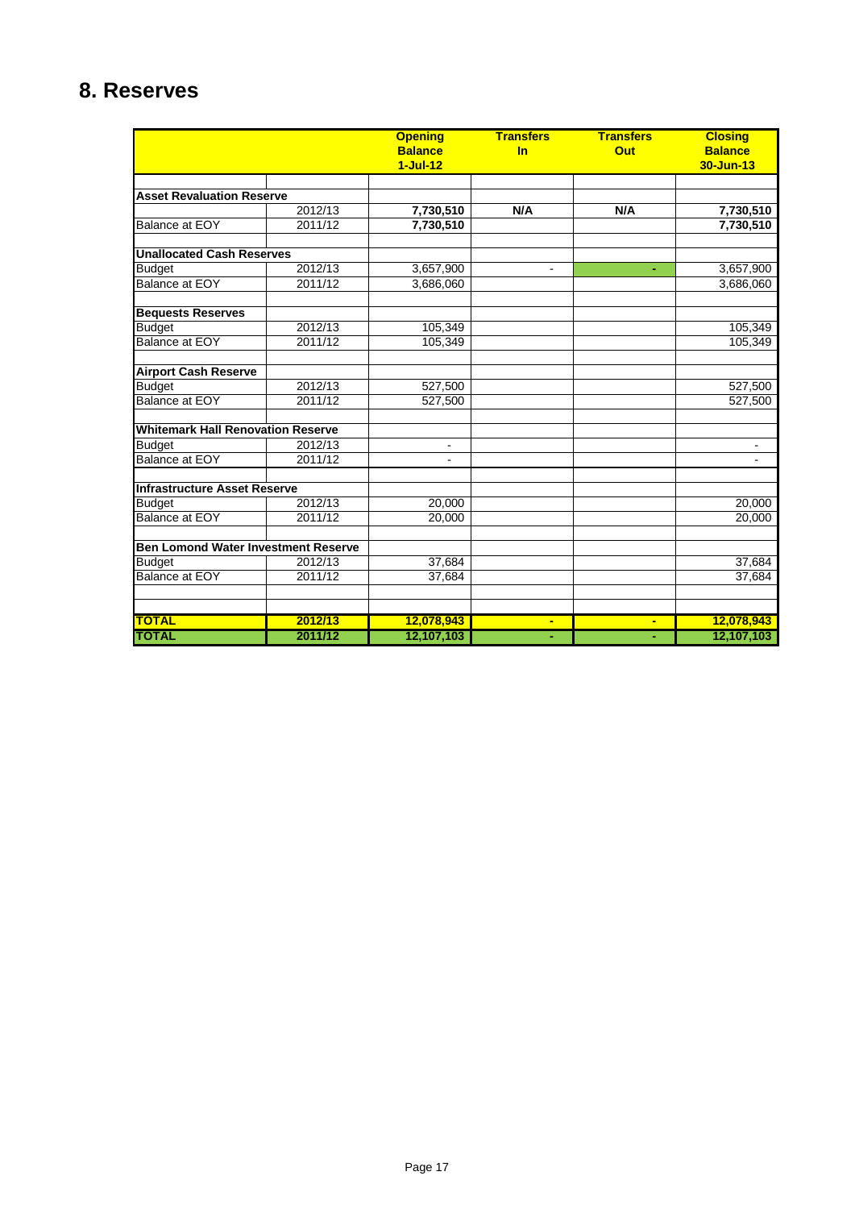# 8. Reserves

| | | Opening Balance 1-Jul-12 | Transfers In | Transfers Out | Closing Balance 30-Jun-13 |
|---|---|---|---|---|---|
| **Asset Revaluation Reserve** | | | | | |
| | 2012/13 | **7,730,510** | **N/A** | **N/A** | **7,730,510** |
| Balance at EOY | 2011/12 | **7,730,510** | | | **7,730,510** |
| **Unallocated Cash Reserves** | | | | | |
| Budget | 2012/13 | 3,657,900 | - | - | 3,657,900 |
| Balance at EOY | 2011/12 | 3,686,060 | | | 3,686,060 |
| **Bequests Reserves** | | | | | |
| Budget | 2012/13 | 105,349 | | | 105,349 |
| Balance at EOY | 2011/12 | 105,349 | | | 105,349 |
| **Airport Cash Reserve** | | | | | |
| Budget | 2012/13 | 527,500 | | | 527,500 |
| Balance at EOY | 2011/12 | 527,500 | | | 527,500 |
| **Whitemark Hall Renovation Reserve** | | | | | |
| Budget | 2012/13 | - | | | - |
| Balance at EOY | 2011/12 | - | | | - |
| **Infrastructure Asset Reserve** | | | | | |
| Budget | 2012/13 | 20,000 | | | 20,000 |
| Balance at EOY | 2011/12 | 20,000 | | | 20,000 |
| **Ben Lomond Water Investment Reserve** | | | | | |
| Budget | 2012/13 | 37,684 | | | 37,684 |
| Balance at EOY | 2011/12 | 37,684 | | | 37,684 |
| **TOTAL** | **2012/13** | **12,078,943** | **-** | **-** | **12,078,943** |
| **TOTAL** | **2011/12** | **12,107,103** | **-** | **-** | **12,107,103** |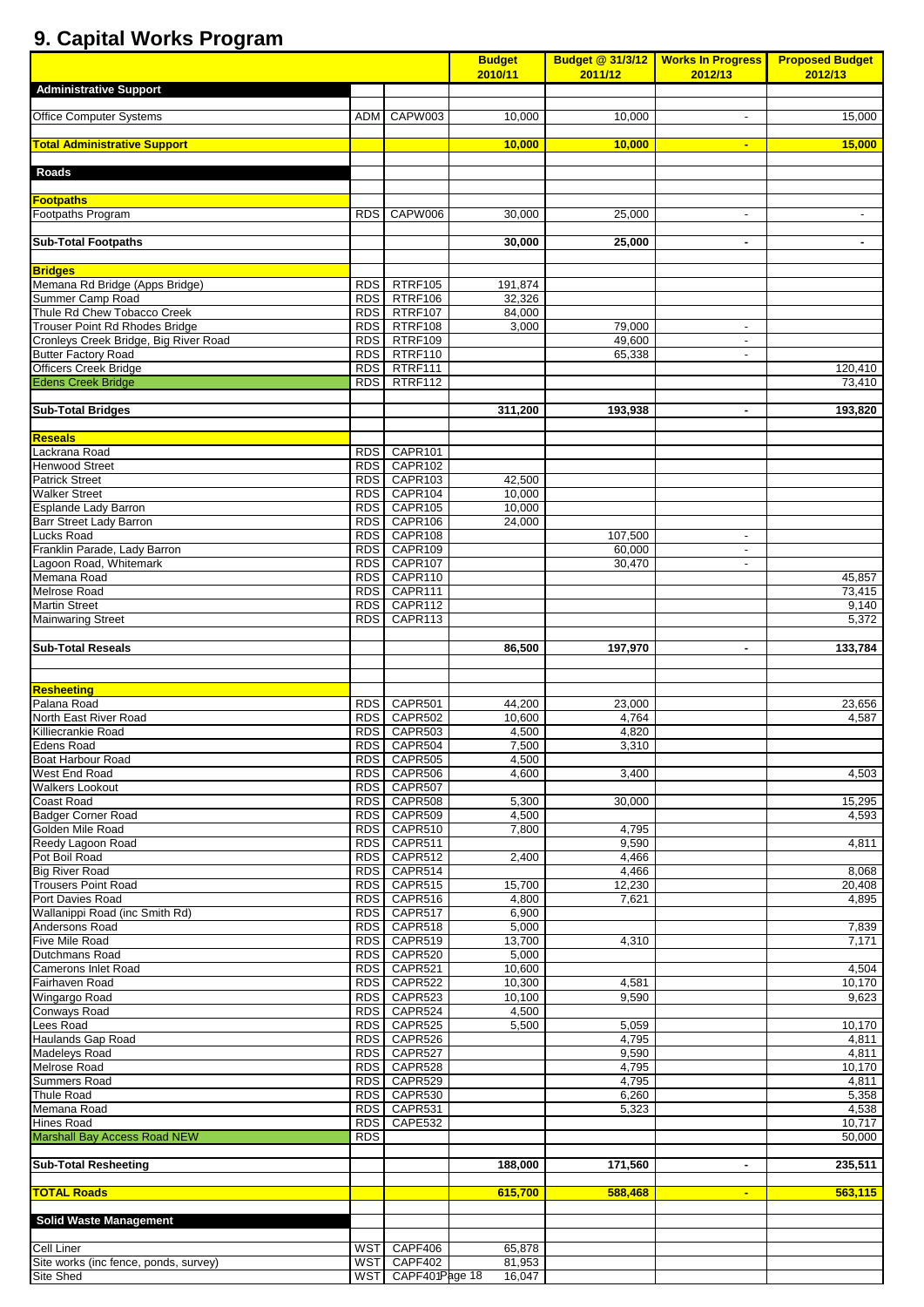# 9. Capital Works Program

| | | | Budget 2010/11 | Budget @ 31/3/12 2011/12 | Works In Progress 2012/13 | Proposed Budget 2012/13 |
|---|---|---|---|---|---|---|
| **Administrative Support** | | | | | | |
| Office Computer Systems | ADM | CAPW003 | 10,000 | 10,000 | - | 15,000 |
| **Total Administrative Support** | | | **10,000** | **10,000** | **-** | **15,000** |
| **Roads** | | | | | | |
| **Footpaths** | | | | | | |
| Footpaths Program | RDS | CAPW006 | 30,000 | 25,000 | - | - |
| **Sub-Total Footpaths** | | | **30,000** | **25,000** | **-** | **-** |
| **Bridges** | | | | | | |
| Memana Rd Bridge (Apps Bridge) | RDS | RTRF105 | 191,874 | | | |
| Summer Camp Road | RDS | RTRF106 | 32,326 | | | |
| Thule Rd Chew Tobacco Creek | RDS | RTRF107 | 84,000 | | | |
| Trouser Point Rd Rhodes Bridge | RDS | RTRF108 | 3,000 | 79,000 | - | |
| Cronleys Creek Bridge, Big River Road | RDS | RTRF109 | | 49,600 | - | |
| Butter Factory Road | RDS | RTRF110 | | 65,338 | - | |
| Officers Creek Bridge | RDS | RTRF111 | | | | 120,410 |
| Edens Creek Bridge | RDS | RTRF112 | | | | 73,410 |
| **Sub-Total Bridges** | | | **311,200** | **193,938** | **-** | **193,820** |
| **Reseals** | | | | | | |
| Lackrana Road | RDS | CAPR101 | | | | |
| Henwood Street | RDS | CAPR102 | | | | |
| Patrick Street | RDS | CAPR103 | 42,500 | | | |
| Walker Street | RDS | CAPR104 | 10,000 | | | |
| Esplande Lady Barron | RDS | CAPR105 | 10,000 | | | |
| Barr Street Lady Barron | RDS | CAPR106 | 24,000 | | | |
| Lucks Road | RDS | CAPR108 | | 107,500 | - | |
| Franklin Parade, Lady Barron | RDS | CAPR109 | | 60,000 | - | |
| Lagoon Road, Whitemark | RDS | CAPR107 | | 30,470 | - | |
| Memana Road | RDS | CAPR110 | | | | 45,857 |
| Melrose Road | RDS | CAPR111 | | | | 73,415 |
| Martin Street | RDS | CAPR112 | | | | 9,140 |
| Mainwaring Street | RDS | CAPR113 | | | | 5,372 |
| **Sub-Total Reseals** | | | **86,500** | **197,970** | **-** | **133,784** |
| **Resheeting** | | | | | | |
| Palana Road | RDS | CAPR501 | 44,200 | 23,000 | | 23,656 |
| North East River Road | RDS | CAPR502 | 10,600 | 4,764 | | 4,587 |
| Killiecrankie Road | RDS | CAPR503 | 4,500 | 4,820 | | |
| Edens Road | RDS | CAPR504 | 7,500 | 3,310 | | |
| Boat Harbour Road | RDS | CAPR505 | 4,500 | | | |
| West End Road | RDS | CAPR506 | 4,600 | 3,400 | | 4,503 |
| Walkers Lookout | RDS | CAPR507 | | | | |
| Coast Road | RDS | CAPR508 | 5,300 | 30,000 | | 15,295 |
| Badger Corner Road | RDS | CAPR509 | 4,500 | | | 4,593 |
| Golden Mile Road | RDS | CAPR510 | 7,800 | 4,795 | | |
| Reedy Lagoon Road | RDS | CAPR511 | | 9,590 | | 4,811 |
| Pot Boil Road | RDS | CAPR512 | 2,400 | 4,466 | | |
| Big River Road | RDS | CAPR514 | | 4,466 | | 8,068 |
| Trousers Point Road | RDS | CAPR515 | 15,700 | 12,230 | | 20,408 |
| Port Davies Road | RDS | CAPR516 | 4,800 | 7,621 | | 4,895 |
| Wallanippi Road (inc Smith Rd) | RDS | CAPR517 | 6,900 | | | |
| Andersons Road | RDS | CAPR518 | 5,000 | | | 7,839 |
| Five Mile Road | RDS | CAPR519 | 13,700 | 4,310 | | 7,171 |
| Dutchmans Road | RDS | CAPR520 | 5,000 | | | |
| Camerons Inlet Road | RDS | CAPR521 | 10,600 | | | 4,504 |
| Fairhaven Road | RDS | CAPR522 | 10,300 | 4,581 | | 10,170 |
| Wingargo Road | RDS | CAPR523 | 10,100 | 9,590 | | 9,623 |
| Conways Road | RDS | CAPR524 | 4,500 | | | |
| Lees Road | RDS | CAPR525 | 5,500 | 5,059 | | 10,170 |
| Haulands Gap Road | RDS | CAPR526 | | 4,795 | | 4,811 |
| Madeleys Road | RDS | CAPR527 | | 9,590 | | 4,811 |
| Melrose Road | RDS | CAPR528 | | 4,795 | | 10,170 |
| Summers Road | RDS | CAPR529 | | 4,795 | | 4,811 |
| Thule Road | RDS | CAPR530 | | 6,260 | | 5,358 |
| Memana Road | RDS | CAPR531 | | 5,323 | | 4,538 |
| Hines Road | RDS | CAPE532 | | | | 10,717 |
| Marshall Bay Access Road NEW | RDS | | | | | 50,000 |
| **Sub-Total Resheeting** | | | **188,000** | **171,560** | **-** | **235,511** |
| **TOTAL Roads** | | | **615,700** | **588,468** | **-** | **563,115** |
| **Solid Waste Management** | | | | | | |
| Cell Liner | WST | CAPF406 | 65,878 | | | |
| Site works (inc fence, ponds, survey) | WST | CAPF402 | 81,953 | | | |
| Site Shed | WST | CAPF401 | 16,047 | | | |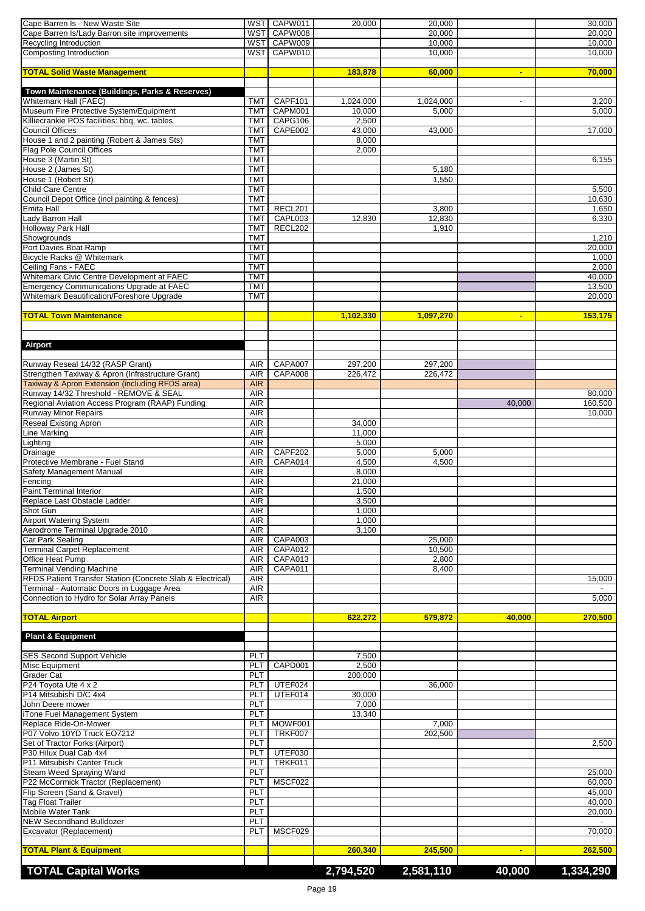| | | | | | | |
|---|---|---|---|---|---|---|
| Cape Barren Is - New Waste Site | WST | CAPW011 | 20,000 | 20,000 | | 30,000 |
| Cape Barren Is/Lady Barron site improvements | WST | CAPW008 | | 20,000 | | 20,000 |
| Recycling Introduction | WST | CAPW009 | | 10,000 | | 10,000 |
| Composting Introduction | WST | CAPW010 | | 10,000 | | 10,000 |
| | | | | | | |
| **TOTAL Solid Waste Management** | | | **183,878** | **60,000** | **-** | **70,000** |
| | | | | | | |
| **Town Maintenance (Buildings, Parks & Reserves)** | | | | | | |
| Whitemark Hall (FAEC) | TMT | CAPF101 | 1,024,000 | 1,024,000 | - | 3,200 |
| Museum Fire Protective System/Equipment | TMT | CAPM001 | 10,000 | 5,000 | | 5,000 |
| Killiecrankie POS facilities: bbq, wc, tables | TMT | CAPG106 | 2,500 | | | |
| Council Offices | TMT | CAPE002 | 43,000 | 43,000 | | 17,000 |
| House 1 and 2 painting (Robert & James Sts) | TMT | | 8,000 | | | |
| Flag Pole Council Offices | TMT | | 2,000 | | | |
| House 3 (Martin St) | TMT | | | | | 6,155 |
| House 2 (James St) | TMT | | | 5,180 | | |
| House 1 (Robert St) | TMT | | | 1,550 | | |
| Child Care Centre | TMT | | | | | 5,500 |
| Council Depot Office (incl painting & fences) | TMT | | | | | 10,630 |
| Emita Hall | TMT | RECL201 | | 3,800 | | 1,650 |
| Lady Barron Hall | TMT | CAPL003 | 12,830 | 12,830 | | 6,330 |
| Holloway Park Hall | TMT | RECL202 | | 1,910 | | |
| Showgrounds | TMT | | | | | 1,210 |
| Port Davies Boat Ramp | TMT | | | | | 20,000 |
| Bicycle Racks @ Whitemark | TMT | | | | | 1,000 |
| Ceiling Fans - FAEC | TMT | | | | | 2,000 |
| Whitemark Civic Centre Development at FAEC | TMT | | | | | 40,000 |
| Emergency Communications Upgrade at FAEC | TMT | | | | | 13,500 |
| Whitemark Beautification/Foreshore Upgrade | TMT | | | | | 20,000 |
| | | | | | | |
| **TOTAL Town Maintenance** | | | **1,102,330** | **1,097,270** | **-** | **153,175** |
| | | | | | | |
| **Airport** | | | | | | |
| | | | | | | |
| Runway Reseal 14/32 (RASP Grant) | AIR | CAPA007 | 297,200 | 297,200 | | |
| Strengthen Taxiway & Apron (Infrastructure Grant) | AIR | CAPA008 | 226,472 | 226,472 | | |
| Taxiway & Apron Extension (including RFDS area) | AIR | | | | | |
| Runway 14/32 Threshold - REMOVE & SEAL | AIR | | | | | 80,000 |
| Regional Aviation Access Program (RAAP) Funding | AIR | | | | 40,000 | 160,500 |
| Runway Minor Repairs | AIR | | | | | 10,000 |
| Reseal Existing Apron | AIR | | 34,000 | | | |
| Line Marking | AIR | | 11,000 | | | |
| Lighting | AIR | | 5,000 | | | |
| Drainage | AIR | CAPF202 | 5,000 | 5,000 | | |
| Protective Membrane - Fuel Stand | AIR | CAPA014 | 4,500 | 4,500 | | |
| Safety Management Manual | AIR | | 8,000 | | | |
| Fencing | AIR | | 21,000 | | | |
| Paint Terminal Interior | AIR | | 1,500 | | | |
| Replace Last Obstacle Ladder | AIR | | 3,500 | | | |
| Shot Gun | AIR | | 1,000 | | | |
| Airport Watering System | AIR | | 1,000 | | | |
| Aerodrome Terminal Upgrade 2010 | AIR | | 3,100 | | | |
| Car Park Sealing | AIR | CAPA003 | | 25,000 | | |
| Terminal Carpet Replacement | AIR | CAPA012 | | 10,500 | | |
| Office Heat Pump | AIR | CAPA013 | | 2,800 | | |
| Terminal Vending Machine | AIR | CAPA011 | | 8,400 | | |
| RFDS Patient Transfer Station (Concrete Slab & Electrical) | AIR | | | | | 15,000 |
| Terminal - Automatic Doors in Luggage Area | AIR | | | | | - |
| Connection to Hydro for Solar Array Panels | AIR | | | | | 5,000 |
| | | | | | | |
| **TOTAL Airport** | | | **622,272** | **579,872** | **40,000** | **270,500** |
| | | | | | | |
| **Plant & Equipment** | | | | | | |
| | | | | | | |
| SES Second Support Vehicle | PLT | | 7,500 | | | |
| Misc Equipment | PLT | CAPD001 | 2,500 | | | |
| Grader Cat | PLT | | 200,000 | | | |
| P24 Toyota Ute 4 x 2 | PLT | UTEF024 | | 36,000 | | |
| P14 Mitsubishi D/C 4x4 | PLT | UTEF014 | 30,000 | | | |
| John Deere mower | PLT | | 7,000 | | | |
| iTone Fuel Management System | PLT | | 13,340 | | | |
| Replace Ride-On-Mower | PLT | MOWF001 | | 7,000 | | |
| P07 Volvo 10YD Truck EO7212 | PLT | TRKF007 | | 202,500 | | |
| Set of Tractor Forks (Airport) | PLT | | | | | 2,500 |
| P30 Hilux Dual Cab 4x4 | PLT | UTEF030 | | | | |
| P11 Mitsubishi Canter Truck | PLT | TRKF011 | | | | |
| Steam Weed Spraying Wand | PLT | | | | | 25,000 |
| P22 McCormick Tractor (Replacement) | PLT | MSCF022 | | | | 60,000 |
| Flip Screen (Sand & Gravel) | PLT | | | | | 45,000 |
| Tag Float Trailer | PLT | | | | | 40,000 |
| Mobile Water Tank | PLT | | | | | 20,000 |
| NEW Secondhand Bulldozer | PLT | | | | | - |
| Excavator (Replacement) | PLT | MSCF029 | | | | 70,000 |
| | | | | | | |
| **TOTAL Plant & Equipment** | | | **260,340** | **245,500** | **-** | **262,500** |
| | | | | | | |
| **TOTAL Capital Works** | | | **2,794,520** | **2,581,110** | **40,000** | **1,334,290** |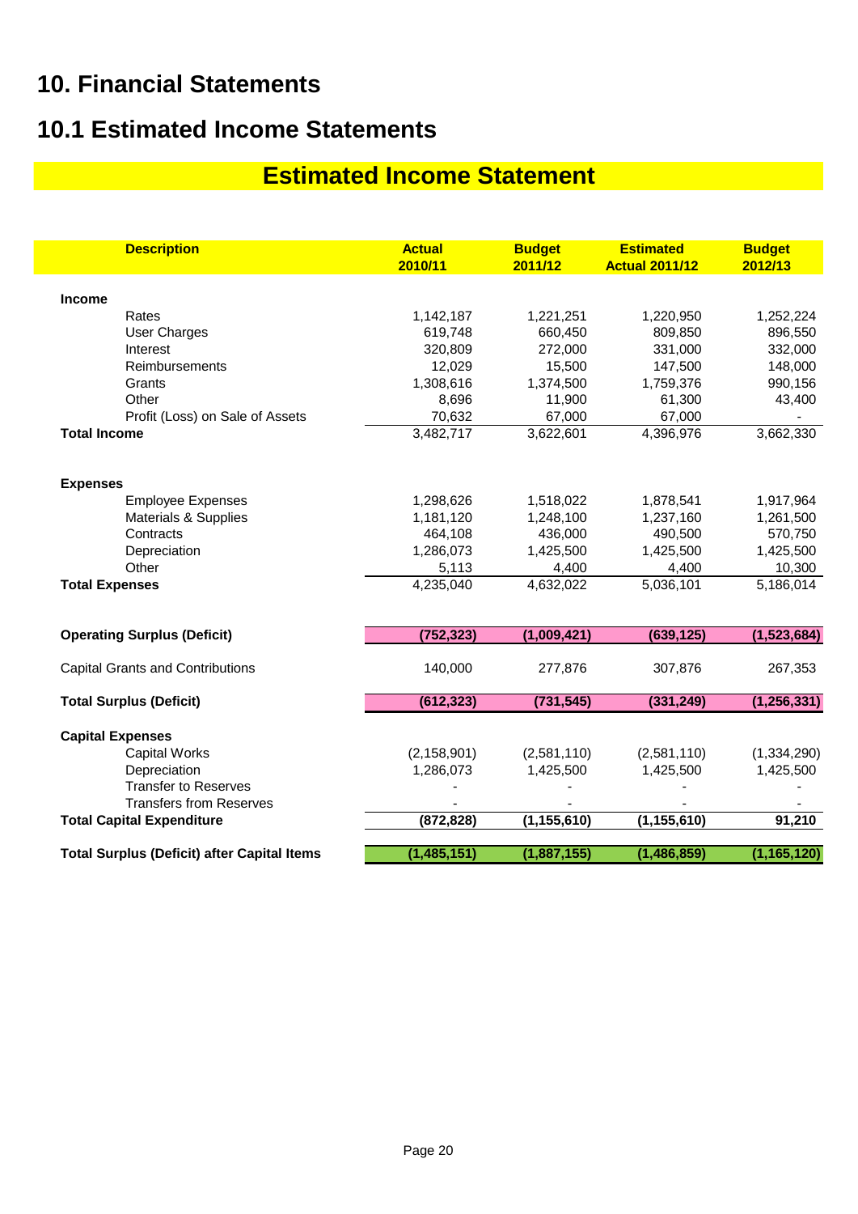# 10. Financial Statements

## 10.1 Estimated Income Statements

### Estimated Income Statement

| Description | Actual 2010/11 | Budget 2011/12 | Estimated Actual 2011/12 | Budget 2012/13 |
|---|---|---|---|---|
| **Income** | | | | |
| Rates | 1,142,187 | 1,221,251 | 1,220,950 | 1,252,224 |
| User Charges | 619,748 | 660,450 | 809,850 | 896,550 |
| Interest | 320,809 | 272,000 | 331,000 | 332,000 |
| Reimbursements | 12,029 | 15,500 | 147,500 | 148,000 |
| Grants | 1,308,616 | 1,374,500 | 1,759,376 | 990,156 |
| Other | 8,696 | 11,900 | 61,300 | 43,400 |
| Profit (Loss) on Sale of Assets | 70,632 | 67,000 | 67,000 | - |
| **Total Income** | 3,482,717 | 3,622,601 | 4,396,976 | 3,662,330 |
| **Expenses** | | | | |
| Employee Expenses | 1,298,626 | 1,518,022 | 1,878,541 | 1,917,964 |
| Materials & Supplies | 1,181,120 | 1,248,100 | 1,237,160 | 1,261,500 |
| Contracts | 464,108 | 436,000 | 490,500 | 570,750 |
| Depreciation | 1,286,073 | 1,425,500 | 1,425,500 | 1,425,500 |
| Other | 5,113 | 4,400 | 4,400 | 10,300 |
| **Total Expenses** | 4,235,040 | 4,632,022 | 5,036,101 | 5,186,014 |
| **Operating Surplus (Deficit)** | **(752,323)** | **(1,009,421)** | **(639,125)** | **(1,523,684)** |
| Capital Grants and Contributions | 140,000 | 277,876 | 307,876 | 267,353 |
| **Total Surplus (Deficit)** | **(612,323)** | **(731,545)** | **(331,249)** | **(1,256,331)** |
| **Capital Expenses** | | | | |
| Capital Works | (2,158,901) | (2,581,110) | (2,581,110) | (1,334,290) |
| Depreciation | 1,286,073 | 1,425,500 | 1,425,500 | 1,425,500 |
| Transfer to Reserves | - | - | - | - |
| Transfers from Reserves | - | - | - | - |
| **Total Capital Expenditure** | **(872,828)** | **(1,155,610)** | **(1,155,610)** | **91,210** |
| **Total Surplus (Deficit) after Capital Items** | **(1,485,151)** | **(1,887,155)** | **(1,486,859)** | **(1,165,120)** |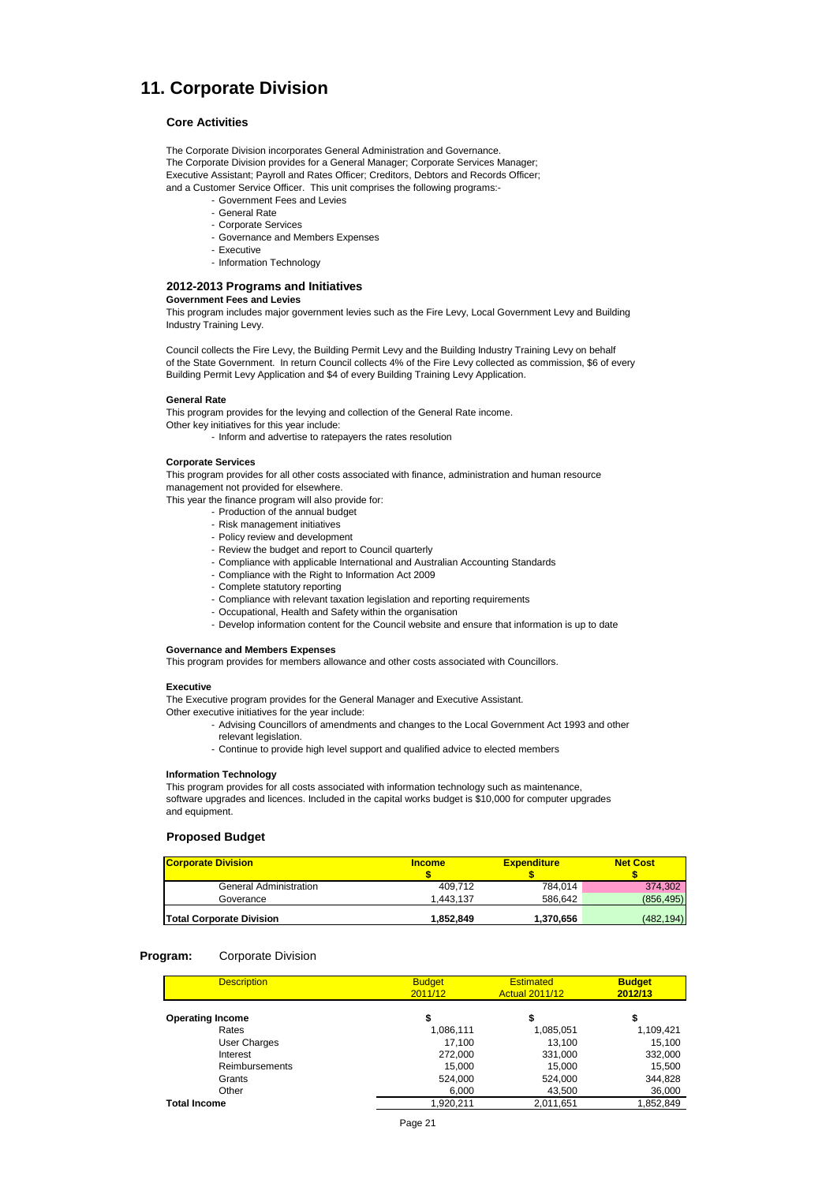# 11. Corporate Division

### Core Activities

The Corporate Division incorporates General Administration and Governance.
The Corporate Division provides for a General Manager; Corporate Services Manager; Executive Assistant; Payroll and Rates Officer; Creditors, Debtors and Records Officer; and a Customer Service Officer. This unit comprises the following programs:-

- Government Fees and Levies
- General Rate
- Corporate Services
- Governance and Members Expenses
- Executive
- Information Technology

### 2012-2013 Programs and Initiatives

**Government Fees and Levies**

This program includes major government levies such as the Fire Levy, Local Government Levy and Building Industry Training Levy.

Council collects the Fire Levy, the Building Permit Levy and the Building Industry Training Levy on behalf of the State Government. In return Council collects 4% of the Fire Levy collected as commission, $6 of every Building Permit Levy Application and $4 of every Building Training Levy Application.

**General Rate**

This program provides for the levying and collection of the General Rate income.
Other key initiatives for this year include:

- Inform and advertise to ratepayers the rates resolution

**Corporate Services**

This program provides for all other costs associated with finance, administration and human resource management not provided for elsewhere.
This year the finance program will also provide for:

- Production of the annual budget
- Risk management initiatives
- Policy review and development
- Review the budget and report to Council quarterly
- Compliance with applicable International and Australian Accounting Standards
- Compliance with the Right to Information Act 2009
- Complete statutory reporting
- Compliance with relevant taxation legislation and reporting requirements
- Occupational, Health and Safety within the organisation
- Develop information content for the Council website and ensure that information is up to date

**Governance and Members Expenses**

This program provides for members allowance and other costs associated with Councillors.

**Executive**

The Executive program provides for the General Manager and Executive Assistant.
Other executive initiatives for the year include:

- Advising Councillors of amendments and changes to the Local Government Act 1993 and other relevant legislation.
- Continue to provide high level support and qualified advice to elected members

**Information Technology**

This program provides for all costs associated with information technology such as maintenance, software upgrades and licences. Included in the capital works budget is $10,000 for computer upgrades and equipment.

### Proposed Budget

| Corporate Division | Income $ | Expenditure $ | Net Cost $ |
|---|---|---|---|
| General Administration | 409,712 | 784,014 | 374,302 |
| Goverance | 1,443,137 | 586,642 | (856,495) |
| **Total Corporate Division** | **1,852,849** | **1,370,656** | (482,194) |

**Program:** Corporate Division

| Description | Budget 2011/12 | Estimated Actual 2011/12 | Budget 2012/13 |
|---|---|---|---|
| **Operating Income** | $ | $ | $ |
| Rates | 1,086,111 | 1,085,051 | 1,109,421 |
| User Charges | 17,100 | 13,100 | 15,100 |
| Interest | 272,000 | 331,000 | 332,000 |
| Reimbursements | 15,000 | 15,000 | 15,500 |
| Grants | 524,000 | 524,000 | 344,828 |
| Other | 6,000 | 43,500 | 36,000 |
| **Total Income** | 1,920,211 | 2,011,651 | 1,852,849 |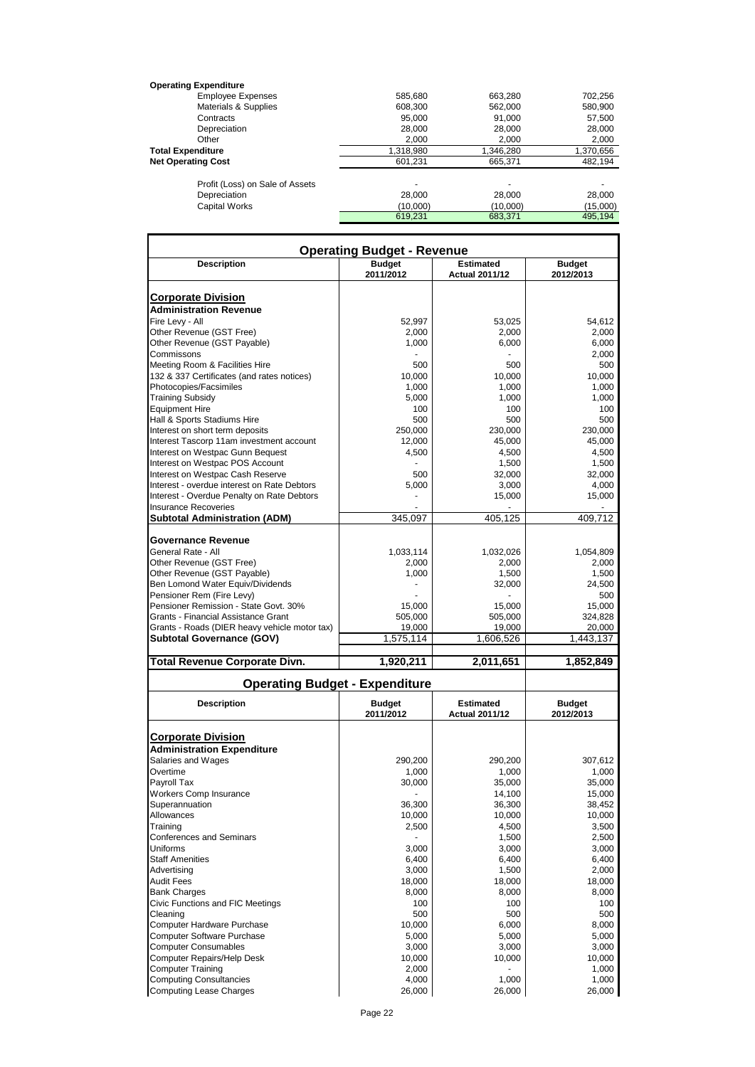| **Operating Expenditure** | | | |
|---|---|---|---|
| Employee Expenses | 585,680 | 663,280 | 702,256 |
| Materials & Supplies | 608,300 | 562,000 | 580,900 |
| Contracts | 95,000 | 91,000 | 57,500 |
| Depreciation | 28,000 | 28,000 | 28,000 |
| Other | 2,000 | 2,000 | 2,000 |
| **Total Expenditure** | 1,318,980 | 1,346,280 | 1,370,656 |
| **Net Operating Cost** | 601,231 | 665,371 | 482,194 |
| | | | |
| Profit (Loss) on Sale of Assets | - | - | - |
| Depreciation | 28,000 | 28,000 | 28,000 |
| Capital Works | (10,000) | (10,000) | (15,000) |
| | 619,231 | 683,371 | 495,194 |

## Operating Budget - Revenue

| Description | Budget 2011/2012 | Estimated Actual 2011/12 | Budget 2012/2013 |
|---|---|---|---|
| **Corporate Division** | | | |
| **Administration Revenue** | | | |
| Fire Levy - All | 52,997 | 53,025 | 54,612 |
| Other Revenue (GST Free) | 2,000 | 2,000 | 2,000 |
| Other Revenue (GST Payable) | 1,000 | 6,000 | 6,000 |
| Commissons | - | - | 2,000 |
| Meeting Room & Facilities Hire | 500 | 500 | 500 |
| 132 & 337 Certificates (and rates notices) | 10,000 | 10,000 | 10,000 |
| Photocopies/Facsimiles | 1,000 | 1,000 | 1,000 |
| Training Subsidy | 5,000 | 1,000 | 1,000 |
| Equipment Hire | 100 | 100 | 100 |
| Hall & Sports Stadiums Hire | 500 | 500 | 500 |
| Interest on short term deposits | 250,000 | 230,000 | 230,000 |
| Interest Tascorp 11am investment account | 12,000 | 45,000 | 45,000 |
| Interest on Westpac Gunn Bequest | 4,500 | 4,500 | 4,500 |
| Interest on Westpac POS Account | - | 1,500 | 1,500 |
| Interest on Westpac Cash Reserve | 500 | 32,000 | 32,000 |
| Interest - overdue interest on Rate Debtors | 5,000 | 3,000 | 4,000 |
| Interest - Overdue Penalty on Rate Debtors | - | 15,000 | 15,000 |
| Insurance Recoveries | - | - | - |
| **Subtotal Administration (ADM)** | 345,097 | 405,125 | 409,712 |
| **Governance Revenue** | | | |
| General Rate - All | 1,033,114 | 1,032,026 | 1,054,809 |
| Other Revenue (GST Free) | 2,000 | 2,000 | 2,000 |
| Other Revenue (GST Payable) | 1,000 | 1,500 | 1,500 |
| Ben Lomond Water Equiv/Dividends | - | 32,000 | 24,500 |
| Pensioner Rem (Fire Levy) | - | - | 500 |
| Pensioner Remission - State Govt. 30% | 15,000 | 15,000 | 15,000 |
| Grants - Financial Assistance Grant | 505,000 | 505,000 | 324,828 |
| Grants - Roads (DIER heavy vehicle motor tax) | 19,000 | 19,000 | 20,000 |
| **Subtotal Governance (GOV)** | 1,575,114 | 1,606,526 | 1,443,137 |
| **Total Revenue Corporate Divn.** | **1,920,211** | **2,011,651** | **1,852,849** |

## Operating Budget - Expenditure

| Description | Budget 2011/2012 | Estimated Actual 2011/12 | Budget 2012/2013 |
|---|---|---|---|
| **Corporate Division** | | | |
| **Administration Expenditure** | | | |
| Salaries and Wages | 290,200 | 290,200 | 307,612 |
| Overtime | 1,000 | 1,000 | 1,000 |
| Payroll Tax | 30,000 | 35,000 | 35,000 |
| Workers Comp Insurance | - | 14,100 | 15,000 |
| Superannuation | 36,300 | 36,300 | 38,452 |
| Allowances | 10,000 | 10,000 | 10,000 |
| Training | 2,500 | 4,500 | 3,500 |
| Conferences and Seminars | - | 1,500 | 2,500 |
| Uniforms | 3,000 | 3,000 | 3,000 |
| Staff Amenities | 6,400 | 6,400 | 6,400 |
| Advertising | 3,000 | 1,500 | 2,000 |
| Audit Fees | 18,000 | 18,000 | 18,000 |
| Bank Charges | 8,000 | 8,000 | 8,000 |
| Civic Functions and FIC Meetings | 100 | 100 | 100 |
| Cleaning | 500 | 500 | 500 |
| Computer Hardware Purchase | 10,000 | 6,000 | 8,000 |
| Computer Software Purchase | 5,000 | 5,000 | 5,000 |
| Computer Consumables | 3,000 | 3,000 | 3,000 |
| Computer Repairs/Help Desk | 10,000 | 10,000 | 10,000 |
| Computer Training | 2,000 | - | 1,000 |
| Computing Consultancies | 4,000 | 1,000 | 1,000 |
| Computing Lease Charges | 26,000 | 26,000 | 26,000 |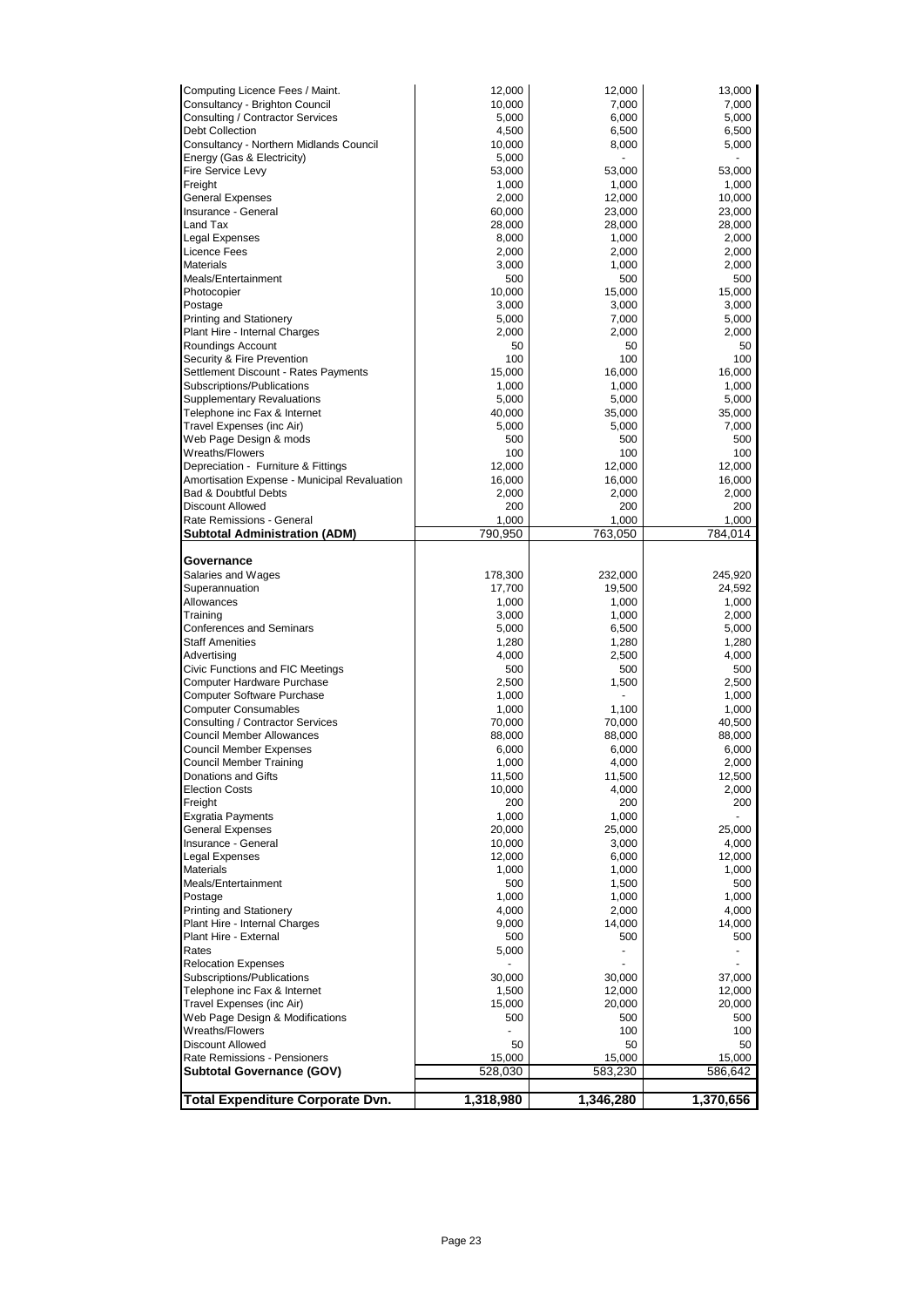| | | | |
|---|---|---|---|
| Computing Licence Fees / Maint. | 12,000 | 12,000 | 13,000 |
| Consultancy - Brighton Council | 10,000 | 7,000 | 7,000 |
| Consulting / Contractor Services | 5,000 | 6,000 | 5,000 |
| Debt Collection | 4,500 | 6,500 | 6,500 |
| Consultancy - Northern Midlands Council | 10,000 | 8,000 | 5,000 |
| Energy (Gas & Electricity) | 5,000 | - | - |
| Fire Service Levy | 53,000 | 53,000 | 53,000 |
| Freight | 1,000 | 1,000 | 1,000 |
| General Expenses | 2,000 | 12,000 | 10,000 |
| Insurance - General | 60,000 | 23,000 | 23,000 |
| Land Tax | 28,000 | 28,000 | 28,000 |
| Legal Expenses | 8,000 | 1,000 | 2,000 |
| Licence Fees | 2,000 | 2,000 | 2,000 |
| Materials | 3,000 | 1,000 | 2,000 |
| Meals/Entertainment | 500 | 500 | 500 |
| Photocopier | 10,000 | 15,000 | 15,000 |
| Postage | 3,000 | 3,000 | 3,000 |
| Printing and Stationery | 5,000 | 7,000 | 5,000 |
| Plant Hire - Internal Charges | 2,000 | 2,000 | 2,000 |
| Roundings Account | 50 | 50 | 50 |
| Security & Fire Prevention | 100 | 100 | 100 |
| Settlement Discount - Rates Payments | 15,000 | 16,000 | 16,000 |
| Subscriptions/Publications | 1,000 | 1,000 | 1,000 |
| Supplementary Revaluations | 5,000 | 5,000 | 5,000 |
| Telephone inc Fax & Internet | 40,000 | 35,000 | 35,000 |
| Travel Expenses (inc Air) | 5,000 | 5,000 | 7,000 |
| Web Page Design & mods | 500 | 500 | 500 |
| Wreaths/Flowers | 100 | 100 | 100 |
| Depreciation - Furniture & Fittings | 12,000 | 12,000 | 12,000 |
| Amortisation Expense - Municipal Revaluation | 16,000 | 16,000 | 16,000 |
| Bad & Doubtful Debts | 2,000 | 2,000 | 2,000 |
| Discount Allowed | 200 | 200 | 200 |
| Rate Remissions - General | 1,000 | 1,000 | 1,000 |
| **Subtotal Administration (ADM)** | 790,950 | 763,050 | 784,014 |
| | | | |
| **Governance** | | | |
| Salaries and Wages | 178,300 | 232,000 | 245,920 |
| Superannuation | 17,700 | 19,500 | 24,592 |
| Allowances | 1,000 | 1,000 | 1,000 |
| Training | 3,000 | 1,000 | 2,000 |
| Conferences and Seminars | 5,000 | 6,500 | 5,000 |
| Staff Amenities | 1,280 | 1,280 | 1,280 |
| Advertising | 4,000 | 2,500 | 4,000 |
| Civic Functions and FIC Meetings | 500 | 500 | 500 |
| Computer Hardware Purchase | 2,500 | 1,500 | 2,500 |
| Computer Software Purchase | 1,000 | - | 1,000 |
| Computer Consumables | 1,000 | 1,100 | 1,000 |
| Consulting / Contractor Services | 70,000 | 70,000 | 40,500 |
| Council Member Allowances | 88,000 | 88,000 | 88,000 |
| Council Member Expenses | 6,000 | 6,000 | 6,000 |
| Council Member Training | 1,000 | 4,000 | 2,000 |
| Donations and Gifts | 11,500 | 11,500 | 12,500 |
| Election Costs | 10,000 | 4,000 | 2,000 |
| Freight | 200 | 200 | 200 |
| Exgratia Payments | 1,000 | 1,000 | - |
| General Expenses | 20,000 | 25,000 | 25,000 |
| Insurance - General | 10,000 | 3,000 | 4,000 |
| Legal Expenses | 12,000 | 6,000 | 12,000 |
| Materials | 1,000 | 1,000 | 1,000 |
| Meals/Entertainment | 500 | 1,500 | 500 |
| Postage | 1,000 | 1,000 | 1,000 |
| Printing and Stationery | 4,000 | 2,000 | 4,000 |
| Plant Hire - Internal Charges | 9,000 | 14,000 | 14,000 |
| Plant Hire - External | 500 | 500 | 500 |
| Rates | 5,000 | - | - |
| Relocation Expenses | - | - | - |
| Subscriptions/Publications | 30,000 | 30,000 | 37,000 |
| Telephone inc Fax & Internet | 1,500 | 12,000 | 12,000 |
| Travel Expenses (inc Air) | 15,000 | 20,000 | 20,000 |
| Web Page Design & Modifications | 500 | 500 | 500 |
| Wreaths/Flowers | - | 100 | 100 |
| Discount Allowed | 50 | 50 | 50 |
| Rate Remissions - Pensioners | 15,000 | 15,000 | 15,000 |
| **Subtotal Governance (GOV)** | 528,030 | 583,230 | 586,642 |
| | | | |
| **Total Expenditure Corporate Dvn.** | **1,318,980** | **1,346,280** | **1,370,656** |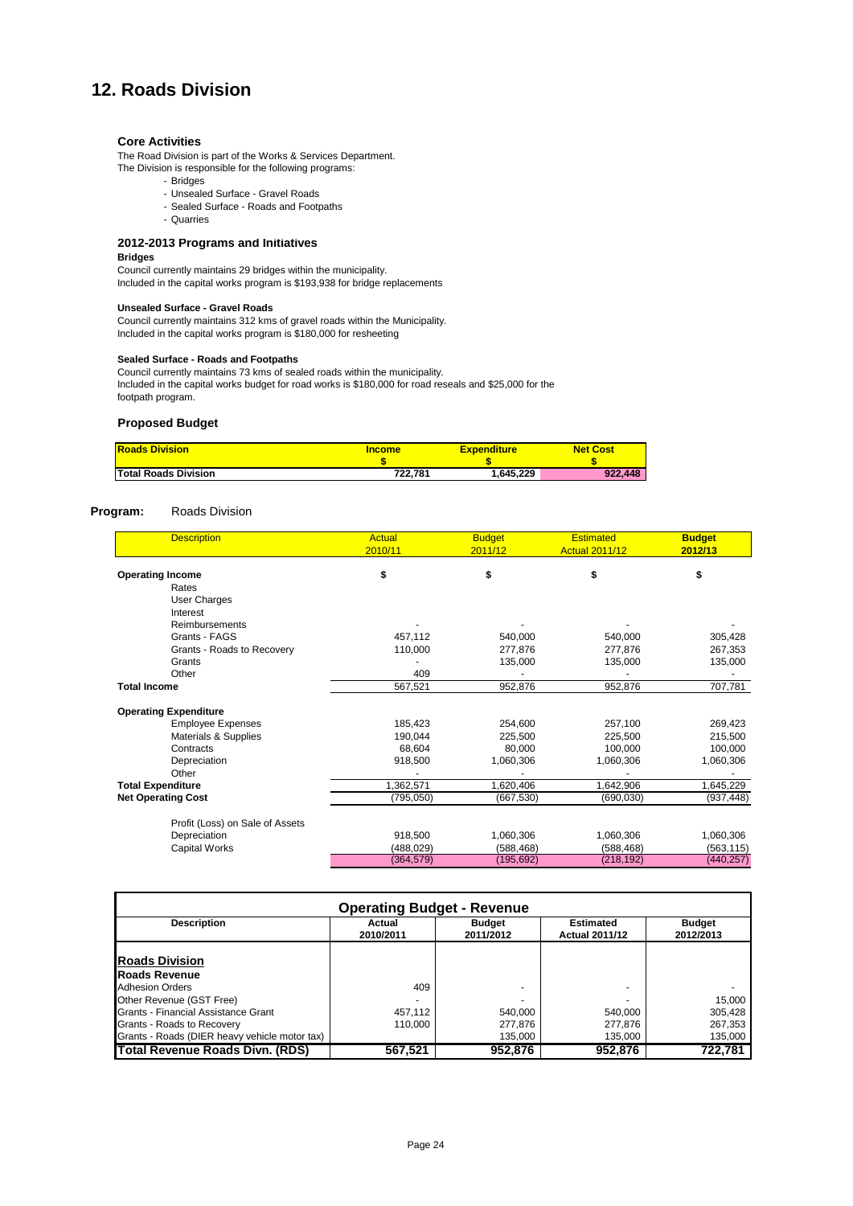# 12. Roads Division

### Core Activities

The Road Division is part of the Works & Services Department.
The Division is responsible for the following programs:

- Bridges
- Unsealed Surface - Gravel Roads
- Sealed Surface - Roads and Footpaths
- Quarries

### 2012-2013 Programs and Initiatives

**Bridges**

Council currently maintains 29 bridges within the municipality.
Included in the capital works program is $193,938 for bridge replacements

**Unsealed Surface - Gravel Roads**

Council currently maintains 312 kms of gravel roads within the Municipality.
Included in the capital works program is $180,000 for resheeting

**Sealed Surface - Roads and Footpaths**

Council currently maintains 73 kms of sealed roads within the municipality.
Included in the capital works budget for road works is $180,000 for road reseals and $25,000 for the footpath program.

### Proposed Budget

| Roads Division | Income<br>$ | Expenditure<br>$ | Net Cost<br>$ |
|---|---|---|---|
| Total Roads Division | 722,781 | 1,645,229 | 922,448 |

**Program:** Roads Division

| Description | Actual<br>2010/11 | Budget<br>2011/12 | Estimated<br>Actual 2011/12 | Budget<br>2012/13 |
|---|---|---|---|---|
| **Operating Income** | $ | $ | $ | $ |
| Rates | | | | |
| User Charges | | | | |
| Interest | | | | |
| Reimbursements | - | - | - | - |
| Grants - FAGS | 457,112 | 540,000 | 540,000 | 305,428 |
| Grants - Roads to Recovery | 110,000 | 277,876 | 277,876 | 267,353 |
| Grants | - | 135,000 | 135,000 | 135,000 |
| Other | 409 | - | - | - |
| **Total Income** | 567,521 | 952,876 | 952,876 | 707,781 |
| **Operating Expenditure** | | | | |
| Employee Expenses | 185,423 | 254,600 | 257,100 | 269,423 |
| Materials & Supplies | 190,044 | 225,500 | 225,500 | 215,500 |
| Contracts | 68,604 | 80,000 | 100,000 | 100,000 |
| Depreciation | 918,500 | 1,060,306 | 1,060,306 | 1,060,306 |
| Other | - | - | - | - |
| **Total Expenditure** | 1,362,571 | 1,620,406 | 1,642,906 | 1,645,229 |
| **Net Operating Cost** | (795,050) | (667,530) | (690,030) | (937,448) |
| Profit (Loss) on Sale of Assets | | | | |
| Depreciation | 918,500 | 1,060,306 | 1,060,306 | 1,060,306 |
| Capital Works | (488,029) | (588,468) | (588,468) | (563,115) |
| | (364,579) | (195,692) | (218,192) | (440,257) |

| Operating Budget - Revenue | | | | |
|---|---|---|---|---|
| **Description** | **Actual<br>2010/2011** | **Budget<br>2011/2012** | **Estimated<br>Actual 2011/12** | **Budget<br>2012/2013** |
| **Roads Division** | | | | |
| **Roads Revenue** | | | | |
| Adhesion Orders | 409 | - | - | - |
| Other Revenue (GST Free) | - | - | - | 15,000 |
| Grants - Financial Assistance Grant | 457,112 | 540,000 | 540,000 | 305,428 |
| Grants - Roads to Recovery | 110,000 | 277,876 | 277,876 | 267,353 |
| Grants - Roads (DIER heavy vehicle motor tax) | | 135,000 | 135,000 | 135,000 |
| **Total Revenue Roads Divn. (RDS)** | **567,521** | **952,876** | **952,876** | **722,781** |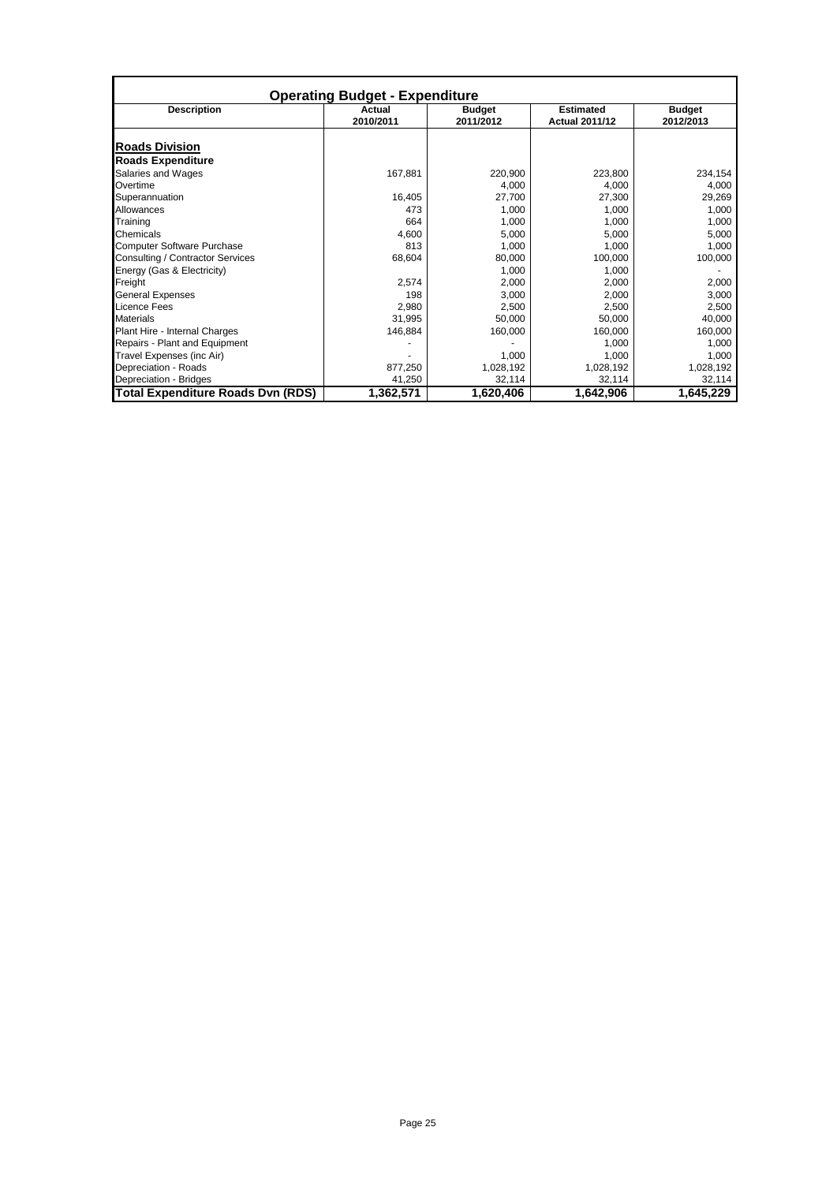## Operating Budget - Expenditure

| Description | Actual 2010/2011 | Budget 2011/2012 | Estimated Actual 2011/12 | Budget 2012/2013 |
|---|---|---|---|---|
| **Roads Division** | | | | |
| **Roads Expenditure** | | | | |
| Salaries and Wages | 167,881 | 220,900 | 223,800 | 234,154 |
| Overtime | | 4,000 | 4,000 | 4,000 |
| Superannuation | 16,405 | 27,700 | 27,300 | 29,269 |
| Allowances | 473 | 1,000 | 1,000 | 1,000 |
| Training | 664 | 1,000 | 1,000 | 1,000 |
| Chemicals | 4,600 | 5,000 | 5,000 | 5,000 |
| Computer Software Purchase | 813 | 1,000 | 1,000 | 1,000 |
| Consulting / Contractor Services | 68,604 | 80,000 | 100,000 | 100,000 |
| Energy (Gas & Electricity) | | 1,000 | 1,000 | - |
| Freight | 2,574 | 2,000 | 2,000 | 2,000 |
| General Expenses | 198 | 3,000 | 2,000 | 3,000 |
| Licence Fees | 2,980 | 2,500 | 2,500 | 2,500 |
| Materials | 31,995 | 50,000 | 50,000 | 40,000 |
| Plant Hire - Internal Charges | 146,884 | 160,000 | 160,000 | 160,000 |
| Repairs - Plant and Equipment | - | - | 1,000 | 1,000 |
| Travel Expenses (inc Air) | - | 1,000 | 1,000 | 1,000 |
| Depreciation - Roads | 877,250 | 1,028,192 | 1,028,192 | 1,028,192 |
| Depreciation - Bridges | 41,250 | 32,114 | 32,114 | 32,114 |
| **Total Expenditure Roads Dvn (RDS)** | **1,362,571** | **1,620,406** | **1,642,906** | **1,645,229** |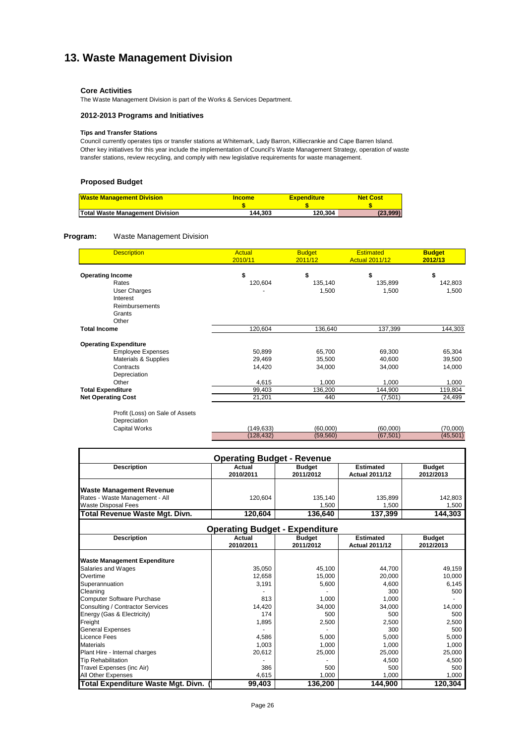# 13. Waste Management Division

### Core Activities

The Waste Management Division is part of the Works & Services Department.

### 2012-2013 Programs and Initiatives

#### Tips and Transfer Stations

Council currently operates tips or transfer stations at Whitemark, Lady Barron, Killiecrankie and Cape Barren Island. Other key initiatives for this year include the implementation of Council's Waste Management Strategy, operation of waste transfer stations, review recycling, and comply with new legislative requirements for waste management.

### Proposed Budget

| Waste Management Division | Income<br>$ | Expenditure<br>$ | Net Cost<br>$ |
|---|---|---|---|
| Total Waste Management Division | 144,303 | 120,304 | (23,999) |

**Program:** Waste Management Division

| Description | Actual 2010/11 | Budget 2011/12 | Estimated Actual 2011/12 | Budget 2012/13 |
|---|---|---|---|---|
| **Operating Income** | $ | $ | $ | $ |
| Rates | 120,604 | 135,140 | 135,899 | 142,803 |
| User Charges | - | 1,500 | 1,500 | 1,500 |
| Interest | | | | |
| Reimbursements | | | | |
| Grants | | | | |
| Other | | | | |
| **Total Income** | 120,604 | 136,640 | 137,399 | 144,303 |
| **Operating Expenditure** | | | | |
| Employee Expenses | 50,899 | 65,700 | 69,300 | 65,304 |
| Materials & Supplies | 29,469 | 35,500 | 40,600 | 39,500 |
| Contracts | 14,420 | 34,000 | 34,000 | 14,000 |
| Depreciation | | | | |
| Other | 4,615 | 1,000 | 1,000 | 1,000 |
| **Total Expenditure** | 99,403 | 136,200 | 144,900 | 119,804 |
| **Net Operating Cost** | 21,201 | 440 | (7,501) | 24,499 |
| Profit (Loss) on Sale of Assets | | | | |
| Depreciation | | | | |
| Capital Works | (149,633) | (60,000) | (60,000) | (70,000) |
| | (128,432) | (59,560) | (67,501) | (45,501) |

**Operating Budget - Revenue**

| Description | Actual 2010/2011 | Budget 2011/2012 | Estimated Actual 2011/12 | Budget 2012/2013 |
|---|---|---|---|---|
| **Waste Management Revenue** | | | | |
| Rates - Waste Management - All | 120,604 | 135,140 | 135,899 | 142,803 |
| Waste Disposal Fees | | 1,500 | 1,500 | 1,500 |
| **Total Revenue Waste Mgt. Divn.** | **120,604** | **136,640** | **137,399** | **144,303** |

**Operating Budget - Expenditure**

| Description | Actual 2010/2011 | Budget 2011/2012 | Estimated Actual 2011/12 | Budget 2012/2013 |
|---|---|---|---|---|
| **Waste Management Expenditure** | | | | |
| Salaries and Wages | 35,050 | 45,100 | 44,700 | 49,159 |
| Overtime | 12,658 | 15,000 | 20,000 | 10,000 |
| Superannuation | 3,191 | 5,600 | 4,600 | 6,145 |
| Cleaning | - | - | 300 | 500 |
| Computer Software Purchase | 813 | 1,000 | 1,000 | - |
| Consulting / Contractor Services | 14,420 | 34,000 | 34,000 | 14,000 |
| Energy (Gas & Electricity) | 174 | 500 | 500 | 500 |
| Freight | 1,895 | 2,500 | 2,500 | 2,500 |
| General Expenses | - | - | 300 | 500 |
| Licence Fees | 4,586 | 5,000 | 5,000 | 5,000 |
| Materials | 1,003 | 1,000 | 1,000 | 1,000 |
| Plant Hire - Internal charges | 20,612 | 25,000 | 25,000 | 25,000 |
| Tip Rehabilitation | - | - | 4,500 | 4,500 |
| Travel Expenses (inc Air) | 386 | 500 | 500 | 500 |
| All Other Expenses | 4,615 | 1,000 | 1,000 | 1,000 |
| **Total Expenditure Waste Mgt. Divn. (** | **99,403** | **136,200** | **144,900** | **120,304** |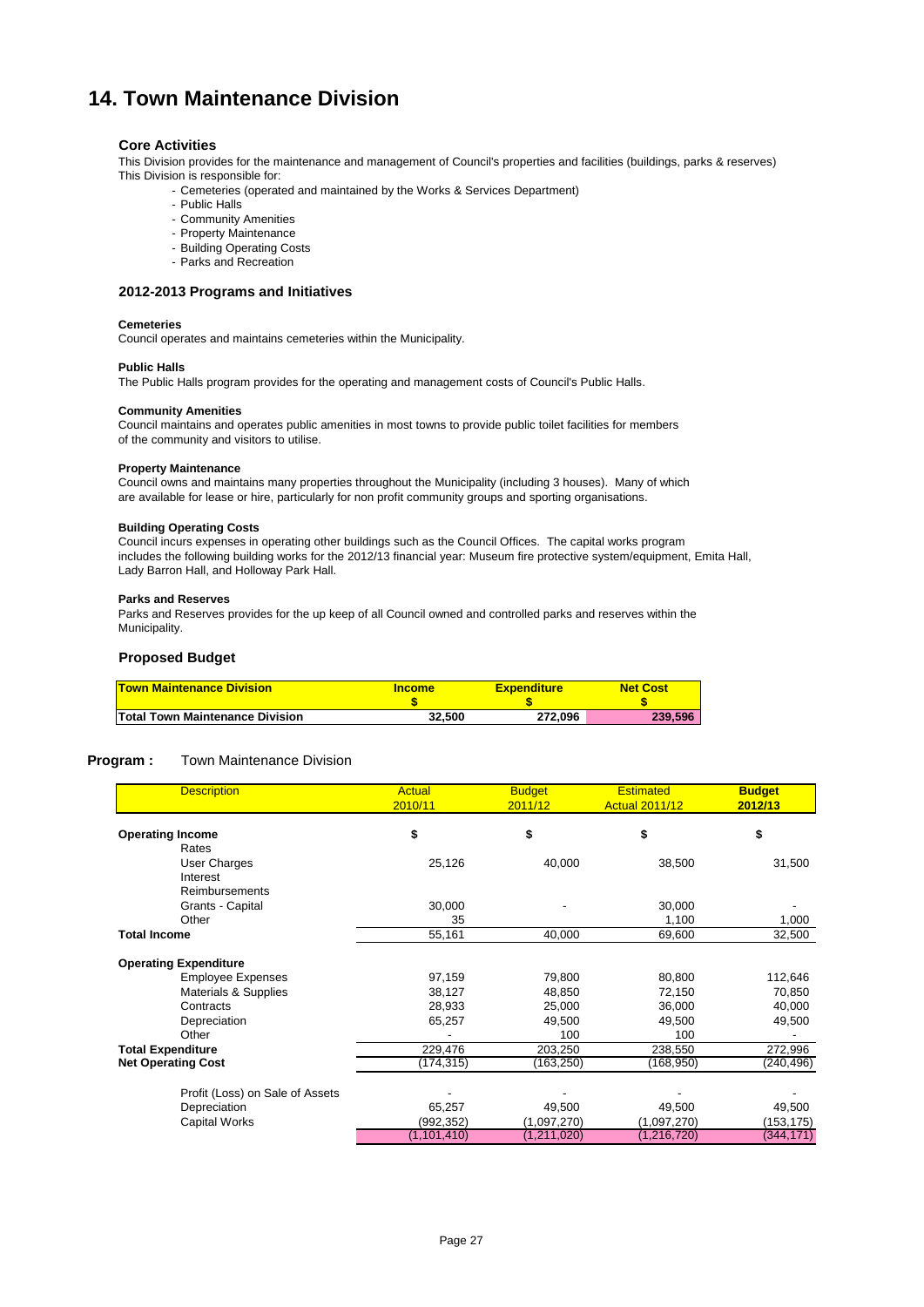# 14. Town Maintenance Division

### Core Activities

This Division provides for the maintenance and management of Council's properties and facilities (buildings, parks & reserves)
This Division is responsible for:

- Cemeteries (operated and maintained by the Works & Services Department)
- Public Halls
- Community Amenities
- Property Maintenance
- Building Operating Costs
- Parks and Recreation

### 2012-2013 Programs and Initiatives

**Cemeteries**
Council operates and maintains cemeteries within the Municipality.

**Public Halls**
The Public Halls program provides for the operating and management costs of Council's Public Halls.

**Community Amenities**
Council maintains and operates public amenities in most towns to provide public toilet facilities for members of the community and visitors to utilise.

**Property Maintenance**
Council owns and maintains many properties throughout the Municipality (including 3 houses). Many of which are available for lease or hire, particularly for non profit community groups and sporting organisations.

**Building Operating Costs**
Council incurs expenses in operating other buildings such as the Council Offices. The capital works program includes the following building works for the 2012/13 financial year: Museum fire protective system/equipment, Emita Hall, Lady Barron Hall, and Holloway Park Hall.

**Parks and Reserves**
Parks and Reserves provides for the up keep of all Council owned and controlled parks and reserves within the Municipality.

### Proposed Budget

| Town Maintenance Division | Income $ | Expenditure $ | Net Cost $ |
|---|---|---|---|
| **Total Town Maintenance Division** | **32,500** | **272,096** | **239,596** |

**Program :** Town Maintenance Division

| Description | Actual 2010/11 | Budget 2011/12 | Estimated Actual 2011/12 | Budget 2012/13 |
|---|---|---|---|---|
| **Operating Income** | **$** | **$** | **$** | **$** |
| Rates | | | | |
| User Charges | 25,126 | 40,000 | 38,500 | 31,500 |
| Interest | | | | |
| Reimbursements | | | | |
| Grants - Capital | 30,000 | - | 30,000 | - |
| Other | 35 | | 1,100 | 1,000 |
| **Total Income** | 55,161 | 40,000 | 69,600 | 32,500 |
| **Operating Expenditure** | | | | |
| Employee Expenses | 97,159 | 79,800 | 80,800 | 112,646 |
| Materials & Supplies | 38,127 | 48,850 | 72,150 | 70,850 |
| Contracts | 28,933 | 25,000 | 36,000 | 40,000 |
| Depreciation | 65,257 | 49,500 | 49,500 | 49,500 |
| Other | - | 100 | 100 | - |
| **Total Expenditure** | 229,476 | 203,250 | 238,550 | 272,996 |
| **Net Operating Cost** | (174,315) | (163,250) | (168,950) | (240,496) |
| Profit (Loss) on Sale of Assets | - | - | - | - |
| Depreciation | 65,257 | 49,500 | 49,500 | 49,500 |
| Capital Works | (992,352) | (1,097,270) | (1,097,270) | (153,175) |
| | (1,101,410) | (1,211,020) | (1,216,720) | (344,171) |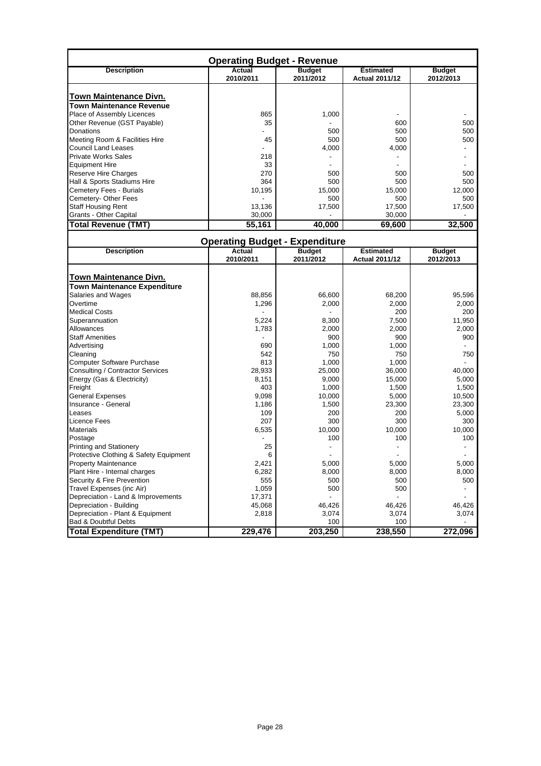## Operating Budget - Revenue

| Description | Actual 2010/2011 | Budget 2011/2012 | Estimated Actual 2011/12 | Budget 2012/2013 |
|---|---|---|---|---|
| **Town Maintenance Divn.** | | | | |
| **Town Maintenance Revenue** | | | | |
| Place of Assembly Licences | 865 | 1,000 | - | - |
| Other Revenue (GST Payable) | 35 | - | 600 | 500 |
| Donations | - | 500 | 500 | 500 |
| Meeting Room & Facilities Hire | 45 | 500 | 500 | 500 |
| Council Land Leases | - | 4,000 | 4,000 | - |
| Private Works Sales | 218 | - | - | - |
| Equipment Hire | 33 | - | - | - |
| Reserve Hire Charges | 270 | 500 | 500 | 500 |
| Hall & Sports Stadiums Hire | 364 | 500 | 500 | 500 |
| Cemetery Fees - Burials | 10,195 | 15,000 | 15,000 | 12,000 |
| Cemetery- Other Fees | - | 500 | 500 | 500 |
| Staff Housing Rent | 13,136 | 17,500 | 17,500 | 17,500 |
| Grants - Other Capital | 30,000 | - | 30,000 | - |
| **Total Revenue (TMT)** | **55,161** | **40,000** | **69,600** | **32,500** |

## Operating Budget - Expenditure

| Description | Actual 2010/2011 | Budget 2011/2012 | Estimated Actual 2011/12 | Budget 2012/2013 |
|---|---|---|---|---|
| **Town Maintenance Divn.** | | | | |
| **Town Maintenance Expenditure** | | | | |
| Salaries and Wages | 88,856 | 66,600 | 68,200 | 95,596 |
| Overtime | 1,296 | 2,000 | 2,000 | 2,000 |
| Medical Costs | - | - | 200 | 200 |
| Superannuation | 5,224 | 8,300 | 7,500 | 11,950 |
| Allowances | 1,783 | 2,000 | 2,000 | 2,000 |
| Staff Amenities | - | 900 | 900 | 900 |
| Advertising | 690 | 1,000 | 1,000 | - |
| Cleaning | 542 | 750 | 750 | 750 |
| Computer Software Purchase | 813 | 1,000 | 1,000 | - |
| Consulting / Contractor Services | 28,933 | 25,000 | 36,000 | 40,000 |
| Energy (Gas & Electricity) | 8,151 | 9,000 | 15,000 | 5,000 |
| Freight | 403 | 1,000 | 1,500 | 1,500 |
| General Expenses | 9,098 | 10,000 | 5,000 | 10,500 |
| Insurance - General | 1,186 | 1,500 | 23,300 | 23,300 |
| Leases | 109 | 200 | 200 | 5,000 |
| Licence Fees | 207 | 300 | 300 | 300 |
| Materials | 6,535 | 10,000 | 10,000 | 10,000 |
| Postage | - | 100 | 100 | 100 |
| Printing and Stationery | 25 | - | - | - |
| Protective Clothing & Safety Equipment | 6 | - | - | - |
| Property Maintenance | 2,421 | 5,000 | 5,000 | 5,000 |
| Plant Hire - Internal charges | 6,282 | 8,000 | 8,000 | 8,000 |
| Security & Fire Prevention | 555 | 500 | 500 | 500 |
| Travel Expenses (inc Air) | 1,059 | 500 | 500 | - |
| Depreciation - Land & Improvements | 17,371 | - | - | - |
| Depreciation - Building | 45,068 | 46,426 | 46,426 | 46,426 |
| Depreciation - Plant & Equipment | 2,818 | 3,074 | 3,074 | 3,074 |
| Bad & Doubtful Debts | | 100 | 100 | - |
| **Total Expenditure (TMT)** | **229,476** | **203,250** | **238,550** | **272,096** |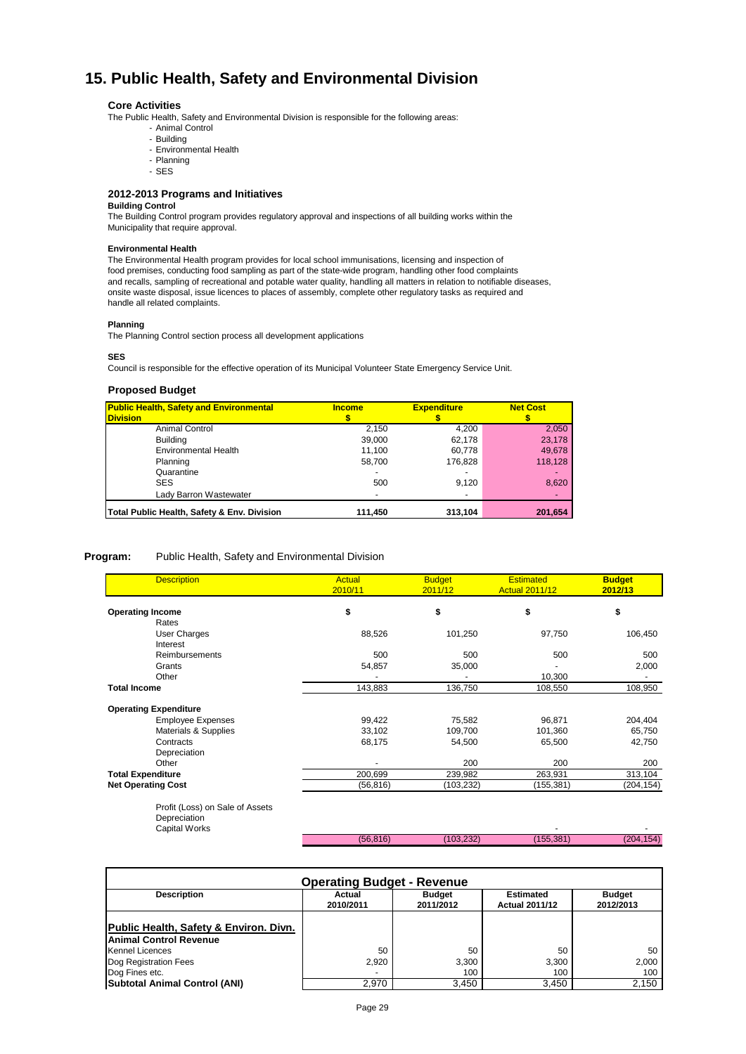# 15. Public Health, Safety and Environmental Division

### Core Activities

The Public Health, Safety and Environmental Division is responsible for the following areas:

- Animal Control
- Building
- Environmental Health
- Planning
- SES

### 2012-2013 Programs and Initiatives

**Building Control**

The Building Control program provides regulatory approval and inspections of all building works within the Municipality that require approval.

**Environmental Health**

The Environmental Health program provides for local school immunisations, licensing and inspection of food premises, conducting food sampling as part of the state-wide program, handling other food complaints and recalls, sampling of recreational and potable water quality, handling all matters in relation to notifiable diseases, onsite waste disposal, issue licences to places of assembly, complete other regulatory tasks as required and handle all related complaints.

**Planning**

The Planning Control section process all development applications

**SES**

Council is responsible for the effective operation of its Municipal Volunteer State Emergency Service Unit.

### Proposed Budget

| Public Health, Safety and Environmental Division | Income $ | Expenditure $ | Net Cost $ |
|---|---|---|---|
| Animal Control | 2,150 | 4,200 | 2,050 |
| Building | 39,000 | 62,178 | 23,178 |
| Environmental Health | 11,100 | 60,778 | 49,678 |
| Planning | 58,700 | 176,828 | 118,128 |
| Quarantine | - | - | - |
| SES | 500 | 9,120 | 8,620 |
| Lady Barron Wastewater | - | - | - |
| **Total Public Health, Safety & Env. Division** | **111,450** | **313,104** | **201,654** |

**Program:** Public Health, Safety and Environmental Division

| Description | Actual 2010/11 | Budget 2011/12 | Estimated Actual 2011/12 | Budget 2012/13 |
|---|---|---|---|---|
| **Operating Income** | $ | $ | $ | $ |
| Rates | | | | |
| User Charges | 88,526 | 101,250 | 97,750 | 106,450 |
| Interest | | | | |
| Reimbursements | 500 | 500 | 500 | 500 |
| Grants | 54,857 | 35,000 | - | 2,000 |
| Other | - | - | 10,300 | - |
| **Total Income** | 143,883 | 136,750 | 108,550 | 108,950 |
| **Operating Expenditure** | | | | |
| Employee Expenses | 99,422 | 75,582 | 96,871 | 204,404 |
| Materials & Supplies | 33,102 | 109,700 | 101,360 | 65,750 |
| Contracts | 68,175 | 54,500 | 65,500 | 42,750 |
| Depreciation | | | | |
| Other | - | 200 | 200 | 200 |
| **Total Expenditure** | 200,699 | 239,982 | 263,931 | 313,104 |
| **Net Operating Cost** | (56,816) | (103,232) | (155,381) | (204,154) |
| Profit (Loss) on Sale of Assets | | | | |
| Depreciation | | | | |
| Capital Works | | | - | - |
| | (56,816) | (103,232) | (155,381) | (204,154) |

| Operating Budget - Revenue | | | | |
|---|---|---|---|---|
| **Description** | **Actual 2010/2011** | **Budget 2011/2012** | **Estimated Actual 2011/12** | **Budget 2012/2013** |
| **Public Health, Safety & Environ. Divn.** | | | | |
| **Animal Control Revenue** | | | | |
| Kennel Licences | 50 | 50 | 50 | 50 |
| Dog Registration Fees | 2,920 | 3,300 | 3,300 | 2,000 |
| Dog Fines etc. | - | 100 | 100 | 100 |
| **Subtotal Animal Control (ANI)** | 2,970 | 3,450 | 3,450 | 2,150 |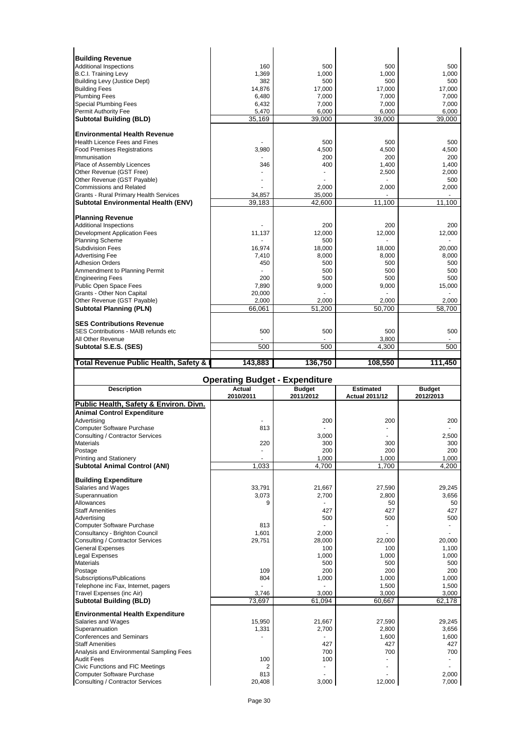| | | | | |
|---|---|---|---|---|
| **Building Revenue** | | | | |
| Additional Inspections | 160 | 500 | 500 | 500 |
| B.C.I. Training Levy | 1,369 | 1,000 | 1,000 | 1,000 |
| Building Levy (Justice Dept) | 382 | 500 | 500 | 500 |
| Building Fees | 14,876 | 17,000 | 17,000 | 17,000 |
| Plumbing Fees | 6,480 | 7,000 | 7,000 | 7,000 |
| Special Plumbing Fees | 6,432 | 7,000 | 7,000 | 7,000 |
| Permit Authority Fee | 5,470 | 6,000 | 6,000 | 6,000 |
| **Subtotal Building (BLD)** | 35,169 | 39,000 | 39,000 | 39,000 |
| **Environmental Health Revenue** | | | | |
| Health Licence Fees and Fines | - | 500 | 500 | 500 |
| Food Premises Registrations | 3,980 | 4,500 | 4,500 | 4,500 |
| Immunisation | - | 200 | 200 | 200 |
| Place of Assembly Licences | 346 | 400 | 1,400 | 1,400 |
| Other Revenue (GST Free) | - | - | 2,500 | 2,000 |
| Other Revenue (GST Payable) | - | - | - | 500 |
| Commissions and Related | - | 2,000 | 2,000 | 2,000 |
| Grants - Rural Primary Health Services | 34,857 | 35,000 | - | - |
| **Subtotal Environmental Health (ENV)** | 39,183 | 42,600 | 11,100 | 11,100 |
| **Planning Revenue** | | | | |
| Additional Inspections | - | 200 | 200 | 200 |
| Development Application Fees | 11,137 | 12,000 | 12,000 | 12,000 |
| Planning Scheme | - | 500 | - | - |
| Subdivision Fees | 16,974 | 18,000 | 18,000 | 20,000 |
| Advertising Fee | 7,410 | 8,000 | 8,000 | 8,000 |
| Adhesion Orders | 450 | 500 | 500 | 500 |
| Ammendment to Planning Permit | - | 500 | 500 | 500 |
| Engineering Fees | 200 | 500 | 500 | 500 |
| Public Open Space Fees | 7,890 | 9,000 | 9,000 | 15,000 |
| Grants - Other Non Capital | 20,000 | - | - | - |
| Other Revenue (GST Payable) | 2,000 | 2,000 | 2,000 | 2,000 |
| **Subtotal Planning (PLN)** | 66,061 | 51,200 | 50,700 | 58,700 |
| **SES Contributions Revenue** | | | | |
| SES Contributions - MAIB refunds etc | 500 | 500 | 500 | 500 |
| All Other Revenue | - | - | 3,800 | - |
| **Subtotal S.E.S. (SES)** | 500 | 500 | 4,300 | 500 |
| **Total Revenue Public Health, Safety &** | **143,883** | **136,750** | **108,550** | **111,450** |

## Operating Budget - Expenditure

| Description | Actual 2010/2011 | Budget 2011/2012 | Estimated Actual 2011/12 | Budget 2012/2013 |
|---|---|---|---|---|
| **Public Health, Safety & Environ. Divn.** | | | | |
| **Animal Control Expenditure** | | | | |
| Advertising | - | 200 | 200 | 200 |
| Computer Software Purchase | 813 | - | - | - |
| Consulting / Contractor Services | | 3,000 | - | 2,500 |
| Materials | 220 | 300 | 300 | 300 |
| Postage | - | 200 | 200 | 200 |
| Printing and Stationery | - | 1,000 | 1,000 | 1,000 |
| **Subtotal Animal Control (ANI)** | 1,033 | 4,700 | 1,700 | 4,200 |
| **Building Expenditure** | | | | |
| Salaries and Wages | 33,791 | 21,667 | 27,590 | 29,245 |
| Superannuation | 3,073 | 2,700 | 2,800 | 3,656 |
| Allowances | 9 | - | 50 | 50 |
| Staff Amenities | | 427 | 427 | 427 |
| Advertising | | 500 | 500 | 500 |
| Computer Software Purchase | 813 | - | - | - |
| Consultancy - Brighton Council | 1,601 | 2,000 | - | - |
| Consulting / Contractor Services | 29,751 | 28,000 | 22,000 | 20,000 |
| General Expenses | | 100 | 100 | 1,100 |
| Legal Expenses | | 1,000 | 1,000 | 1,000 |
| Materials | | 500 | 500 | 500 |
| Postage | 109 | 200 | 200 | 200 |
| Subscriptions/Publications | 804 | 1,000 | 1,000 | 1,000 |
| Telephone inc Fax, Internet, pagers | - | - | 1,500 | 1,500 |
| Travel Expenses (inc Air) | 3,746 | 3,000 | 3,000 | 3,000 |
| **Subtotal Building (BLD)** | 73,697 | 61,094 | 60,667 | 62,178 |
| **Environmental Health Expenditure** | | | | |
| Salaries and Wages | 15,950 | 21,667 | 27,590 | 29,245 |
| Superannuation | 1,331 | 2,700 | 2,800 | 3,656 |
| Conferences and Seminars | - | - | 1,600 | 1,600 |
| Staff Amenities | | 427 | 427 | 427 |
| Analysis and Environmental Sampling Fees | | 700 | 700 | 700 |
| Audit Fees | 100 | 100 | - | - |
| Civic Functions and FIC Meetings | 2 | - | - | - |
| Computer Software Purchase | 813 | - | - | 2,000 |
| Consulting / Contractor Services | 20,408 | 3,000 | 12,000 | 7,000 |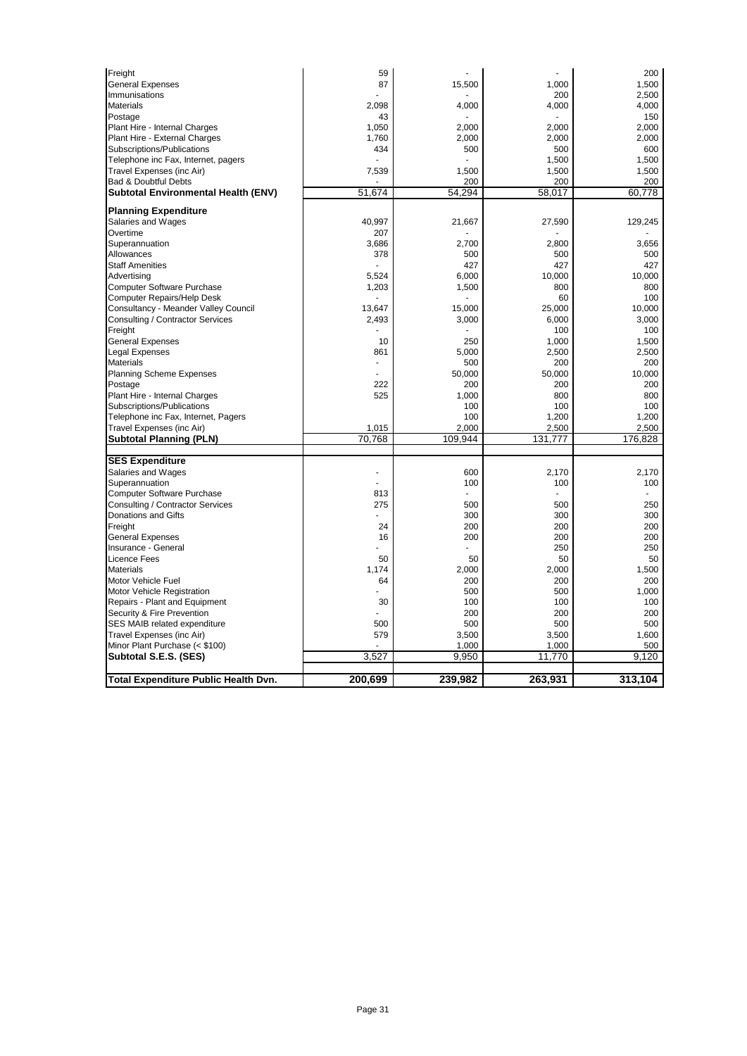| | | | | |
|---|---|---|---|---|
| Freight | 59 | - | - | 200 |
| General Expenses | 87 | 15,500 | 1,000 | 1,500 |
| Immunisations | - | - | 200 | 2,500 |
| Materials | 2,098 | 4,000 | 4,000 | 4,000 |
| Postage | 43 | - | - | 150 |
| Plant Hire - Internal Charges | 1,050 | 2,000 | 2,000 | 2,000 |
| Plant Hire - External Charges | 1,760 | 2,000 | 2,000 | 2,000 |
| Subscriptions/Publications | 434 | 500 | 500 | 600 |
| Telephone inc Fax, Internet, pagers | - | - | 1,500 | 1,500 |
| Travel Expenses (inc Air) | 7,539 | 1,500 | 1,500 | 1,500 |
| Bad & Doubtful Debts | - | 200 | 200 | 200 |
| **Subtotal Environmental Health (ENV)** | 51,674 | 54,294 | 58,017 | 60,778 |
| **Planning Expenditure** | | | | |
| Salaries and Wages | 40,997 | 21,667 | 27,590 | 129,245 |
| Overtime | 207 | - | - | - |
| Superannuation | 3,686 | 2,700 | 2,800 | 3,656 |
| Allowances | 378 | 500 | 500 | 500 |
| Staff Amenities | - | 427 | 427 | 427 |
| Advertising | 5,524 | 6,000 | 10,000 | 10,000 |
| Computer Software Purchase | 1,203 | 1,500 | 800 | 800 |
| Computer Repairs/Help Desk | - | - | 60 | 100 |
| Consultancy - Meander Valley Council | 13,647 | 15,000 | 25,000 | 10,000 |
| Consulting / Contractor Services | 2,493 | 3,000 | 6,000 | 3,000 |
| Freight | - | - | 100 | 100 |
| General Expenses | 10 | 250 | 1,000 | 1,500 |
| Legal Expenses | 861 | 5,000 | 2,500 | 2,500 |
| Materials | - | 500 | 200 | 200 |
| Planning Scheme Expenses | - | 50,000 | 50,000 | 10,000 |
| Postage | 222 | 200 | 200 | 200 |
| Plant Hire - Internal Charges | 525 | 1,000 | 800 | 800 |
| Subscriptions/Publications | | 100 | 100 | 100 |
| Telephone inc Fax, Internet, Pagers | | 100 | 1,200 | 1,200 |
| Travel Expenses (inc Air) | 1,015 | 2,000 | 2,500 | 2,500 |
| **Subtotal Planning (PLN)** | 70,768 | 109,944 | 131,777 | 176,828 |
| **SES Expenditure** | | | | |
| Salaries and Wages | - | 600 | 2,170 | 2,170 |
| Superannuation | - | 100 | 100 | 100 |
| Computer Software Purchase | 813 | - | - | - |
| Consulting / Contractor Services | 275 | 500 | 500 | 250 |
| Donations and Gifts | - | 300 | 300 | 300 |
| Freight | 24 | 200 | 200 | 200 |
| General Expenses | 16 | 200 | 200 | 200 |
| Insurance - General | - | - | 250 | 250 |
| Licence Fees | 50 | 50 | 50 | 50 |
| Materials | 1,174 | 2,000 | 2,000 | 1,500 |
| Motor Vehicle Fuel | 64 | 200 | 200 | 200 |
| Motor Vehicle Registration | - | 500 | 500 | 1,000 |
| Repairs - Plant and Equipment | 30 | 100 | 100 | 100 |
| Security & Fire Prevention | - | 200 | 200 | 200 |
| SES MAIB related expenditure | 500 | 500 | 500 | 500 |
| Travel Expenses (inc Air) | 579 | 3,500 | 3,500 | 1,600 |
| Minor Plant Purchase (< $100) | - | 1,000 | 1,000 | 500 |
| **Subtotal S.E.S. (SES)** | 3,527 | 9,950 | 11,770 | 9,120 |
| **Total Expenditure Public Health Dvn.** | **200,699** | **239,982** | **263,931** | **313,104** |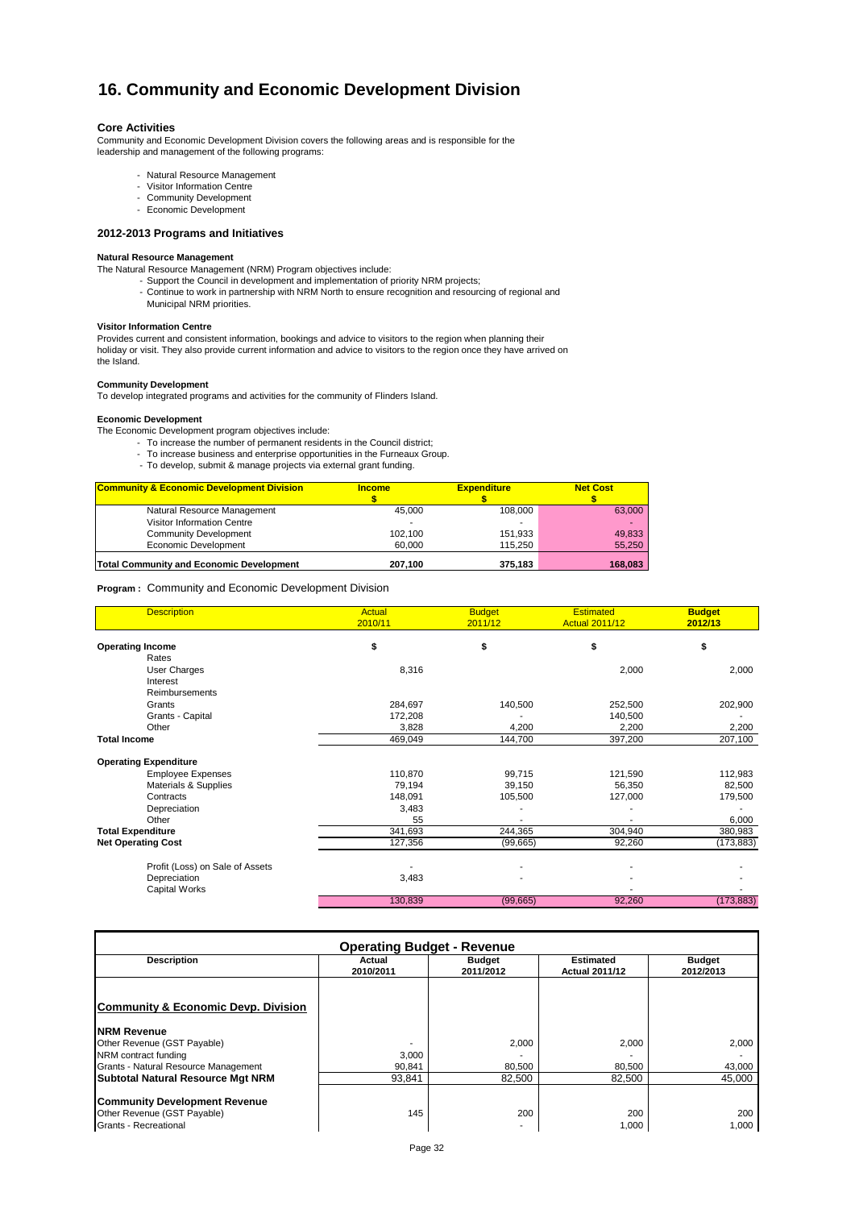# 16. Community and Economic Development Division

### Core Activities

Community and Economic Development Division covers the following areas and is responsible for the leadership and management of the following programs:

- Natural Resource Management
- Visitor Information Centre
- Community Development
- Economic Development

### 2012-2013 Programs and Initiatives

#### Natural Resource Management

The Natural Resource Management (NRM) Program objectives include:

- Support the Council in development and implementation of priority NRM projects;
- Continue to work in partnership with NRM North to ensure recognition and resourcing of regional and Municipal NRM priorities.

#### Visitor Information Centre

Provides current and consistent information, bookings and advice to visitors to the region when planning their holiday or visit. They also provide current information and advice to visitors to the region once they have arrived on the Island.

#### Community Development

To develop integrated programs and activities for the community of Flinders Island.

#### Economic Development

The Economic Development program objectives include:

- To increase the number of permanent residents in the Council district;
- To increase business and enterprise opportunities in the Furneaux Group.
- To develop, submit & manage projects via external grant funding.

| Community & Economic Development Division | Income $ | Expenditure $ | Net Cost $ |
|---|---|---|---|
| Natural Resource Management | 45,000 | 108,000 | 63,000 |
| Visitor Information Centre | - | - | - |
| Community Development | 102,100 | 151,933 | 49,833 |
| Economic Development | 60,000 | 115,250 | 55,250 |
| **Total Community and Economic Development** | **207,100** | **375,183** | **168,083** |

**Program :** Community and Economic Development Division

| Description | Actual 2010/11 | Budget 2011/12 | Estimated Actual 2011/12 | Budget 2012/13 |
|---|---|---|---|---|
| **Operating Income** | $ | $ | $ | $ |
| Rates | | | | |
| User Charges | 8,316 | | 2,000 | 2,000 |
| Interest | | | | |
| Reimbursements | | | | |
| Grants | 284,697 | 140,500 | 252,500 | 202,900 |
| Grants - Capital | 172,208 | - | 140,500 | - |
| Other | 3,828 | 4,200 | 2,200 | 2,200 |
| **Total Income** | 469,049 | 144,700 | 397,200 | 207,100 |
| **Operating Expenditure** | | | | |
| Employee Expenses | 110,870 | 99,715 | 121,590 | 112,983 |
| Materials & Supplies | 79,194 | 39,150 | 56,350 | 82,500 |
| Contracts | 148,091 | 105,500 | 127,000 | 179,500 |
| Depreciation | 3,483 | - | - | - |
| Other | 55 | - | - | 6,000 |
| **Total Expenditure** | 341,693 | 244,365 | 304,940 | 380,983 |
| **Net Operating Cost** | 127,356 | (99,665) | 92,260 | (173,883) |
| Profit (Loss) on Sale of Assets | - | - | - | - |
| Depreciation | 3,483 | - | - | - |
| Capital Works | | | - | - |
| | 130,839 | (99,665) | 92,260 | (173,883) |

| Operating Budget - Revenue | | | | |
|---|---|---|---|---|
| **Description** | **Actual 2010/2011** | **Budget 2011/2012** | **Estimated Actual 2011/12** | **Budget 2012/2013** |
| **Community & Economic Devp. Division** | | | | |
| **NRM Revenue** | | | | |
| Other Revenue (GST Payable) | - | 2,000 | 2,000 | 2,000 |
| NRM contract funding | 3,000 | - | - | - |
| Grants - Natural Resource Management | 90,841 | 80,500 | 80,500 | 43,000 |
| **Subtotal Natural Resource Mgt NRM** | 93,841 | 82,500 | 82,500 | 45,000 |
| **Community Development Revenue** | | | | |
| Other Revenue (GST Payable) | 145 | 200 | 200 | 200 |
| Grants - Recreational | | - | 1,000 | 1,000 |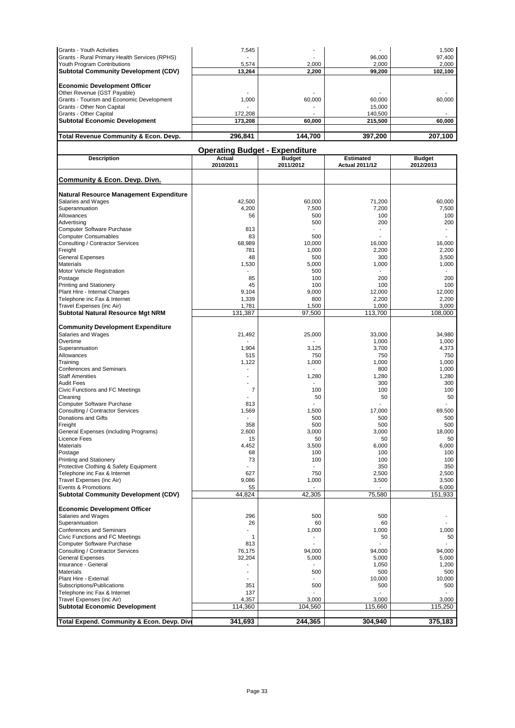| | | | | |
|---|---|---|---|---|
| Grants - Youth Activities | 7,545 | - | - | 1,500 |
| Grants - Rural Primary Health Services (RPHS) | - | - | 96,000 | 97,400 |
| Youth Program Contributions | 5,574 | 2,000 | 2,000 | 2,000 |
| **Subtotal Community Development (CDV)** | **13,264** | **2,200** | **99,200** | **102,100** |
| | | | | |
| **Economic Development Officer** | | | | |
| Other Revenue (GST Payable) | - | - | - | - |
| Grants - Tourism and Economic Development | 1,000 | 60,000 | 60,000 | 60,000 |
| Grants - Other Non Capital | - | - | 15,000 | |
| Grants - Other Capital | 172,208 | - | 140,500 | - |
| **Subtotal Economic Development** | **173,208** | **60,000** | **215,500** | **60,000** |
| | | | | |
| **Total Revenue Community & Econ. Devp.** | **296,841** | **144,700** | **397,200** | **207,100** |

## Operating Budget - Expenditure

| Description | Actual 2010/2011 | Budget 2011/2012 | Estimated Actual 2011/12 | Budget 2012/2013 |
|---|---|---|---|---|
| **Community & Econ. Devp. Divn.** | | | | |
| | | | | |
| **Natural Resource Management Expenditure** | | | | |
| Salaries and Wages | 42,500 | 60,000 | 71,200 | 60,000 |
| Superannuation | 4,200 | 7,500 | 7,200 | 7,500 |
| Allowances | 56 | 500 | 100 | 100 |
| Advertising | | 500 | 200 | 200 |
| Computer Software Purchase | 813 | - | - | - |
| Computer Consumables | 83 | 500 | - | - |
| Consulting / Contractor Services | 68,989 | 10,000 | 16,000 | 16,000 |
| Freight | 781 | 1,000 | 2,200 | 2,200 |
| General Expenses | 48 | 500 | 300 | 3,500 |
| Materials | 1,530 | 5,000 | 1,000 | 1,000 |
| Motor Vehicle Registration | - | 500 | - | - |
| Postage | 85 | 100 | 200 | 200 |
| Printing and Stationery | 45 | 100 | 100 | 100 |
| Plant Hire - Internal Charges | 9,104 | 9,000 | 12,000 | 12,000 |
| Telephone inc Fax & Internet | 1,339 | 800 | 2,200 | 2,200 |
| Travel Expenses (inc Air) | 1,781 | 1,500 | 1,000 | 3,000 |
| **Subtotal Natural Resource Mgt NRM** | **131,387** | **97,500** | **113,700** | **108,000** |
| | | | | |
| **Community Development Expenditure** | | | | |
| Salaries and Wages | 21,492 | 25,000 | 33,000 | 34,980 |
| Overtime | - | - | 1,000 | 1,000 |
| Superannuation | 1,904 | 3,125 | 3,700 | 4,373 |
| Allowances | 515 | 750 | 750 | 750 |
| Training | 1,122 | 1,000 | 1,000 | 1,000 |
| Conferences and Seminars | - | - | 800 | 1,000 |
| Staff Amenities | - | 1,280 | 1,280 | 1,280 |
| Audit Fees | - | - | 300 | 300 |
| Civic Functions and FC Meetings | 7 | 100 | 100 | 100 |
| Cleaning | - | 50 | 50 | 50 |
| Computer Software Purchase | 813 | - | - | - |
| Consulting / Contractor Services | 1,569 | 1,500 | 17,000 | 69,500 |
| Donations and Gifts | - | 500 | 500 | 500 |
| Freight | 358 | 500 | 500 | 500 |
| General Expenses (including Programs) | 2,600 | 3,000 | 3,000 | 18,000 |
| Licence Fees | 15 | 50 | 50 | 50 |
| Materials | 4,452 | 3,500 | 6,000 | 6,000 |
| Postage | 68 | 100 | 100 | 100 |
| Printing and Stationery | 73 | 100 | 100 | 100 |
| Protective Clothing & Safety Equipment | - | - | 350 | 350 |
| Telephone inc Fax & Internet | 627 | 750 | 2,500 | 2,500 |
| Travel Expenses (inc Air) | 9,086 | 1,000 | 3,500 | 3,500 |
| Events & Promotions | 55 | - | - | 6,000 |
| **Subtotal Community Development (CDV)** | **44,824** | **42,305** | **75,580** | **151,933** |
| | | | | |
| **Economic Development Officer** | | | | |
| Salaries and Wages | 296 | 500 | 500 | - |
| Superannuation | 26 | 60 | 60 | - |
| Conferences and Seminars | - | 1,000 | 1,000 | 1,000 |
| Civic Functions and FC Meetings | 1 | - | 50 | 50 |
| Computer Software Purchase | 813 | - | - | - |
| Consulting / Contractor Services | 76,175 | 94,000 | 94,000 | 94,000 |
| General Expenses | 32,204 | 5,000 | 5,000 | 5,000 |
| Insurance - General | - | - | 1,050 | 1,200 |
| Materials | - | 500 | 500 | 500 |
| Plant Hire - External | - | - | 10,000 | 10,000 |
| Subscriptions/Publications | 351 | 500 | 500 | 500 |
| Telephone inc Fax & Internet | 137 | - | - | - |
| Travel Expenses (inc Air) | 4,357 | 3,000 | 3,000 | 3,000 |
| **Subtotal Economic Development** | **114,360** | **104,560** | **115,660** | **115,250** |
| | | | | |
| **Total Expend. Community & Econ. Devp. Divi** | **341,693** | **244,365** | **304,940** | **375,183** |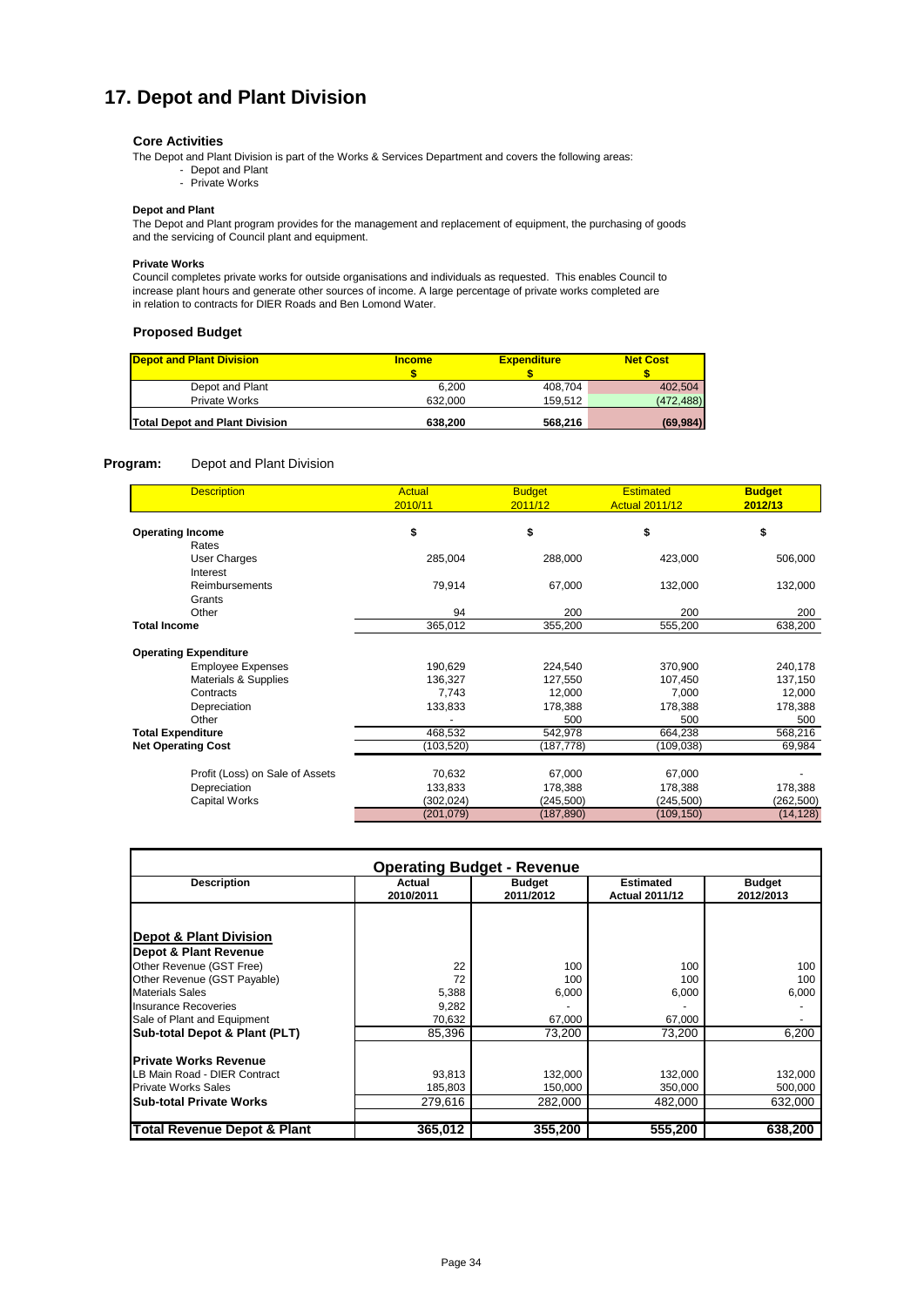# 17. Depot and Plant Division

### Core Activities

The Depot and Plant Division is part of the Works & Services Department and covers the following areas:

- Depot and Plant
- Private Works

**Depot and Plant**

The Depot and Plant program provides for the management and replacement of equipment, the purchasing of goods and the servicing of Council plant and equipment.

**Private Works**

Council completes private works for outside organisations and individuals as requested. This enables Council to increase plant hours and generate other sources of income. A large percentage of private works completed are in relation to contracts for DIER Roads and Ben Lomond Water.

### Proposed Budget

| Depot and Plant Division | Income $ | Expenditure $ | Net Cost $ |
|---|---|---|---|
| Depot and Plant | 6,200 | 408,704 | 402,504 |
| Private Works | 632,000 | 159,512 | (472,488) |
| **Total Depot and Plant Division** | **638,200** | **568,216** | **(69,984)** |

**Program:** Depot and Plant Division

| Description | Actual 2010/11 | Budget 2011/12 | Estimated Actual 2011/12 | Budget 2012/13 |
|---|---|---|---|---|
| **Operating Income** | $ | $ | $ | $ |
| Rates | | | | |
| User Charges | 285,004 | 288,000 | 423,000 | 506,000 |
| Interest | | | | |
| Reimbursements | 79,914 | 67,000 | 132,000 | 132,000 |
| Grants | | | | |
| Other | 94 | 200 | 200 | 200 |
| **Total Income** | 365,012 | 355,200 | 555,200 | 638,200 |
| **Operating Expenditure** | | | | |
| Employee Expenses | 190,629 | 224,540 | 370,900 | 240,178 |
| Materials & Supplies | 136,327 | 127,550 | 107,450 | 137,150 |
| Contracts | 7,743 | 12,000 | 7,000 | 12,000 |
| Depreciation | 133,833 | 178,388 | 178,388 | 178,388 |
| Other | - | 500 | 500 | 500 |
| **Total Expenditure** | 468,532 | 542,978 | 664,238 | 568,216 |
| **Net Operating Cost** | (103,520) | (187,778) | (109,038) | 69,984 |
| Profit (Loss) on Sale of Assets | 70,632 | 67,000 | 67,000 | - |
| Depreciation | 133,833 | 178,388 | 178,388 | 178,388 |
| Capital Works | (302,024) | (245,500) | (245,500) | (262,500) |
| | (201,079) | (187,890) | (109,150) | (14,128) |

| Operating Budget - Revenue | | | | |
|---|---|---|---|---|
| **Description** | **Actual 2010/2011** | **Budget 2011/2012** | **Estimated Actual 2011/12** | **Budget 2012/2013** |
| **Depot & Plant Division** | | | | |
| **Depot & Plant Revenue** | | | | |
| Other Revenue (GST Free) | 22 | 100 | 100 | 100 |
| Other Revenue (GST Payable) | 72 | 100 | 100 | 100 |
| Materials Sales | 5,388 | 6,000 | 6,000 | 6,000 |
| Insurance Recoveries | 9,282 | - | - | - |
| Sale of Plant and Equipment | 70,632 | 67,000 | 67,000 | - |
| **Sub-total Depot & Plant (PLT)** | 85,396 | 73,200 | 73,200 | 6,200 |
| **Private Works Revenue** | | | | |
| LB Main Road - DIER Contract | 93,813 | 132,000 | 132,000 | 132,000 |
| Private Works Sales | 185,803 | 150,000 | 350,000 | 500,000 |
| **Sub-total Private Works** | 279,616 | 282,000 | 482,000 | 632,000 |
| **Total Revenue Depot & Plant** | **365,012** | **355,200** | **555,200** | **638,200** |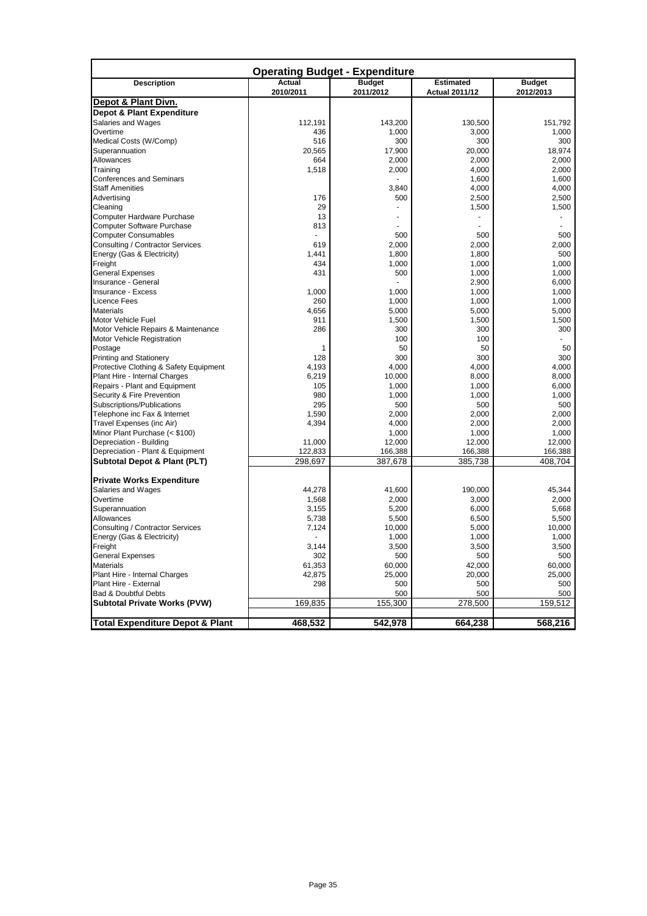## Operating Budget - Expenditure

| Description | Actual 2010/2011 | Budget 2011/2012 | Estimated Actual 2011/12 | Budget 2012/2013 |
|---|---|---|---|---|
| **Depot & Plant Divn.** | | | | |
| **Depot & Plant Expenditure** | | | | |
| Salaries and Wages | 112,191 | 143,200 | 130,500 | 151,792 |
| Overtime | 436 | 1,000 | 3,000 | 1,000 |
| Medical Costs (W/Comp) | 516 | 300 | 300 | 300 |
| Superannuation | 20,565 | 17,900 | 20,000 | 18,974 |
| Allowances | 664 | 2,000 | 2,000 | 2,000 |
| Training | 1,518 | 2,000 | 4,000 | 2,000 |
| Conferences and Seminars | | - | 1,600 | 1,600 |
| Staff Amenities | | 3,840 | 4,000 | 4,000 |
| Advertising | 176 | 500 | 2,500 | 2,500 |
| Cleaning | 29 | - | 1,500 | 1,500 |
| Computer Hardware Purchase | 13 | - | - | - |
| Computer Software Purchase | 813 | - | - | - |
| Computer Consumables | - | 500 | 500 | 500 |
| Consulting / Contractor Services | 619 | 2,000 | 2,000 | 2,000 |
| Energy (Gas & Electricity) | 1,441 | 1,800 | 1,800 | 500 |
| Freight | 434 | 1,000 | 1,000 | 1,000 |
| General Expenses | 431 | 500 | 1,000 | 1,000 |
| Insurance - General | | - | 2,900 | 6,000 |
| Insurance - Excess | 1,000 | 1,000 | 1,000 | 1,000 |
| Licence Fees | 260 | 1,000 | 1,000 | 1,000 |
| Materials | 4,656 | 5,000 | 5,000 | 5,000 |
| Motor Vehicle Fuel | 911 | 1,500 | 1,500 | 1,500 |
| Motor Vehicle Repairs & Maintenance | 286 | 300 | 300 | 300 |
| Motor Vehicle Registration | | 100 | 100 | - |
| Postage | 1 | 50 | 50 | 50 |
| Printing and Stationery | 128 | 300 | 300 | 300 |
| Protective Clothing & Safety Equipment | 4,193 | 4,000 | 4,000 | 4,000 |
| Plant Hire - Internal Charges | 6,219 | 10,000 | 8,000 | 8,000 |
| Repairs - Plant and Equipment | 105 | 1,000 | 1,000 | 6,000 |
| Security & Fire Prevention | 980 | 1,000 | 1,000 | 1,000 |
| Subscriptions/Publications | 295 | 500 | 500 | 500 |
| Telephone inc Fax & Internet | 1,590 | 2,000 | 2,000 | 2,000 |
| Travel Expenses (inc Air) | 4,394 | 4,000 | 2,000 | 2,000 |
| Minor Plant Purchase (< $100) | | 1,000 | 1,000 | 1,000 |
| Depreciation - Building | 11,000 | 12,000 | 12,000 | 12,000 |
| Depreciation - Plant & Equipment | 122,833 | 166,388 | 166,388 | 166,388 |
| **Subtotal Depot & Plant (PLT)** | 298,697 | 387,678 | 385,738 | 408,704 |
| **Private Works Expenditure** | | | | |
| Salaries and Wages | 44,278 | 41,600 | 190,000 | 45,344 |
| Overtime | 1,568 | 2,000 | 3,000 | 2,000 |
| Superannuation | 3,155 | 5,200 | 6,000 | 5,668 |
| Allowances | 5,738 | 5,500 | 6,500 | 5,500 |
| Consulting / Contractor Services | 7,124 | 10,000 | 5,000 | 10,000 |
| Energy (Gas & Electricity) | - | 1,000 | 1,000 | 1,000 |
| Freight | 3,144 | 3,500 | 3,500 | 3,500 |
| General Expenses | 302 | 500 | 500 | 500 |
| Materials | 61,353 | 60,000 | 42,000 | 60,000 |
| Plant Hire - Internal Charges | 42,875 | 25,000 | 20,000 | 25,000 |
| Plant Hire - External | 298 | 500 | 500 | 500 |
| Bad & Doubtful Debts | | 500 | 500 | 500 |
| **Subtotal Private Works (PVW)** | 169,835 | 155,300 | 278,500 | 159,512 |
| **Total Expenditure Depot & Plant** | **468,532** | **542,978** | **664,238** | **568,216** |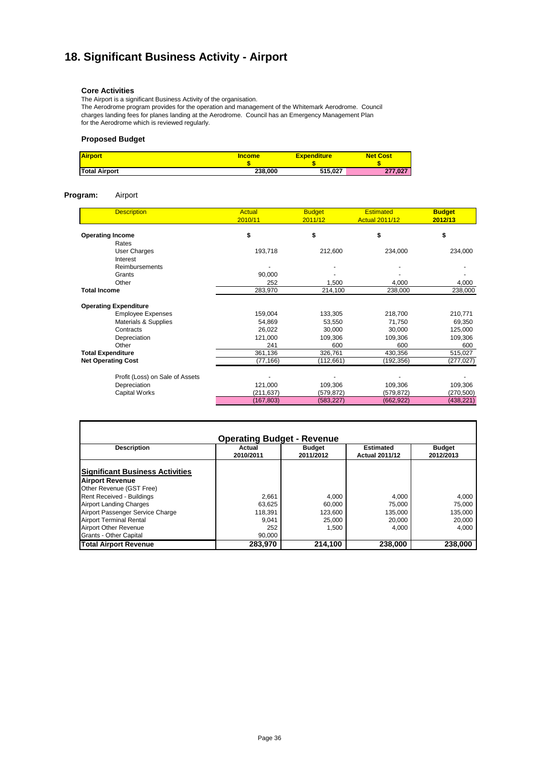# 18. Significant Business Activity - Airport

### Core Activities

The Airport is a significant Business Activity of the organisation.
The Aerodrome program provides for the operation and management of the Whitemark Aerodrome. Council charges landing fees for planes landing at the Aerodrome. Council has an Emergency Management Plan for the Aerodrome which is reviewed regularly.

### Proposed Budget

| Airport | Income $ | Expenditure $ | Net Cost $ |
|---|---|---|---|
| Total Airport | 238,000 | 515,027 | 277,027 |

**Program:** Airport

| Description | Actual 2010/11 | Budget 2011/12 | Estimated Actual 2011/12 | Budget 2012/13 |
|---|---|---|---|---|
| **Operating Income** | $ | $ | $ | $ |
| Rates | | | | |
| User Charges | 193,718 | 212,600 | 234,000 | 234,000 |
| Interest | | | | |
| Reimbursements | - | - | - | - |
| Grants | 90,000 | - | - | - |
| Other | 252 | 1,500 | 4,000 | 4,000 |
| **Total Income** | 283,970 | 214,100 | 238,000 | 238,000 |
| **Operating Expenditure** | | | | |
| Employee Expenses | 159,004 | 133,305 | 218,700 | 210,771 |
| Materials & Supplies | 54,869 | 53,550 | 71,750 | 69,350 |
| Contracts | 26,022 | 30,000 | 30,000 | 125,000 |
| Depreciation | 121,000 | 109,306 | 109,306 | 109,306 |
| Other | 241 | 600 | 600 | 600 |
| **Total Expenditure** | 361,136 | 326,761 | 430,356 | 515,027 |
| **Net Operating Cost** | (77,166) | (112,661) | (192,356) | (277,027) |
| Profit (Loss) on Sale of Assets | - | - | - | - |
| Depreciation | 121,000 | 109,306 | 109,306 | 109,306 |
| Capital Works | (211,637) | (579,872) | (579,872) | (270,500) |
| | (167,803) | (583,227) | (662,922) | (438,221) |

### Operating Budget - Revenue

| Description | Actual 2010/2011 | Budget 2011/2012 | Estimated Actual 2011/12 | Budget 2012/2013 |
|---|---|---|---|---|
| **Significant Business Activities** | | | | |
| **Airport Revenue** | | | | |
| Other Revenue (GST Free) | | | | |
| Rent Received - Buildings | 2,661 | 4,000 | 4,000 | 4,000 |
| Airport Landing Charges | 63,625 | 60,000 | 75,000 | 75,000 |
| Airport Passenger Service Charge | 118,391 | 123,600 | 135,000 | 135,000 |
| Airport Terminal Rental | 9,041 | 25,000 | 20,000 | 20,000 |
| Airport Other Revenue | 252 | 1,500 | 4,000 | 4,000 |
| Grants - Other Capital | 90,000 | | | |
| **Total Airport Revenue** | **283,970** | **214,100** | **238,000** | **238,000** |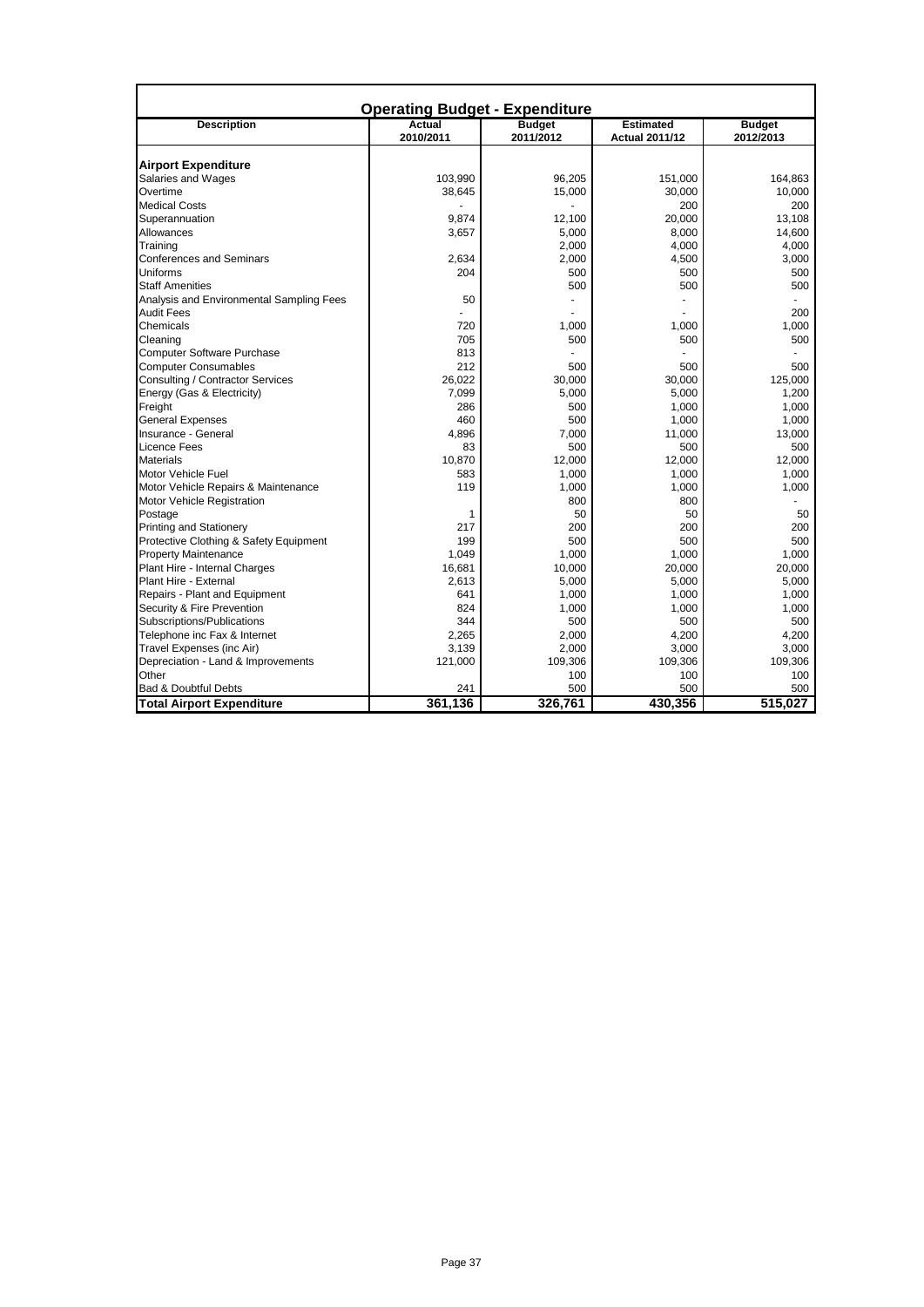## Operating Budget - Expenditure

| Description | Actual 2010/2011 | Budget 2011/2012 | Estimated Actual 2011/12 | Budget 2012/2013 |
|---|---|---|---|---|
| **Airport Expenditure** | | | | |
| Salaries and Wages | 103,990 | 96,205 | 151,000 | 164,863 |
| Overtime | 38,645 | 15,000 | 30,000 | 10,000 |
| Medical Costs | - | - | 200 | 200 |
| Superannuation | 9,874 | 12,100 | 20,000 | 13,108 |
| Allowances | 3,657 | 5,000 | 8,000 | 14,600 |
| Training | | 2,000 | 4,000 | 4,000 |
| Conferences and Seminars | 2,634 | 2,000 | 4,500 | 3,000 |
| Uniforms | 204 | 500 | 500 | 500 |
| Staff Amenities | | 500 | 500 | 500 |
| Analysis and Environmental Sampling Fees | 50 | - | - | - |
| Audit Fees | - | - | - | 200 |
| Chemicals | 720 | 1,000 | 1,000 | 1,000 |
| Cleaning | 705 | 500 | 500 | 500 |
| Computer Software Purchase | 813 | - | - | - |
| Computer Consumables | 212 | 500 | 500 | 500 |
| Consulting / Contractor Services | 26,022 | 30,000 | 30,000 | 125,000 |
| Energy (Gas & Electricity) | 7,099 | 5,000 | 5,000 | 1,200 |
| Freight | 286 | 500 | 1,000 | 1,000 |
| General Expenses | 460 | 500 | 1,000 | 1,000 |
| Insurance - General | 4,896 | 7,000 | 11,000 | 13,000 |
| Licence Fees | 83 | 500 | 500 | 500 |
| Materials | 10,870 | 12,000 | 12,000 | 12,000 |
| Motor Vehicle Fuel | 583 | 1,000 | 1,000 | 1,000 |
| Motor Vehicle Repairs & Maintenance | 119 | 1,000 | 1,000 | 1,000 |
| Motor Vehicle Registration | | 800 | 800 | - |
| Postage | 1 | 50 | 50 | 50 |
| Printing and Stationery | 217 | 200 | 200 | 200 |
| Protective Clothing & Safety Equipment | 199 | 500 | 500 | 500 |
| Property Maintenance | 1,049 | 1,000 | 1,000 | 1,000 |
| Plant Hire - Internal Charges | 16,681 | 10,000 | 20,000 | 20,000 |
| Plant Hire - External | 2,613 | 5,000 | 5,000 | 5,000 |
| Repairs - Plant and Equipment | 641 | 1,000 | 1,000 | 1,000 |
| Security & Fire Prevention | 824 | 1,000 | 1,000 | 1,000 |
| Subscriptions/Publications | 344 | 500 | 500 | 500 |
| Telephone inc Fax & Internet | 2,265 | 2,000 | 4,200 | 4,200 |
| Travel Expenses (inc Air) | 3,139 | 2,000 | 3,000 | 3,000 |
| Depreciation - Land & Improvements | 121,000 | 109,306 | 109,306 | 109,306 |
| Other | | 100 | 100 | 100 |
| Bad & Doubtful Debts | 241 | 500 | 500 | 500 |
| **Total Airport Expenditure** | **361,136** | **326,761** | **430,356** | **515,027** |